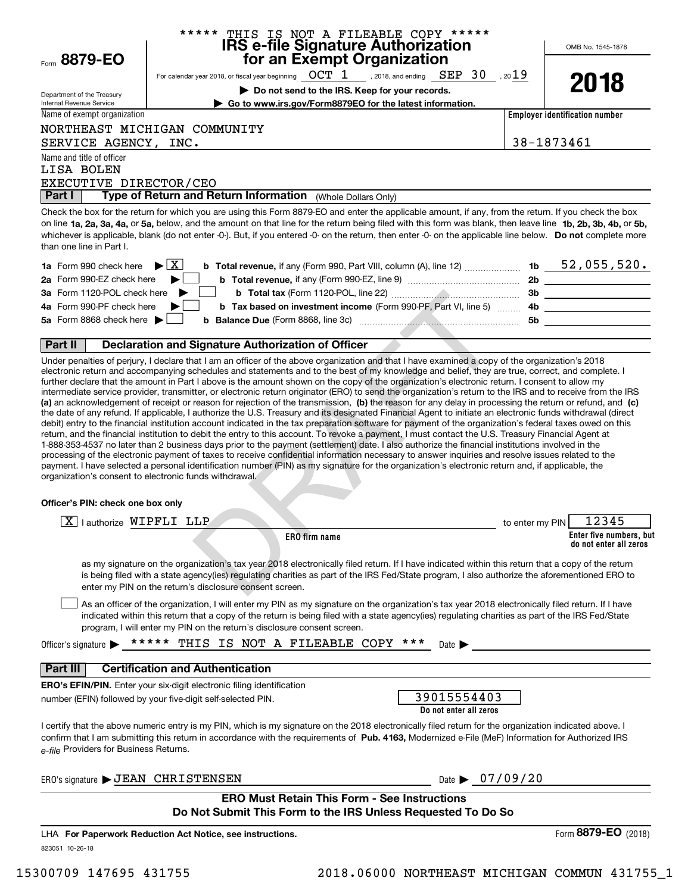***** THIS IS NOT A FILEABLE COPY *****

# Form 8879-EO IRS e-file Signature Authorization for an Exempt Organization

OMB No. 1545-1878

**2018**

For calendar year 2018, or fiscal year beginning OCT 1 , 2018, and ending SEP 30 , 2019

▶ Do not send to the IRS. Keep for your records.

▶ Go to www.irs.gov/Form8879EO for the latest information.

Department of the Treasury
Internal Revenue Service

Name of exempt organization: NORTHEAST MICHIGAN COMMUNITY SERVICE AGENCY, INC.

Employer identification number: 38-1873461

Name and title of officer: LISA BOLEN
EXECUTIVE DIRECTOR/CEO

## Part I Type of Return and Return Information (Whole Dollars Only)

Check the box for the return for which you are using this Form 8879-EO and enter the applicable amount, if any, from the return. If you check the box on line **1a, 2a, 3a, 4a,** or **5a,** below, and the amount on that line for the return being filed with this form was blank, then leave line **1b, 2b, 3b, 4b,** or **5b,** whichever is applicable, blank (do not enter -0-). But, if you entered -0- on the return, then enter -0- on the applicable line below. **Do not** complete more than one line in Part I.

| | | | |
|---|---|---|---|
| **1a** Form 990 check here ▶ [X] | **b Total revenue,** if any (Form 990, Part VIII, column (A), line 12) | **1b** | 52,055,520. |
| **2a** Form 990-EZ check here ▶ [ ] | **b Total revenue,** if any (Form 990-EZ, line 9) | **2b** | |
| **3a** Form 1120-POL check here ▶ [ ] | **b Total tax** (Form 1120-POL, line 22) | **3b** | |
| **4a** Form 990-PF check here ▶ [ ] | **b Tax based on investment income** (Form 990-PF, Part VI, line 5) | **4b** | |
| **5a** Form 8868 check here ▶ [ ] | **b Balance Due** (Form 8868, line 3c) | **5b** | |

## Part II Declaration and Signature Authorization of Officer

Under penalties of perjury, I declare that I am an officer of the above organization and that I have examined a copy of the organization's 2018 electronic return and accompanying schedules and statements and to the best of my knowledge and belief, they are true, correct, and complete. I further declare that the amount in Part I above is the amount shown on the copy of the organization's electronic return. I consent to allow my intermediate service provider, transmitter, or electronic return originator (ERO) to send the organization's return to the IRS and to receive from the IRS **(a)** an acknowledgement of receipt or reason for rejection of the transmission, **(b)** the reason for any delay in processing the return or refund, and **(c)** the date of any refund. If applicable, I authorize the U.S. Treasury and its designated Financial Agent to initiate an electronic funds withdrawal (direct debit) entry to the financial institution account indicated in the tax preparation software for payment of the organization's federal taxes owed on this return, and the financial institution to debit the entry to this account. To revoke a payment, I must contact the U.S. Treasury Financial Agent at 1-888-353-4537 no later than 2 business days prior to the payment (settlement) date. I also authorize the financial institutions involved in the processing of the electronic payment of taxes to receive confidential information necessary to answer inquiries and resolve issues related to the payment. I have selected a personal identification number (PIN) as my signature for the organization's electronic return and, if applicable, the organization's consent to electronic funds withdrawal.

**Officer's PIN: check one box only**

[X] I authorize WIPFLI LLP (**ERO firm name**) to enter my PIN 12345 (**Enter five numbers, but do not enter all zeros**)

as my signature on the organization's tax year 2018 electronically filed return. If I have indicated within this return that a copy of the return is being filed with a state agency(ies) regulating charities as part of the IRS Fed/State program, I also authorize the aforementioned ERO to enter my PIN on the return's disclosure consent screen.

[ ] As an officer of the organization, I will enter my PIN as my signature on the organization's tax year 2018 electronically filed return. If I have indicated within this return that a copy of the return is being filed with a state agency(ies) regulating charities as part of the IRS Fed/State program, I will enter my PIN on the return's disclosure consent screen.

Officer's signature ▶ ***** THIS IS NOT A FILEABLE COPY *** Date ▶

## Part III Certification and Authentication

**ERO's EFIN/PIN.** Enter your six-digit electronic filing identification number (EFIN) followed by your five-digit self-selected PIN.

39015554403
**Do not enter all zeros**

I certify that the above numeric entry is my PIN, which is my signature on the 2018 electronically filed return for the organization indicated above. I confirm that I am submitting this return in accordance with the requirements of **Pub. 4163,** Modernized e-File (MeF) Information for Authorized IRS *e-file* Providers for Business Returns.

ERO's signature ▶ JEAN CHRISTENSEN Date ▶ 07/09/20

**ERO Must Retain This Form - See Instructions**
**Do Not Submit This Form to the IRS Unless Requested To Do So**

LHA **For Paperwork Reduction Act Notice, see instructions.** Form **8879-EO** (2018)

823051 10-26-18

15300709 147695 431755 2018.06000 NORTHEAST MICHIGAN COMMUN 431755_1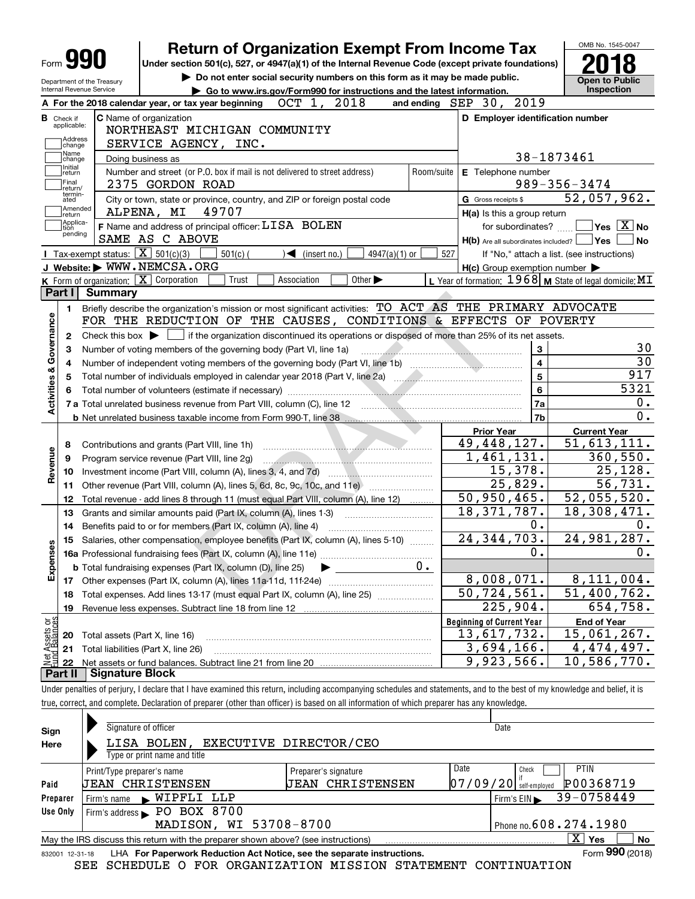# Form 990 — Return of Organization Exempt From Income Tax — 2018

Under section 501(c), 527, or 4947(a)(1) of the Internal Revenue Code (except private foundations)

▶ Do not enter social security numbers on this form as it may be made public.

▶ Go to www.irs.gov/Form990 for instructions and the latest information.

Department of the Treasury, Internal Revenue Service

OMB No. 1545-0047 — Open to Public Inspection

**A** For the 2018 calendar year, or tax year beginning OCT 1, 2018 and ending SEP 30, 2019

**B** Check if applicable: Address change, Name change, Initial return, Final return/terminated, Amended return, Application pending

**C** Name of organization: NORTHEAST MICHIGAN COMMUNITY SERVICE AGENCY, INC.

Doing business as

Number and street (or P.O. box if mail is not delivered to street address): 2375 GORDON ROAD

City or town, state or province, country, and ZIP or foreign postal code: ALPENA, MI 49707

**D** Employer identification number: 38-1873461

**E** Telephone number: 989-356-3474

**G** Gross receipts $ 52,057,962.

**F** Name and address of principal officer: LISA BOLEN, SAME AS C ABOVE

**H(a)** Is this a group return for subordinates? Yes [ ] No [X]

**H(b)** Are all subordinates included? Yes [ ] No [ ] If "No," attach a list. (see instructions)

**H(c)** Group exemption number ▶

**I** Tax-exempt status: [X] 501(c)(3) [ ] 501(c) ( ) ◀ (insert no.) [ ] 4947(a)(1) or [ ] 527

**J** Website: ▶ WWW.NEMCSA.ORG

**K** Form of organization: [X] Corporation [ ] Trust [ ] Association [ ] Other ▶

**L** Year of formation: 1968 **M** State of legal domicile: MI

## Part I Summary

**Activities & Governance**

1. Briefly describe the organization's mission or most significant activities: TO ACT AS THE PRIMARY ADVOCATE FOR THE REDUCTION OF THE CAUSES, CONDITIONS & EFFECTS OF POVERTY
2. Check this box ▶ [ ] if the organization discontinued its operations or disposed of more than 25% of its net assets.

| | | | |
|---|---|---|---|
| 3 | Number of voting members of the governing body (Part VI, line 1a) | 3 | 30 |
| 4 | Number of independent voting members of the governing body (Part VI, line 1b) | 4 | 30 |
| 5 | Total number of individuals employed in calendar year 2018 (Part V, line 2a) | 5 | 917 |
| 6 | Total number of volunteers (estimate if necessary) | 6 | 5321 |
| 7a | Total unrelated business revenue from Part VIII, column (C), line 12 | 7a | 0. |
| b | Net unrelated business taxable income from Form 990-T, line 38 | 7b | 0. |

| | | Prior Year | Current Year |
|---|---|---|---|
| **Revenue** | | | |
| 8 | Contributions and grants (Part VIII, line 1h) | 49,448,127. | 51,613,111. |
| 9 | Program service revenue (Part VIII, line 2g) | 1,461,131. | 360,550. |
| 10 | Investment income (Part VIII, column (A), lines 3, 4, and 7d) | 15,378. | 25,128. |
| 11 | Other revenue (Part VIII, column (A), lines 5, 6d, 8c, 9c, 10c, and 11e) | 25,829. | 56,731. |
| 12 | Total revenue - add lines 8 through 11 (must equal Part VIII, column (A), line 12) | 50,950,465. | 52,055,520. |
| **Expenses** | | | |
| 13 | Grants and similar amounts paid (Part IX, column (A), lines 1-3) | 18,371,787. | 18,308,471. |
| 14 | Benefits paid to or for members (Part IX, column (A), line 4) | 0. | 0. |
| 15 | Salaries, other compensation, employee benefits (Part IX, column (A), lines 5-10) | 24,344,703. | 24,981,287. |
| 16a | Professional fundraising fees (Part IX, column (A), line 11e) | 0. | 0. |
| b | Total fundraising expenses (Part IX, column (D), line 25) ▶ 0. | | |
| 17 | Other expenses (Part IX, column (A), lines 11a-11d, 11f-24e) | 8,008,071. | 8,111,004. |
| 18 | Total expenses. Add lines 13-17 (must equal Part IX, column (A), line 25) | 50,724,561. | 51,400,762. |
| 19 | Revenue less expenses. Subtract line 18 from line 12 | 225,904. | 654,758. |

| | | Beginning of Current Year | End of Year |
|---|---|---|---|
| **Net Assets or Fund Balances** | | | |
| 20 | Total assets (Part X, line 16) | 13,617,732. | 15,061,267. |
| 21 | Total liabilities (Part X, line 26) | 3,694,166. | 4,474,497. |
| 22 | Net assets or fund balances. Subtract line 21 from line 20 | 9,923,566. | 10,586,770. |

## Part II Signature Block

Under penalties of perjury, I declare that I have examined this return, including accompanying schedules and statements, and to the best of my knowledge and belief, it is true, correct, and complete. Declaration of preparer (other than officer) is based on all information of which preparer has any knowledge.

**Sign Here**

Signature of officer — Date

LISA BOLEN, EXECUTIVE DIRECTOR/CEO

Type or print name and title

**Paid Preparer Use Only**

| Print/Type preparer's name | Preparer's signature | Date | Check if self-employed | PTIN |
|---|---|---|---|---|
| JEAN CHRISTENSEN | JEAN CHRISTENSEN | 07/09/20 | [ ] | P00368719 |

Firm's name ▶ WIPFLI LLP — Firm's EIN ▶ 39-0758449

Firm's address ▶ PO BOX 8700, MADISON, WI 53708-8700 — Phone no. 608.274.1980

May the IRS discuss this return with the preparer shown above? (see instructions) [X] Yes [ ] No

832001 12-31-18 LHA **For Paperwork Reduction Act Notice, see the separate instructions.** Form **990** (2018)

SEE SCHEDULE O FOR ORGANIZATION MISSION STATEMENT CONTINUATION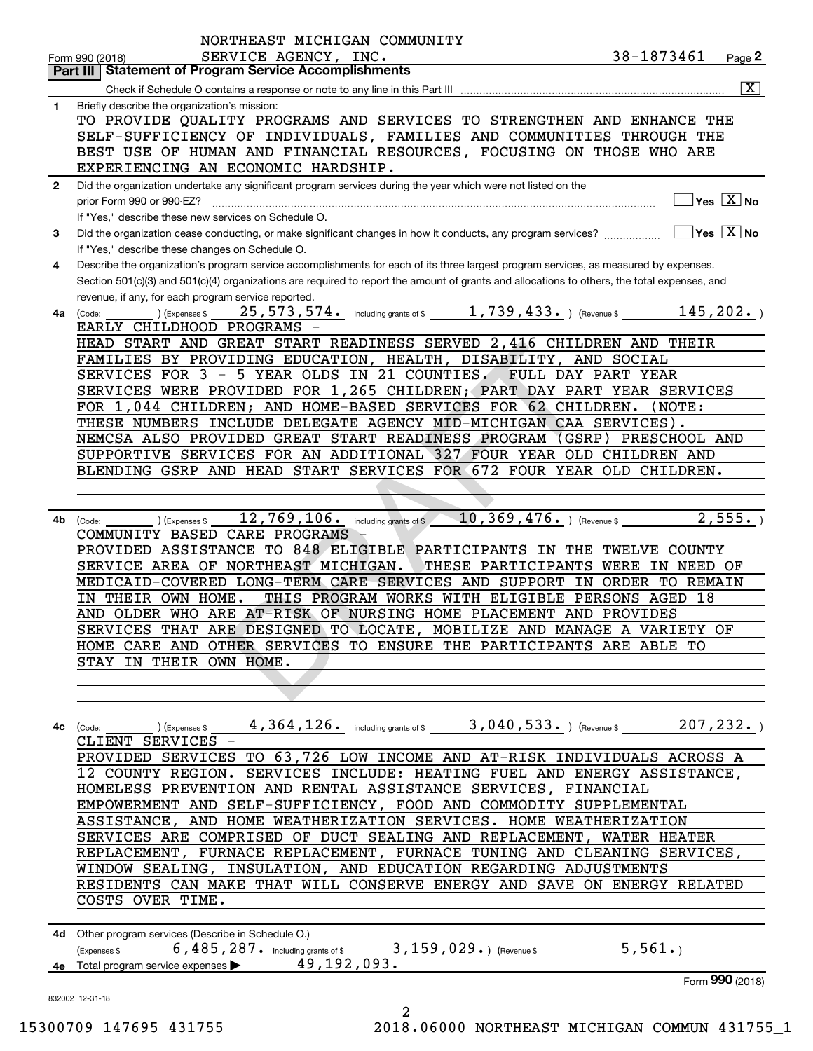NORTHEAST MICHIGAN COMMUNITY SERVICE AGENCY, INC. 38-1873461

Form 990 (2018) Page 2

## Part III Statement of Program Service Accomplishments

Check if Schedule O contains a response or note to any line in this Part III [X]

**1** Briefly describe the organization's mission:

TO PROVIDE QUALITY PROGRAMS AND SERVICES TO STRENGTHEN AND ENHANCE THE SELF-SUFFICIENCY OF INDIVIDUALS, FAMILIES AND COMMUNITIES THROUGH THE BEST USE OF HUMAN AND FINANCIAL RESOURCES, FOCUSING ON THOSE WHO ARE EXPERIENCING AN ECONOMIC HARDSHIP.

**2** Did the organization undertake any significant program services during the year which were not listed on the prior Form 990 or 990-EZ? [ ] Yes [X] No

If "Yes," describe these new services on Schedule O.

**3** Did the organization cease conducting, or make significant changes in how it conducts, any program services? [ ] Yes [X] No

If "Yes," describe these changes on Schedule O.

**4** Describe the organization's program service accomplishments for each of its three largest program services, as measured by expenses. Section 501(c)(3) and 501(c)(4) organizations are required to report the amount of grants and allocations to others, the total expenses, and revenue, if any, for each program service reported.

**4a** (Code: ) (Expenses $ 25,573,574. including grants of $ 1,739,433. ) (Revenue $ 145,202. )

EARLY CHILDHOOD PROGRAMS - HEAD START AND GREAT START READINESS SERVED 2,416 CHILDREN AND THEIR FAMILIES BY PROVIDING EDUCATION, HEALTH, DISABILITY, AND SOCIAL SERVICES FOR 3 - 5 YEAR OLDS IN 21 COUNTIES. FULL DAY PART YEAR SERVICES WERE PROVIDED FOR 1,265 CHILDREN; PART DAY PART YEAR SERVICES FOR 1,044 CHILDREN; AND HOME-BASED SERVICES FOR 62 CHILDREN. (NOTE: THESE NUMBERS INCLUDE DELEGATE AGENCY MID-MICHIGAN CAA SERVICES). NEMCSA ALSO PROVIDED GREAT START READINESS PROGRAM (GSRP) PRESCHOOL AND SUPPORTIVE SERVICES FOR AN ADDITIONAL 327 FOUR YEAR OLD CHILDREN AND BLENDING GSRP AND HEAD START SERVICES FOR 672 FOUR YEAR OLD CHILDREN.

**4b** (Code: ) (Expenses $ 12,769,106. including grants of $ 10,369,476. ) (Revenue $ 2,555. )

COMMUNITY BASED CARE PROGRAMS - PROVIDED ASSISTANCE TO 848 ELIGIBLE PARTICIPANTS IN THE TWELVE COUNTY SERVICE AREA OF NORTHEAST MICHIGAN. THESE PARTICIPANTS WERE IN NEED OF MEDICAID-COVERED LONG-TERM CARE SERVICES AND SUPPORT IN ORDER TO REMAIN IN THEIR OWN HOME. THIS PROGRAM WORKS WITH ELIGIBLE PERSONS AGED 18 AND OLDER WHO ARE AT-RISK OF NURSING HOME PLACEMENT AND PROVIDES SERVICES THAT ARE DESIGNED TO LOCATE, MOBILIZE AND MANAGE A VARIETY OF HOME CARE AND OTHER SERVICES TO ENSURE THE PARTICIPANTS ARE ABLE TO STAY IN THEIR OWN HOME.

**4c** (Code: ) (Expenses $ 4,364,126. including grants of $ 3,040,533. ) (Revenue $ 207,232. )

CLIENT SERVICES - PROVIDED SERVICES TO 63,726 LOW INCOME AND AT-RISK INDIVIDUALS ACROSS A 12 COUNTY REGION. SERVICES INCLUDE: HEATING FUEL AND ENERGY ASSISTANCE, HOMELESS PREVENTION AND RENTAL ASSISTANCE SERVICES, FINANCIAL EMPOWERMENT AND SELF-SUFFICIENCY, FOOD AND COMMODITY SUPPLEMENTAL ASSISTANCE, AND HOME WEATHERIZATION SERVICES. HOME WEATHERIZATION SERVICES ARE COMPRISED OF DUCT SEALING AND REPLACEMENT, WATER HEATER REPLACEMENT, FURNACE REPLACEMENT, FURNACE TUNING AND CLEANING SERVICES, WINDOW SEALING, INSULATION, AND EDUCATION REGARDING ADJUSTMENTS RESIDENTS CAN MAKE THAT WILL CONSERVE ENERGY AND SAVE ON ENERGY RELATED COSTS OVER TIME.

**4d** Other program services (Describe in Schedule O.)

(Expenses $ 6,485,287. including grants of $ 3,159,029. ) (Revenue $ 5,561. )

**4e** Total program service expenses ▶ 49,192,093.

Form **990** (2018)

832002 12-31-18

15300709 147695 431755 2018.06000 NORTHEAST MICHIGAN COMMUN 431755_1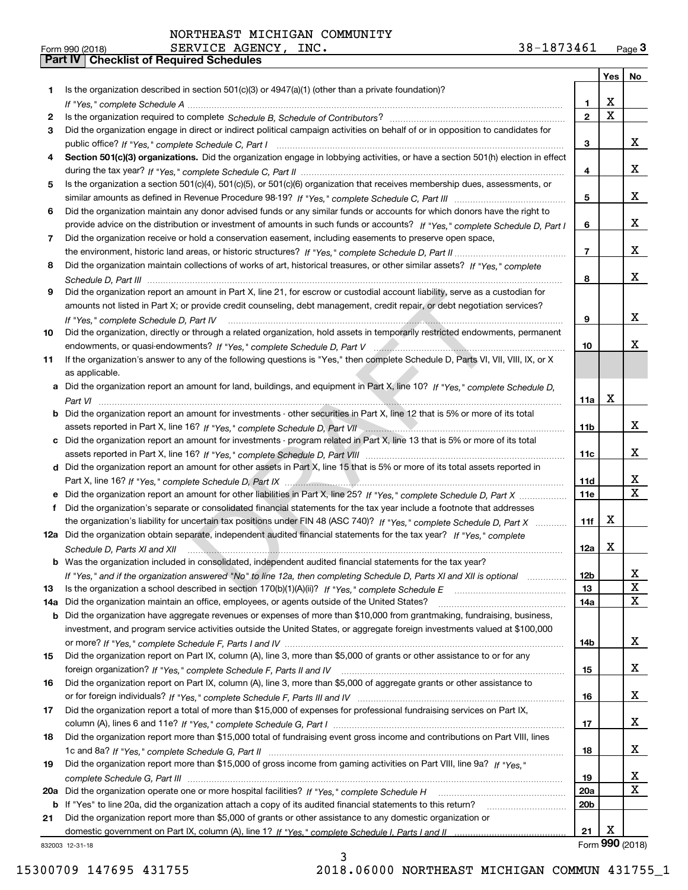NORTHEAST MICHIGAN COMMUNITY SERVICE AGENCY, INC. 38-1873461

Form 990 (2018)

## Part IV Checklist of Required Schedules

| | | | Yes | No |
|---|---|---|---|---|
| 1 | Is the organization described in section 501(c)(3) or 4947(a)(1) (other than a private foundation)? *If "Yes," complete Schedule A* | 1 | X | |
| 2 | Is the organization required to complete *Schedule B, Schedule of Contributors*? | 2 | X | |
| 3 | Did the organization engage in direct or indirect political campaign activities on behalf of or in opposition to candidates for public office? *If "Yes," complete Schedule C, Part I* | 3 | | X |
| 4 | **Section 501(c)(3) organizations.** Did the organization engage in lobbying activities, or have a section 501(h) election in effect during the tax year? *If "Yes," complete Schedule C, Part II* | 4 | | X |
| 5 | Is the organization a section 501(c)(4), 501(c)(5), or 501(c)(6) organization that receives membership dues, assessments, or similar amounts as defined in Revenue Procedure 98-19? *If "Yes," complete Schedule C, Part III* | 5 | | X |
| 6 | Did the organization maintain any donor advised funds or any similar funds or accounts for which donors have the right to provide advice on the distribution or investment of amounts in such funds or accounts? *If "Yes," complete Schedule D, Part I* | 6 | | X |
| 7 | Did the organization receive or hold a conservation easement, including easements to preserve open space, the environment, historic land areas, or historic structures? *If "Yes," complete Schedule D, Part II* | 7 | | X |
| 8 | Did the organization maintain collections of works of art, historical treasures, or other similar assets? *If "Yes," complete Schedule D, Part III* | 8 | | X |
| 9 | Did the organization report an amount in Part X, line 21, for escrow or custodial account liability, serve as a custodian for amounts not listed in Part X; or provide credit counseling, debt management, credit repair, or debt negotiation services? *If "Yes," complete Schedule D, Part IV* | 9 | | X |
| 10 | Did the organization, directly or through a related organization, hold assets in temporarily restricted endowments, permanent endowments, or quasi-endowments? *If "Yes," complete Schedule D, Part V* | 10 | | X |
| 11 | If the organization's answer to any of the following questions is "Yes," then complete Schedule D, Parts VI, VII, VIII, IX, or X as applicable. | | | |
| a | Did the organization report an amount for land, buildings, and equipment in Part X, line 10? *If "Yes," complete Schedule D, Part VI* | 11a | X | |
| b | Did the organization report an amount for investments - other securities in Part X, line 12 that is 5% or more of its total assets reported in Part X, line 16? *If "Yes," complete Schedule D, Part VII* | 11b | | X |
| c | Did the organization report an amount for investments - program related in Part X, line 13 that is 5% or more of its total assets reported in Part X, line 16? *If "Yes," complete Schedule D, Part VIII* | 11c | | X |
| d | Did the organization report an amount for other assets in Part X, line 15 that is 5% or more of its total assets reported in Part X, line 16? *If "Yes," complete Schedule D, Part IX* | 11d | | X |
| e | Did the organization report an amount for other liabilities in Part X, line 25? *If "Yes," complete Schedule D, Part X* | 11e | | X |
| f | Did the organization's separate or consolidated financial statements for the tax year include a footnote that addresses the organization's liability for uncertain tax positions under FIN 48 (ASC 740)? *If "Yes," complete Schedule D, Part X* | 11f | X | |
| 12a | Did the organization obtain separate, independent audited financial statements for the tax year? *If "Yes," complete Schedule D, Parts XI and XII* | 12a | X | |
| b | Was the organization included in consolidated, independent audited financial statements for the tax year? *If "Yes," and if the organization answered "No" to line 12a, then completing Schedule D, Parts XI and XII is optional* | 12b | | X |
| 13 | Is the organization a school described in section 170(b)(1)(A)(ii)? *If "Yes," complete Schedule E* | 13 | | X |
| 14a | Did the organization maintain an office, employees, or agents outside of the United States? | 14a | | X |
| b | Did the organization have aggregate revenues or expenses of more than $10,000 from grantmaking, fundraising, business, investment, and program service activities outside the United States, or aggregate foreign investments valued at $100,000 or more? *If "Yes," complete Schedule F, Parts I and IV* | 14b | | X |
| 15 | Did the organization report on Part IX, column (A), line 3, more than $5,000 of grants or other assistance to or for any foreign organization? *If "Yes," complete Schedule F, Parts II and IV* | 15 | | X |
| 16 | Did the organization report on Part IX, column (A), line 3, more than $5,000 of aggregate grants or other assistance to or for foreign individuals? *If "Yes," complete Schedule F, Parts III and IV* | 16 | | X |
| 17 | Did the organization report a total of more than $15,000 of expenses for professional fundraising services on Part IX, column (A), lines 6 and 11e? *If "Yes," complete Schedule G, Part I* | 17 | | X |
| 18 | Did the organization report more than $15,000 total of fundraising event gross income and contributions on Part VIII, lines 1c and 8a? *If "Yes," complete Schedule G, Part II* | 18 | | X |
| 19 | Did the organization report more than $15,000 of gross income from gaming activities on Part VIII, line 9a? *If "Yes," complete Schedule G, Part III* | 19 | | X |
| 20a | Did the organization operate one or more hospital facilities? *If "Yes," complete Schedule H* | 20a | | X |
| b | If "Yes" to line 20a, did the organization attach a copy of its audited financial statements to this return? | 20b | | |
| 21 | Did the organization report more than $5,000 of grants or other assistance to any domestic organization or domestic government on Part IX, column (A), line 1? *If "Yes," complete Schedule I, Parts I and II* | 21 | X | |

832003 12-31-18

Form **990** (2018)

DRAFT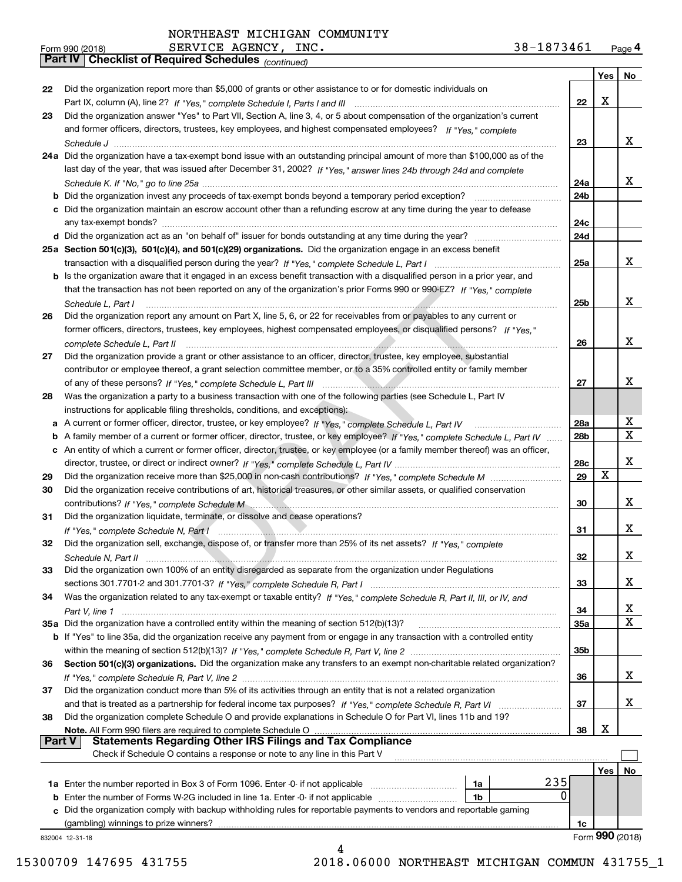NORTHEAST MICHIGAN COMMUNITY SERVICE AGENCY, INC. 38-1873461

Form 990 (2018)

## Part IV Checklist of Required Schedules *(continued)*

| | | | Yes | No |
|---|---|---|---|---|
| 22 | Did the organization report more than $5,000 of grants or other assistance to or for domestic individuals on Part IX, column (A), line 2? *If "Yes," complete Schedule I, Parts I and III* | 22 | X | |
| 23 | Did the organization answer "Yes" to Part VII, Section A, line 3, 4, or 5 about compensation of the organization's current and former officers, directors, trustees, key employees, and highest compensated employees? *If "Yes," complete Schedule J* | 23 | | X |
| 24a | Did the organization have a tax-exempt bond issue with an outstanding principal amount of more than $100,000 as of the last day of the year, that was issued after December 31, 2002? *If "Yes," answer lines 24b through 24d and complete Schedule K. If "No," go to line 25a* | 24a | | X |
| b | Did the organization invest any proceeds of tax-exempt bonds beyond a temporary period exception? | 24b | | |
| c | Did the organization maintain an escrow account other than a refunding escrow at any time during the year to defease any tax-exempt bonds? | 24c | | |
| d | Did the organization act as an "on behalf of" issuer for bonds outstanding at any time during the year? | 24d | | |
| 25a | **Section 501(c)(3), 501(c)(4), and 501(c)(29) organizations.** Did the organization engage in an excess benefit transaction with a disqualified person during the year? *If "Yes," complete Schedule L, Part I* | 25a | | X |
| b | Is the organization aware that it engaged in an excess benefit transaction with a disqualified person in a prior year, and that the transaction has not been reported on any of the organization's prior Forms 990 or 990-EZ? *If "Yes," complete Schedule L, Part I* | 25b | | X |
| 26 | Did the organization report any amount on Part X, line 5, 6, or 22 for receivables from or payables to any current or former officers, directors, trustees, key employees, highest compensated employees, or disqualified persons? *If "Yes," complete Schedule L, Part II* | 26 | | X |
| 27 | Did the organization provide a grant or other assistance to an officer, director, trustee, key employee, substantial contributor or employee thereof, a grant selection committee member, or to a 35% controlled entity or family member of any of these persons? *If "Yes," complete Schedule L, Part III* | 27 | | X |
| 28 | Was the organization a party to a business transaction with one of the following parties (see Schedule L, Part IV instructions for applicable filing thresholds, conditions, and exceptions): | | | |
| a | A current or former officer, director, trustee, or key employee? *If "Yes," complete Schedule L, Part IV* | 28a | | X |
| b | A family member of a current or former officer, director, trustee, or key employee? *If "Yes," complete Schedule L, Part IV* | 28b | | X |
| c | An entity of which a current or former officer, director, trustee, or key employee (or a family member thereof) was an officer, director, trustee, or direct or indirect owner? *If "Yes," complete Schedule L, Part IV* | 28c | | X |
| 29 | Did the organization receive more than $25,000 in non-cash contributions? *If "Yes," complete Schedule M* | 29 | X | |
| 30 | Did the organization receive contributions of art, historical treasures, or other similar assets, or qualified conservation contributions? *If "Yes," complete Schedule M* | 30 | | X |
| 31 | Did the organization liquidate, terminate, or dissolve and cease operations? *If "Yes," complete Schedule N, Part I* | 31 | | X |
| 32 | Did the organization sell, exchange, dispose of, or transfer more than 25% of its net assets? *If "Yes," complete Schedule N, Part II* | 32 | | X |
| 33 | Did the organization own 100% of an entity disregarded as separate from the organization under Regulations sections 301.7701-2 and 301.7701-3? *If "Yes," complete Schedule R, Part I* | 33 | | X |
| 34 | Was the organization related to any tax-exempt or taxable entity? *If "Yes," complete Schedule R, Part II, III, or IV, and Part V, line 1* | 34 | | X |
| 35a | Did the organization have a controlled entity within the meaning of section 512(b)(13)? | 35a | | X |
| b | If "Yes" to line 35a, did the organization receive any payment from or engage in any transaction with a controlled entity within the meaning of section 512(b)(13)? *If "Yes," complete Schedule R, Part V, line 2* | 35b | | |
| 36 | **Section 501(c)(3) organizations.** Did the organization make any transfers to an exempt non-charitable related organization? *If "Yes," complete Schedule R, Part V, line 2* | 36 | | X |
| 37 | Did the organization conduct more than 5% of its activities through an entity that is not a related organization and that is treated as a partnership for federal income tax purposes? *If "Yes," complete Schedule R, Part VI* | 37 | | X |
| 38 | Did the organization complete Schedule O and provide explanations in Schedule O for Part VI, lines 11b and 19? **Note.** All Form 990 filers are required to complete Schedule O | 38 | X | |

## Part V Statements Regarding Other IRS Filings and Tax Compliance

Check if Schedule O contains a response or note to any line in this Part V ☐

| | | | | | Yes | No |
|---|---|---|---|---|---|---|
| 1a | Enter the number reported in Box 3 of Form 1096. Enter -0- if not applicable | 1a | 235 | | | |
| b | Enter the number of Forms W-2G included in line 1a. Enter -0- if not applicable | 1b | 0 | | | |
| c | Did the organization comply with backup withholding rules for reportable payments to vendors and reportable gaming (gambling) winnings to prize winners? | | | 1c | | |

832004 12-31-18

Form **990** (2018)

15300709 147695 431755 2018.06000 NORTHEAST MICHIGAN COMMUN 431755_1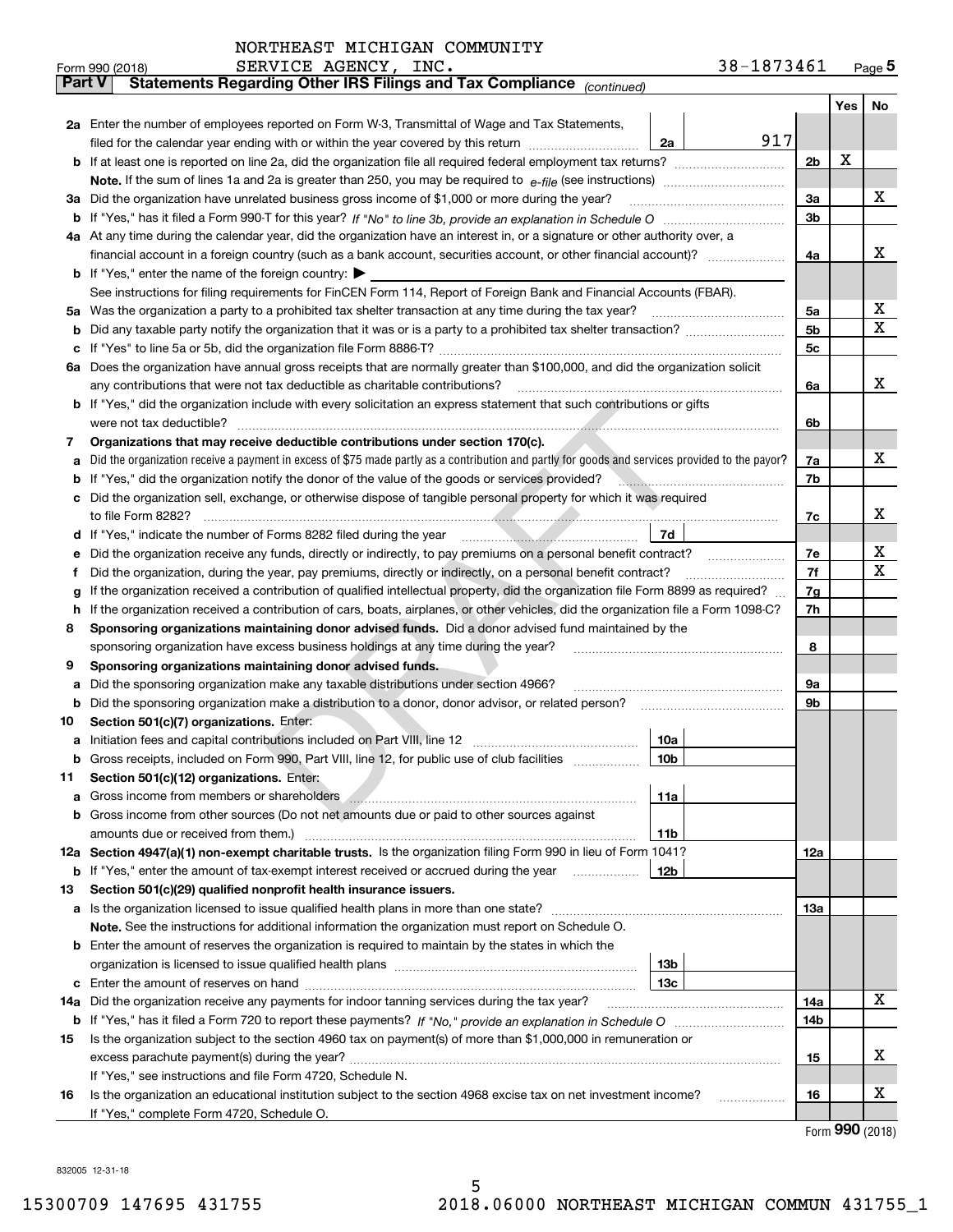NORTHEAST MICHIGAN COMMUNITY SERVICE AGENCY, INC. 38-1873461

Form 990 (2018)

## Part V Statements Regarding Other IRS Filings and Tax Compliance *(continued)*

| | | | | | Yes | No |
|---|---|---|---|---|---|---|
| **2a** | Enter the number of employees reported on Form W-3, Transmittal of Wage and Tax Statements, filed for the calendar year ending with or within the year covered by this return | 2a | 917 | | | |
| **b** | If at least one is reported on line 2a, did the organization file all required federal employment tax returns? | | | 2b | X | |
| | **Note.** If the sum of lines 1a and 2a is greater than 250, you may be required to *e-file* (see instructions) | | | | | |
| **3a** | Did the organization have unrelated business gross income of $1,000 or more during the year? | | | 3a | | X |
| **b** | If "Yes," has it filed a Form 990-T for this year? *If "No" to line 3b, provide an explanation in Schedule O* | | | 3b | | |
| **4a** | At any time during the calendar year, did the organization have an interest in, or a signature or other authority over, a financial account in a foreign country (such as a bank account, securities account, or other financial account)? | | | 4a | | X |
| **b** | If "Yes," enter the name of the foreign country: ▶ | | | | | |
| | See instructions for filing requirements for FinCEN Form 114, Report of Foreign Bank and Financial Accounts (FBAR). | | | | | |
| **5a** | Was the organization a party to a prohibited tax shelter transaction at any time during the tax year? | | | 5a | | X |
| **b** | Did any taxable party notify the organization that it was or is a party to a prohibited tax shelter transaction? | | | 5b | | X |
| **c** | If "Yes" to line 5a or 5b, did the organization file Form 8886-T? | | | 5c | | |
| **6a** | Does the organization have annual gross receipts that are normally greater than $100,000, and did the organization solicit any contributions that were not tax deductible as charitable contributions? | | | 6a | | X |
| **b** | If "Yes," did the organization include with every solicitation an express statement that such contributions or gifts were not tax deductible? | | | 6b | | |
| **7** | **Organizations that may receive deductible contributions under section 170(c).** | | | | | |
| **a** | Did the organization receive a payment in excess of $75 made partly as a contribution and partly for goods and services provided to the payor? | | | 7a | | X |
| **b** | If "Yes," did the organization notify the donor of the value of the goods or services provided? | | | 7b | | |
| **c** | Did the organization sell, exchange, or otherwise dispose of tangible personal property for which it was required to file Form 8282? | | | 7c | | X |
| **d** | If "Yes," indicate the number of Forms 8282 filed during the year | 7d | | | | |
| **e** | Did the organization receive any funds, directly or indirectly, to pay premiums on a personal benefit contract? | | | 7e | | X |
| **f** | Did the organization, during the year, pay premiums, directly or indirectly, on a personal benefit contract? | | | 7f | | X |
| **g** | If the organization received a contribution of qualified intellectual property, did the organization file Form 8899 as required? | | | 7g | | |
| **h** | If the organization received a contribution of cars, boats, airplanes, or other vehicles, did the organization file a Form 1098-C? | | | 7h | | |
| **8** | **Sponsoring organizations maintaining donor advised funds.** Did a donor advised fund maintained by the sponsoring organization have excess business holdings at any time during the year? | | | 8 | | |
| **9** | **Sponsoring organizations maintaining donor advised funds.** | | | | | |
| **a** | Did the sponsoring organization make any taxable distributions under section 4966? | | | 9a | | |
| **b** | Did the sponsoring organization make a distribution to a donor, donor advisor, or related person? | | | 9b | | |
| **10** | **Section 501(c)(7) organizations.** Enter: | | | | | |
| **a** | Initiation fees and capital contributions included on Part VIII, line 12 | 10a | | | | |
| **b** | Gross receipts, included on Form 990, Part VIII, line 12, for public use of club facilities | 10b | | | | |
| **11** | **Section 501(c)(12) organizations.** Enter: | | | | | |
| **a** | Gross income from members or shareholders | 11a | | | | |
| **b** | Gross income from other sources (Do not net amounts due or paid to other sources against amounts due or received from them.) | 11b | | | | |
| **12a** | **Section 4947(a)(1) non-exempt charitable trusts.** Is the organization filing Form 990 in lieu of Form 1041? | | | 12a | | |
| **b** | If "Yes," enter the amount of tax-exempt interest received or accrued during the year | 12b | | | | |
| **13** | **Section 501(c)(29) qualified nonprofit health insurance issuers.** | | | | | |
| **a** | Is the organization licensed to issue qualified health plans in more than one state? | | | 13a | | |
| | **Note.** See the instructions for additional information the organization must report on Schedule O. | | | | | |
| **b** | Enter the amount of reserves the organization is required to maintain by the states in which the organization is licensed to issue qualified health plans | 13b | | | | |
| **c** | Enter the amount of reserves on hand | 13c | | | | |
| **14a** | Did the organization receive any payments for indoor tanning services during the tax year? | | | 14a | | X |
| **b** | If "Yes," has it filed a Form 720 to report these payments? *If "No," provide an explanation in Schedule O* | | | 14b | | |
| **15** | Is the organization subject to the section 4960 tax on payment(s) of more than $1,000,000 in remuneration or excess parachute payment(s) during the year? | | | 15 | | X |
| | If "Yes," see instructions and file Form 4720, Schedule N. | | | | | |
| **16** | Is the organization an educational institution subject to the section 4968 excise tax on net investment income? | | | 16 | | X |
| | If "Yes," complete Form 4720, Schedule O. | | | | | |

Form **990** (2018)

832005 12-31-18

15300709 147695 431755 2018.06000 NORTHEAST MICHIGAN COMMUN 431755_1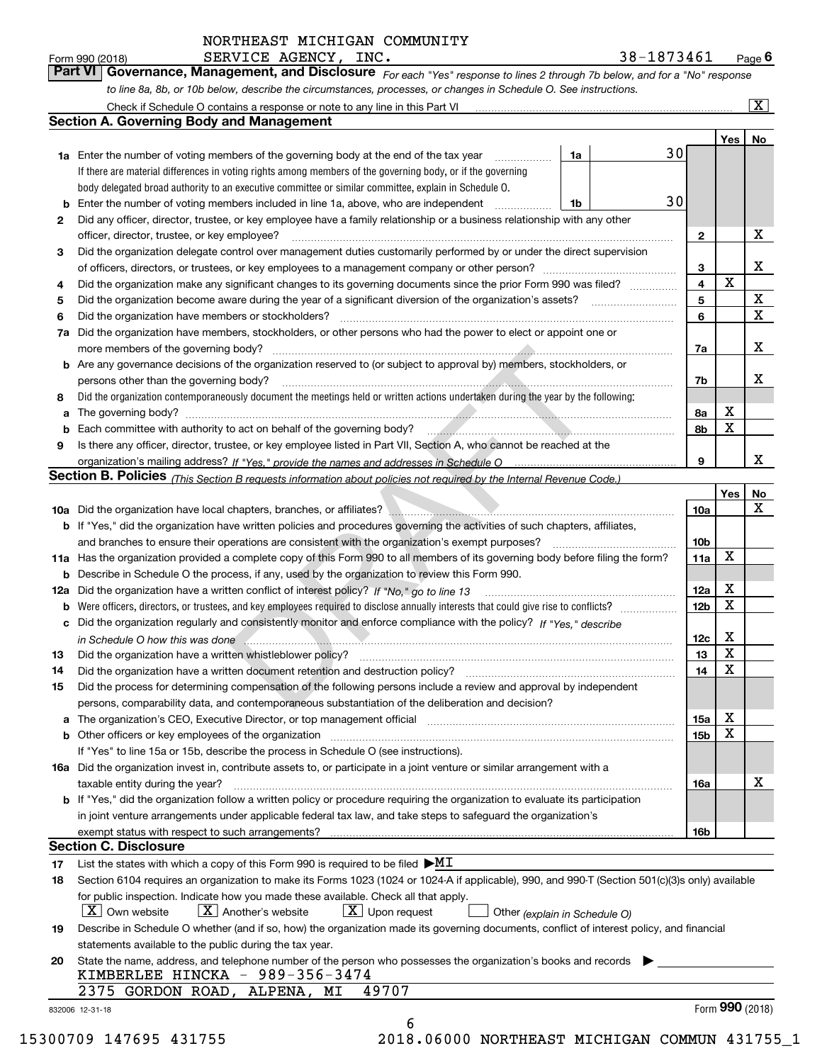NORTHEAST MICHIGAN COMMUNITY SERVICE AGENCY, INC. 38-1873461

Form 990 (2018) Page 6

## Part VI Governance, Management, and Disclosure

*For each "Yes" response to lines 2 through 7b below, and for a "No" response to line 8a, 8b, or 10b below, describe the circumstances, processes, or changes in Schedule O. See instructions.*

Check if Schedule O contains a response or note to any line in this Part VI ..... [X]

### Section A. Governing Body and Management

| | | | | Yes | No |
|---|---|---|---|---|---|
| 1a | Enter the number of voting members of the governing body at the end of the tax year. If there are material differences in voting rights among members of the governing body, or if the governing body delegated broad authority to an executive committee or similar committee, explain in Schedule O. | 1a | 30 | | |
| b | Enter the number of voting members included in line 1a, above, who are independent | 1b | 30 | | |
| 2 | Did any officer, director, trustee, or key employee have a family relationship or a business relationship with any other officer, director, trustee, or key employee? | 2 | | | X |
| 3 | Did the organization delegate control over management duties customarily performed by or under the direct supervision of officers, directors, or trustees, or key employees to a management company or other person? | 3 | | | X |
| 4 | Did the organization make any significant changes to its governing documents since the prior Form 990 was filed? | 4 | | X | |
| 5 | Did the organization become aware during the year of a significant diversion of the organization's assets? | 5 | | | X |
| 6 | Did the organization have members or stockholders? | 6 | | | X |
| 7a | Did the organization have members, stockholders, or other persons who had the power to elect or appoint one or more members of the governing body? | 7a | | | X |
| b | Are any governance decisions of the organization reserved to (or subject to approval by) members, stockholders, or persons other than the governing body? | 7b | | | X |
| 8 | Did the organization contemporaneously document the meetings held or written actions undertaken during the year by the following: | | | | |
| a | The governing body? | 8a | | X | |
| b | Each committee with authority to act on behalf of the governing body? | 8b | | X | |
| 9 | Is there any officer, director, trustee, or key employee listed in Part VII, Section A, who cannot be reached at the organization's mailing address? *If "Yes," provide the names and addresses in Schedule O* | 9 | | | X |

### Section B. Policies *(This Section B requests information about policies not required by the Internal Revenue Code.)*

| | | | Yes | No |
|---|---|---|---|---|
| 10a | Did the organization have local chapters, branches, or affiliates? | 10a | | X |
| b | If "Yes," did the organization have written policies and procedures governing the activities of such chapters, affiliates, and branches to ensure their operations are consistent with the organization's exempt purposes? | 10b | | |
| 11a | Has the organization provided a complete copy of this Form 990 to all members of its governing body before filing the form? | 11a | X | |
| b | Describe in Schedule O the process, if any, used by the organization to review this Form 990. | | | |
| 12a | Did the organization have a written conflict of interest policy? *If "No," go to line 13* | 12a | X | |
| b | Were officers, directors, or trustees, and key employees required to disclose annually interests that could give rise to conflicts? | 12b | X | |
| c | Did the organization regularly and consistently monitor and enforce compliance with the policy? *If "Yes," describe in Schedule O how this was done* | 12c | X | |
| 13 | Did the organization have a written whistleblower policy? | 13 | X | |
| 14 | Did the organization have a written document retention and destruction policy? | 14 | X | |
| 15 | Did the process for determining compensation of the following persons include a review and approval by independent persons, comparability data, and contemporaneous substantiation of the deliberation and decision? | | | |
| a | The organization's CEO, Executive Director, or top management official | 15a | X | |
| b | Other officers or key employees of the organization | 15b | X | |
| | If "Yes" to line 15a or 15b, describe the process in Schedule O (see instructions). | | | |
| 16a | Did the organization invest in, contribute assets to, or participate in a joint venture or similar arrangement with a taxable entity during the year? | 16a | | X |
| b | If "Yes," did the organization follow a written policy or procedure requiring the organization to evaluate its participation in joint venture arrangements under applicable federal tax law, and take steps to safeguard the organization's exempt status with respect to such arrangements? | 16b | | |

### Section C. Disclosure

17 List the states with which a copy of this Form 990 is required to be filed ▶ MI

18 Section 6104 requires an organization to make its Forms 1023 (1024 or 1024-A if applicable), 990, and 990-T (Section 501(c)(3)s only) available for public inspection. Indicate how you made these available. Check all that apply.

[X] Own website [X] Another's website [X] Upon request [ ] Other *(explain in Schedule O)*

19 Describe in Schedule O whether (and if so, how) the organization made its governing documents, conflict of interest policy, and financial statements available to the public during the tax year.

20 State the name, address, and telephone number of the person who possesses the organization's books and records ▶

KIMBERLEE HINCKA - 989-356-3474
2375 GORDON ROAD, ALPENA, MI 49707

832006 12-31-18 Form 990 (2018)

15300709 147695 431755 2018.06000 NORTHEAST MICHIGAN COMMUN 431755_1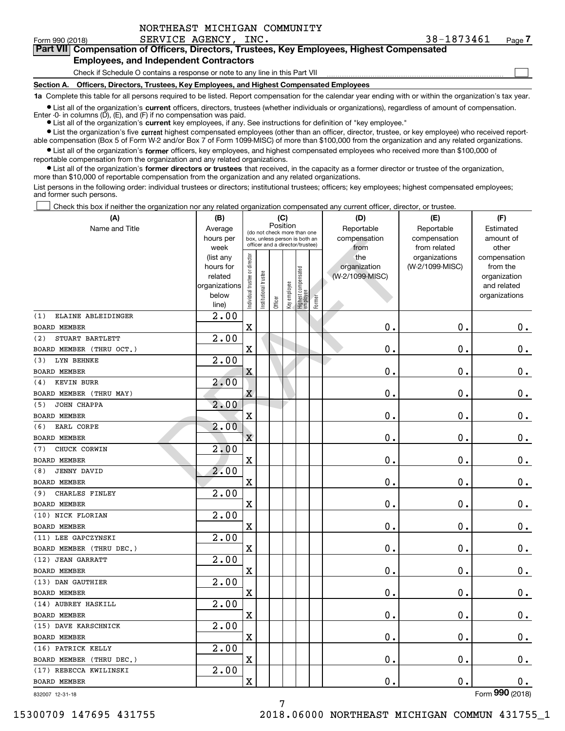NORTHEAST MICHIGAN COMMUNITY SERVICE AGENCY, INC. 38-1873461

Form 990 (2018)

## Part VII Compensation of Officers, Directors, Trustees, Key Employees, Highest Compensated Employees, and Independent Contractors

Check if Schedule O contains a response or note to any line in this Part VII ☐

### Section A. Officers, Directors, Trustees, Key Employees, and Highest Compensated Employees

**1a** Complete this table for all persons required to be listed. Report compensation for the calendar year ending with or within the organization's tax year.

- List all of the organization's **current** officers, directors, trustees (whether individuals or organizations), regardless of amount of compensation. Enter -0- in columns (D), (E), and (F) if no compensation was paid.
- List all of the organization's **current** key employees, if any. See instructions for definition of "key employee."
- List the organization's five **current** highest compensated employees (other than an officer, director, trustee, or key employee) who received reportable compensation (Box 5 of Form W-2 and/or Box 7 of Form 1099-MISC) of more than $100,000 from the organization and any related organizations.
- List all of the organization's **former** officers, key employees, and highest compensated employees who received more than $100,000 of reportable compensation from the organization and any related organizations.
- List all of the organization's **former directors or trustees** that received, in the capacity as a former director or trustee of the organization, more than $10,000 of reportable compensation from the organization and any related organizations.

List persons in the following order: individual trustees or directors; institutional trustees; officers; key employees; highest compensated employees; and former such persons.

☐ Check this box if neither the organization nor any related organization compensated any current officer, director, or trustee.

| (A) Name and Title | (B) Average hours per week (list any hours for related organizations below line) | (C) Position: Individual trustee or director | Institutional trustee | Officer | Key employee | Highest compensated employee | Former | (D) Reportable compensation from the organization (W-2/1099-MISC) | (E) Reportable compensation from related organizations (W-2/1099-MISC) | (F) Estimated amount of other compensation from the organization and related organizations |
|---|---|---|---|---|---|---|---|---|---|---|
| (1) ELAINE ABLEIDINGER<br>BOARD MEMBER | 2.00 | X | | | | | | 0. | 0. | 0. |
| (2) STUART BARTLETT<br>BOARD MEMBER (THRU OCT.) | 2.00 | X | | | | | | 0. | 0. | 0. |
| (3) LYN BEHNKE<br>BOARD MEMBER | 2.00 | X | | | | | | 0. | 0. | 0. |
| (4) KEVIN BURR<br>BOARD MEMBER (THRU MAY) | 2.00 | X | | | | | | 0. | 0. | 0. |
| (5) JOHN CHAPPA<br>BOARD MEMBER | 2.00 | X | | | | | | 0. | 0. | 0. |
| (6) EARL CORPE<br>BOARD MEMBER | 2.00 | X | | | | | | 0. | 0. | 0. |
| (7) CHUCK CORWIN<br>BOARD MEMBER | 2.00 | X | | | | | | 0. | 0. | 0. |
| (8) JENNY DAVID<br>BOARD MEMBER | 2.00 | X | | | | | | 0. | 0. | 0. |
| (9) CHARLES FINLEY<br>BOARD MEMBER | 2.00 | X | | | | | | 0. | 0. | 0. |
| (10) NICK FLORIAN<br>BOARD MEMBER | 2.00 | X | | | | | | 0. | 0. | 0. |
| (11) LEE GAPCZYNSKI<br>BOARD MEMBER (THRU DEC.) | 2.00 | X | | | | | | 0. | 0. | 0. |
| (12) JEAN GARRATT<br>BOARD MEMBER | 2.00 | X | | | | | | 0. | 0. | 0. |
| (13) DAN GAUTHIER<br>BOARD MEMBER | 2.00 | X | | | | | | 0. | 0. | 0. |
| (14) AUBREY HASKILL<br>BOARD MEMBER | 2.00 | X | | | | | | 0. | 0. | 0. |
| (15) DAVE KARSCHNICK<br>BOARD MEMBER | 2.00 | X | | | | | | 0. | 0. | 0. |
| (16) PATRICK KELLY<br>BOARD MEMBER (THRU DEC.) | 2.00 | X | | | | | | 0. | 0. | 0. |
| (17) REBECCA KWILINSKI<br>BOARD MEMBER | 2.00 | X | | | | | | 0. | 0. | 0. |

832007 12-31-18 Form 990 (2018)

15300709 147695 431755 2018.06000 NORTHEAST MICHIGAN COMMUN 431755_1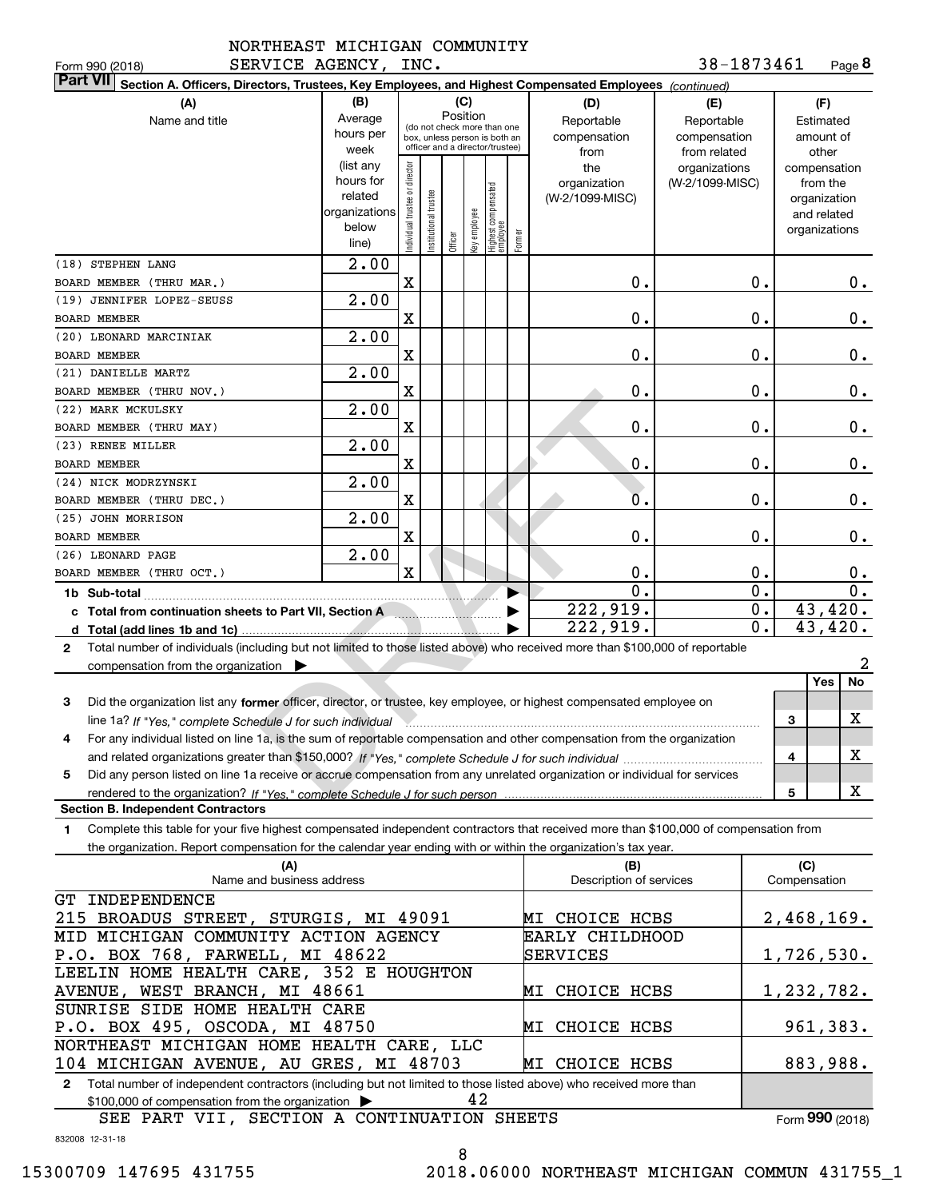NORTHEAST MICHIGAN COMMUNITY SERVICE AGENCY, INC. 38-1873461

Form 990 (2018) Page **8**

## Part VII Section A. Officers, Directors, Trustees, Key Employees, and Highest Compensated Employees *(continued)*

| (A) Name and title | (B) Average hours per week (list any hours for related organizations below line) | (C) Position: Individual trustee or director | Institutional trustee | Officer | Key employee | Highest compensated employee | Former | (D) Reportable compensation from the organization (W-2/1099-MISC) | (E) Reportable compensation from related organizations (W-2/1099-MISC) | (F) Estimated amount of other compensation from the organization and related organizations |
|---|---|---|---|---|---|---|---|---|---|---|
| (18) STEPHEN LANG<br>BOARD MEMBER (THRU MAR.) | 2.00 | X | | | | | | 0. | 0. | 0. |
| (19) JENNIFER LOPEZ-SEUSS<br>BOARD MEMBER | 2.00 | X | | | | | | 0. | 0. | 0. |
| (20) LEONARD MARCINIAK<br>BOARD MEMBER | 2.00 | X | | | | | | 0. | 0. | 0. |
| (21) DANIELLE MARTZ<br>BOARD MEMBER (THRU NOV.) | 2.00 | X | | | | | | 0. | 0. | 0. |
| (22) MARK MCKULSKY<br>BOARD MEMBER (THRU MAY) | 2.00 | X | | | | | | 0. | 0. | 0. |
| (23) RENEE MILLER<br>BOARD MEMBER | 2.00 | X | | | | | | 0. | 0. | 0. |
| (24) NICK MODRZYNSKI<br>BOARD MEMBER (THRU DEC.) | 2.00 | X | | | | | | 0. | 0. | 0. |
| (25) JOHN MORRISON<br>BOARD MEMBER | 2.00 | X | | | | | | 0. | 0. | 0. |
| (26) LEONARD PAGE<br>BOARD MEMBER (THRU OCT.) | 2.00 | X | | | | | | 0. | 0. | 0. |
| **1b Sub-total** | | | | | | | | 0. | 0. | 0. |
| **c Total from continuation sheets to Part VII, Section A** | | | | | | | | 222,919. | 0. | 43,420. |
| **d Total (add lines 1b and 1c)** | | | | | | | | 222,919. | 0. | 43,420. |

**2** Total number of individuals (including but not limited to those listed above) who received more than $100,000 of reportable compensation from the organization ▶ 2

| | | Yes | No |
|---|---|---|---|
| **3** Did the organization list any **former** officer, director, or trustee, key employee, or highest compensated employee on line 1a? *If "Yes," complete Schedule J for such individual* | 3 | | X |
| **4** For any individual listed on line 1a, is the sum of reportable compensation and other compensation from the organization and related organizations greater than $150,000? *If "Yes," complete Schedule J for such individual* | 4 | | X |
| **5** Did any person listed on line 1a receive or accrue compensation from any unrelated organization or individual for services rendered to the organization? *If "Yes," complete Schedule J for such person* | 5 | | X |

### Section B. Independent Contractors

**1** Complete this table for your five highest compensated independent contractors that received more than $100,000 of compensation from the organization. Report compensation for the calendar year ending with or within the organization's tax year.

| (A) Name and business address | (B) Description of services | (C) Compensation |
|---|---|---|
| GT INDEPENDENCE<br>215 BROADUS STREET, STURGIS, MI 49091 | MI CHOICE HCBS | 2,468,169. |
| MID MICHIGAN COMMUNITY ACTION AGENCY<br>P.O. BOX 768, FARWELL, MI 48622 | EARLY CHILDHOOD SERVICES | 1,726,530. |
| LEELIN HOME HEALTH CARE, 352 E HOUGHTON AVENUE, WEST BRANCH, MI 48661 | MI CHOICE HCBS | 1,232,782. |
| SUNRISE SIDE HOME HEALTH CARE<br>P.O. BOX 495, OSCODA, MI 48750 | MI CHOICE HCBS | 961,383. |
| NORTHEAST MICHIGAN HOME HEALTH CARE, LLC<br>104 MICHIGAN AVENUE, AU GRES, MI 48703 | MI CHOICE HCBS | 883,988. |

**2** Total number of independent contractors (including but not limited to those listed above) who received more than $100,000 of compensation from the organization ▶ 42

SEE PART VII, SECTION A CONTINUATION SHEETS

Form **990** (2018)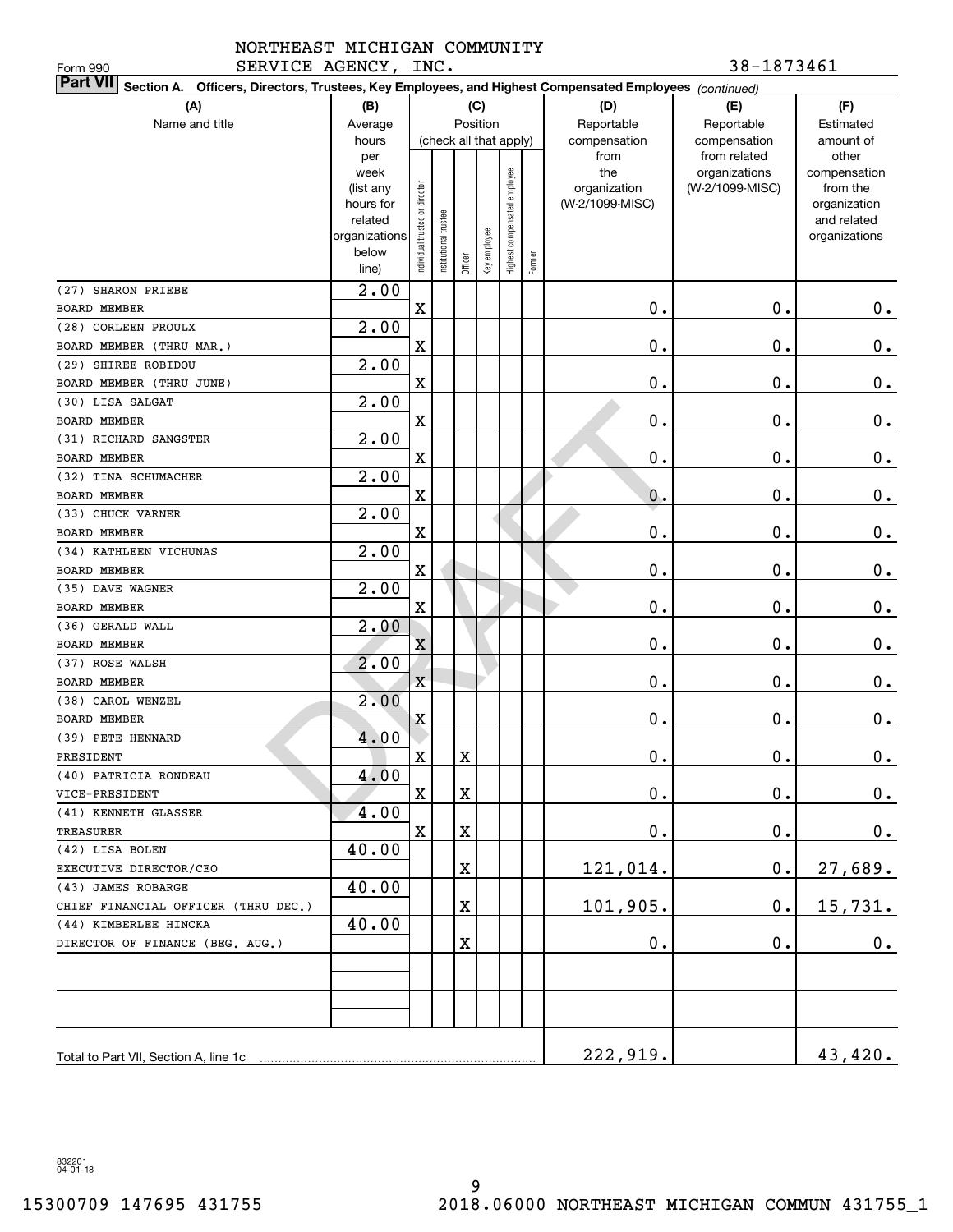NORTHEAST MICHIGAN COMMUNITY SERVICE AGENCY, INC. 38-1873461

Form 990

**Part VII** Section A. Officers, Directors, Trustees, Key Employees, and Highest Compensated Employees *(continued)*

| (A) Name and title | (B) Average hours per week (list any hours for related organizations below line) | (C) Position: Individual trustee or director | Institutional trustee | Officer | Key employee | Highest compensated employee | Former | (D) Reportable compensation from the organization (W-2/1099-MISC) | (E) Reportable compensation from related organizations (W-2/1099-MISC) | (F) Estimated amount of other compensation from the organization and related organizations |
|---|---|---|---|---|---|---|---|---|---|---|
| (27) SHARON PRIEBE<br>BOARD MEMBER | 2.00 | X | | | | | | 0. | 0. | 0. |
| (28) CORLEEN PROULX<br>BOARD MEMBER (THRU MAR.) | 2.00 | X | | | | | | 0. | 0. | 0. |
| (29) SHIREE ROBIDOU<br>BOARD MEMBER (THRU JUNE) | 2.00 | X | | | | | | 0. | 0. | 0. |
| (30) LISA SALGAT<br>BOARD MEMBER | 2.00 | X | | | | | | 0. | 0. | 0. |
| (31) RICHARD SANGSTER<br>BOARD MEMBER | 2.00 | X | | | | | | 0. | 0. | 0. |
| (32) TINA SCHUMACHER<br>BOARD MEMBER | 2.00 | X | | | | | | 0. | 0. | 0. |
| (33) CHUCK VARNER<br>BOARD MEMBER | 2.00 | X | | | | | | 0. | 0. | 0. |
| (34) KATHLEEN VICHUNAS<br>BOARD MEMBER | 2.00 | X | | | | | | 0. | 0. | 0. |
| (35) DAVE WAGNER<br>BOARD MEMBER | 2.00 | X | | | | | | 0. | 0. | 0. |
| (36) GERALD WALL<br>BOARD MEMBER | 2.00 | X | | | | | | 0. | 0. | 0. |
| (37) ROSE WALSH<br>BOARD MEMBER | 2.00 | X | | | | | | 0. | 0. | 0. |
| (38) CAROL WENZEL<br>BOARD MEMBER | 2.00 | X | | | | | | 0. | 0. | 0. |
| (39) PETE HENNARD<br>PRESIDENT | 4.00 | X | | X | | | | 0. | 0. | 0. |
| (40) PATRICIA RONDEAU<br>VICE-PRESIDENT | 4.00 | X | | X | | | | 0. | 0. | 0. |
| (41) KENNETH GLASSER<br>TREASURER | 4.00 | X | | X | | | | 0. | 0. | 0. |
| (42) LISA BOLEN<br>EXECUTIVE DIRECTOR/CEO | 40.00 | | | X | | | | 121,014. | 0. | 27,689. |
| (43) JAMES ROBARGE<br>CHIEF FINANCIAL OFFICER (THRU DEC.) | 40.00 | | | X | | | | 101,905. | 0. | 15,731. |
| (44) KIMBERLEE HINCKA<br>DIRECTOR OF FINANCE (BEG. AUG.) | 40.00 | | | X | | | | 0. | 0. | 0. |
| Total to Part VII, Section A, line 1c | | | | | | | | 222,919. | | 43,420. |

832201 04-01-18

15300709 147695 431755 2018.06000 NORTHEAST MICHIGAN COMMUN 431755_1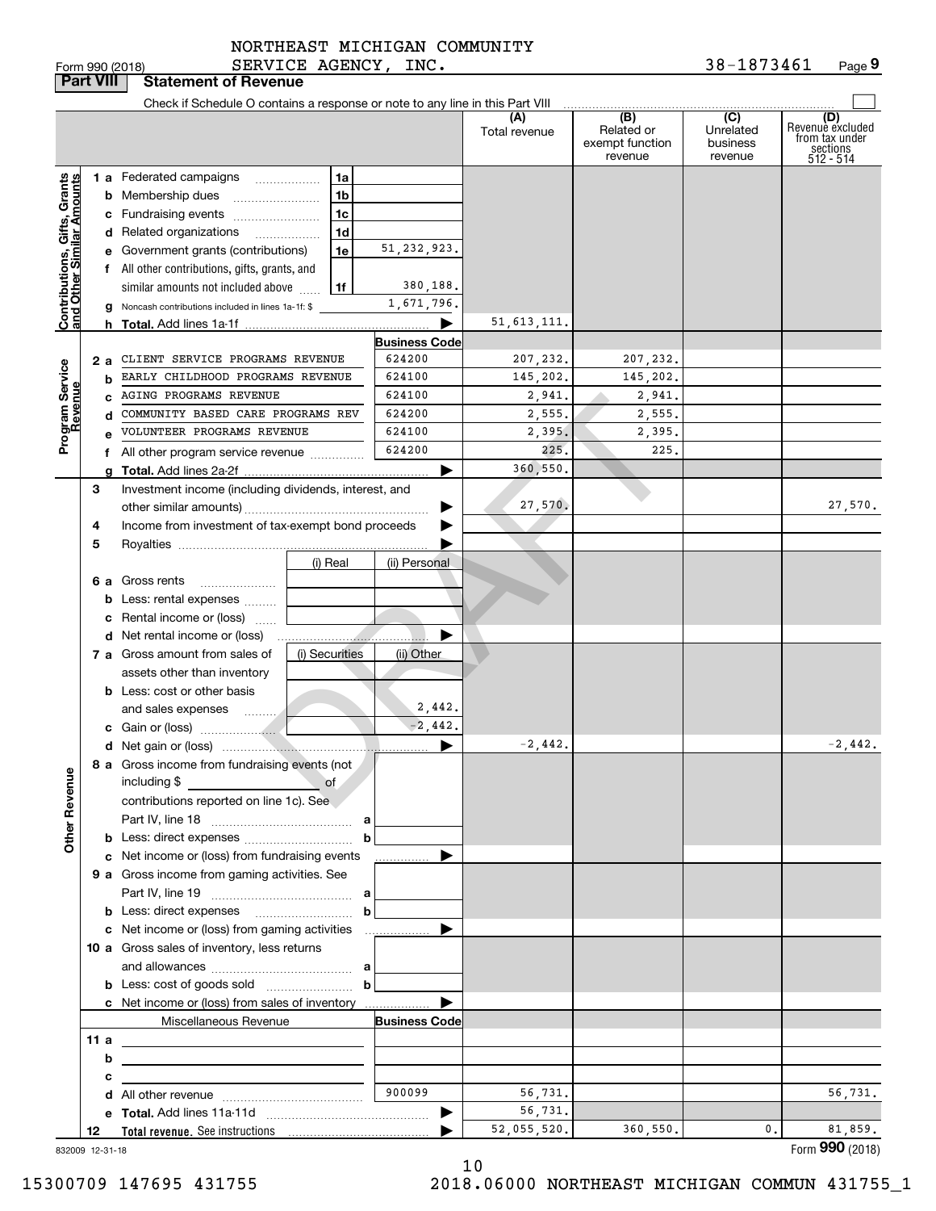NORTHEAST MICHIGAN COMMUNITY SERVICE AGENCY, INC. 38-1873461

Form 990 (2018)

## Part VIII Statement of Revenue

Check if Schedule O contains a response or note to any line in this Part VIII

| | | | (A) Total revenue | (B) Related or exempt function revenue | (C) Unrelated business revenue | (D) Revenue excluded from tax under sections 512 - 514 |
|---|---|---|---|---|---|---|
| **Contributions, Gifts, Grants and Other Similar Amounts** | | | | | | |
| 1 a Federated campaigns | 1a | | | | | |
| b Membership dues | 1b | | | | | |
| c Fundraising events | 1c | | | | | |
| d Related organizations | 1d | | | | | |
| e Government grants (contributions) | 1e | 51,232,923. | | | | |
| f All other contributions, gifts, grants, and similar amounts not included above | 1f | 380,188. | | | | |
| g Noncash contributions included in lines 1a-1f: $ | | 1,671,796. | | | | |
| h Total. Add lines 1a-1f | | ▶ | 51,613,111. | | | |
| **Program Service Revenue** | | Business Code | | | | |
| 2 a CLIENT SERVICE PROGRAMS REVENUE | | 624200 | 207,232. | 207,232. | | |
| b EARLY CHILDHOOD PROGRAMS REVENUE | | 624100 | 145,202. | 145,202. | | |
| c AGING PROGRAMS REVENUE | | 624100 | 2,941. | 2,941. | | |
| d COMMUNITY BASED CARE PROGRAMS REV | | 624200 | 2,555. | 2,555. | | |
| e VOLUNTEER PROGRAMS REVENUE | | 624100 | 2,395. | 2,395. | | |
| f All other program service revenue | | 624200 | 225. | 225. | | |
| g Total. Add lines 2a-2f | | ▶ | 360,550. | | | |
| 3 Investment income (including dividends, interest, and other similar amounts) | | ▶ | 27,570. | | | 27,570. |
| 4 Income from investment of tax-exempt bond proceeds | | ▶ | | | | |
| 5 Royalties | | ▶ | | | | |
| | (i) Real | (ii) Personal | | | | |
| 6 a Gross rents | | | | | | |
| b Less: rental expenses | | | | | | |
| c Rental income or (loss) | | | | | | |
| d Net rental income or (loss) | | ▶ | | | | |
| 7 a Gross amount from sales of assets other than inventory | (i) Securities | (ii) Other | | | | |
| b Less: cost or other basis and sales expenses | | 2,442. | | | | |
| c Gain or (loss) | | -2,442. | | | | |
| d Net gain or (loss) | | ▶ | -2,442. | | | -2,442. |
| **Other Revenue** | | | | | | |
| 8 a Gross income from fundraising events (not including $ \_\_\_\_\_ of contributions reported on line 1c). See Part IV, line 18 | a | | | | | |
| b Less: direct expenses | b | | | | | |
| c Net income or (loss) from fundraising events | | ▶ | | | | |
| 9 a Gross income from gaming activities. See Part IV, line 19 | a | | | | | |
| b Less: direct expenses | b | | | | | |
| c Net income or (loss) from gaming activities | | ▶ | | | | |
| 10 a Gross sales of inventory, less returns and allowances | a | | | | | |
| b Less: cost of goods sold | b | | | | | |
| c Net income or (loss) from sales of inventory | | ▶ | | | | |
| Miscellaneous Revenue | | Business Code | | | | |
| 11 a | | | | | | |
| b | | | | | | |
| c | | | | | | |
| d All other revenue | | 900099 | 56,731. | | | 56,731. |
| e Total. Add lines 11a-11d | | ▶ | 56,731. | | | |
| 12 Total revenue. See instructions | | ▶ | 52,055,520. | 360,550. | 0. | 81,859. |

832009 12-31-18

Form **990** (2018)

15300709 147695 431755 2018.06000 NORTHEAST MICHIGAN COMMUN 431755_1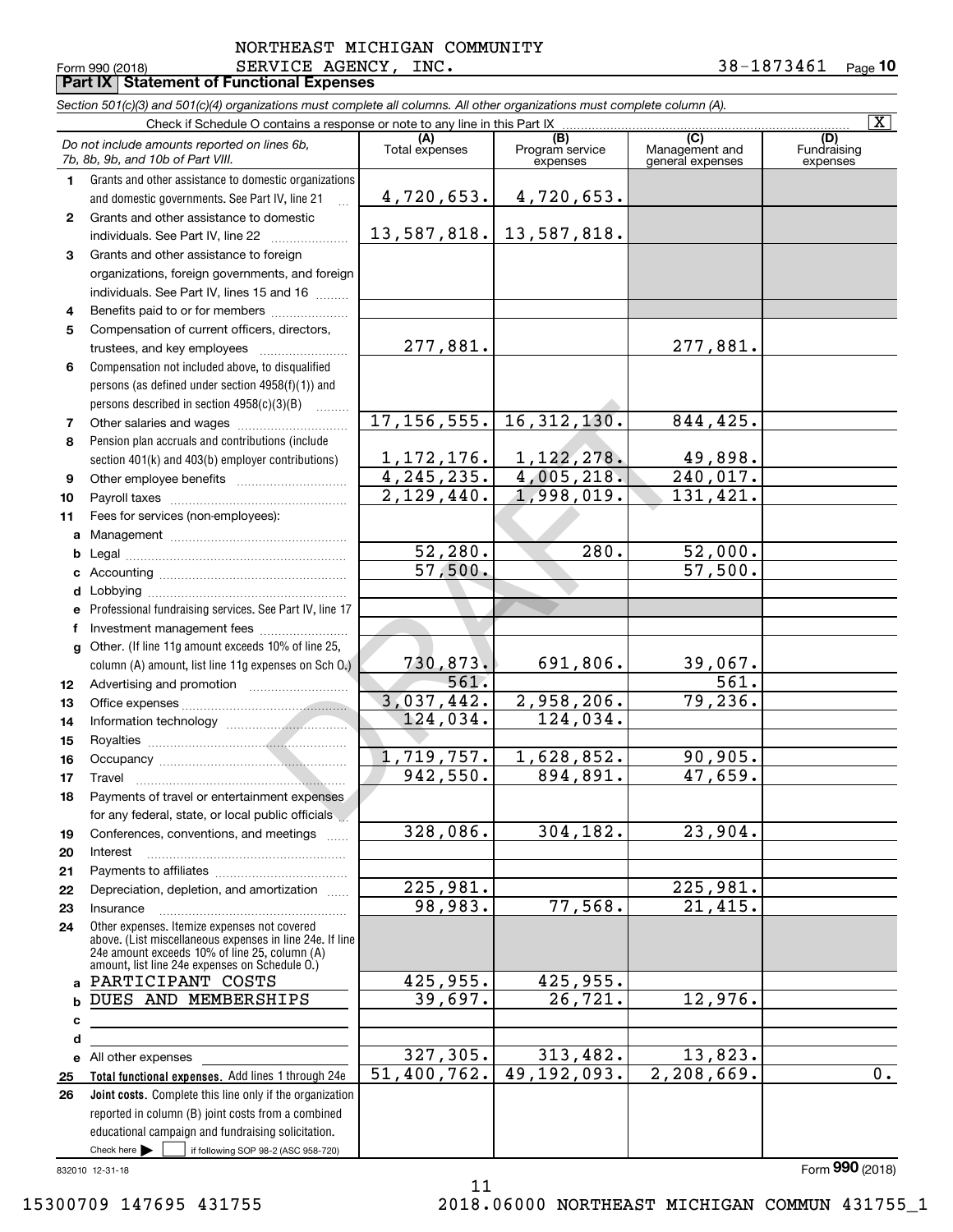Form 990 (2018) NORTHEAST MICHIGAN COMMUNITY SERVICE AGENCY, INC. 38-1873461 Page 10

**Part IX Statement of Functional Expenses**

*Section 501(c)(3) and 501(c)(4) organizations must complete all columns. All other organizations must complete column (A).*

Check if Schedule O contains a response or note to any line in this Part IX [X]

| | *Do not include amounts reported on lines 6b, 7b, 8b, 9b, and 10b of Part VIII.* | (A) Total expenses | (B) Program service expenses | (C) Management and general expenses | (D) Fundraising expenses |
|---|---|---|---|---|---|
| 1 | Grants and other assistance to domestic organizations and domestic governments. See Part IV, line 21 | 4,720,653. | 4,720,653. | | |
| 2 | Grants and other assistance to domestic individuals. See Part IV, line 22 | 13,587,818. | 13,587,818. | | |
| 3 | Grants and other assistance to foreign organizations, foreign governments, and foreign individuals. See Part IV, lines 15 and 16 | | | | |
| 4 | Benefits paid to or for members | | | | |
| 5 | Compensation of current officers, directors, trustees, and key employees | 277,881. | | 277,881. | |
| 6 | Compensation not included above, to disqualified persons (as defined under section 4958(f)(1)) and persons described in section 4958(c)(3)(B) | | | | |
| 7 | Other salaries and wages | 17,156,555. | 16,312,130. | 844,425. | |
| 8 | Pension plan accruals and contributions (include section 401(k) and 403(b) employer contributions) | 1,172,176. | 1,122,278. | 49,898. | |
| 9 | Other employee benefits | 4,245,235. | 4,005,218. | 240,017. | |
| 10 | Payroll taxes | 2,129,440. | 1,998,019. | 131,421. | |
| 11 | Fees for services (non-employees): | | | | |
| a | Management | | | | |
| b | Legal | 52,280. | 280. | 52,000. | |
| c | Accounting | 57,500. | | 57,500. | |
| d | Lobbying | | | | |
| e | Professional fundraising services. See Part IV, line 17 | | | | |
| f | Investment management fees | | | | |
| g | Other. (If line 11g amount exceeds 10% of line 25, column (A) amount, list line 11g expenses on Sch O.) | 730,873. | 691,806. | 39,067. | |
| 12 | Advertising and promotion | 561. | | 561. | |
| 13 | Office expenses | 3,037,442. | 2,958,206. | 79,236. | |
| 14 | Information technology | 124,034. | 124,034. | | |
| 15 | Royalties | | | | |
| 16 | Occupancy | 1,719,757. | 1,628,852. | 90,905. | |
| 17 | Travel | 942,550. | 894,891. | 47,659. | |
| 18 | Payments of travel or entertainment expenses for any federal, state, or local public officials | | | | |
| 19 | Conferences, conventions, and meetings | 328,086. | 304,182. | 23,904. | |
| 20 | Interest | | | | |
| 21 | Payments to affiliates | | | | |
| 22 | Depreciation, depletion, and amortization | 225,981. | | 225,981. | |
| 23 | Insurance | 98,983. | 77,568. | 21,415. | |
| 24 | Other expenses. Itemize expenses not covered above. (List miscellaneous expenses in line 24e. If line 24e amount exceeds 10% of line 25, column (A) amount, list line 24e expenses on Schedule O.) | | | | |
| a | PARTICIPANT COSTS | 425,955. | 425,955. | | |
| b | DUES AND MEMBERSHIPS | 39,697. | 26,721. | 12,976. | |
| c | | | | | |
| d | | | | | |
| e | All other expenses | 327,305. | 313,482. | 13,823. | |
| 25 | **Total functional expenses.** Add lines 1 through 24e | 51,400,762. | 49,192,093. | 2,208,669. | 0. |
| 26 | **Joint costs.** Complete this line only if the organization reported in column (B) joint costs from a combined educational campaign and fundraising solicitation. Check here [ ] if following SOP 98-2 (ASC 958-720) | | | | |

832010 12-31-18

Form **990** (2018)

15300709 147695 431755 2018.06000 NORTHEAST MICHIGAN COMMUN 431755_1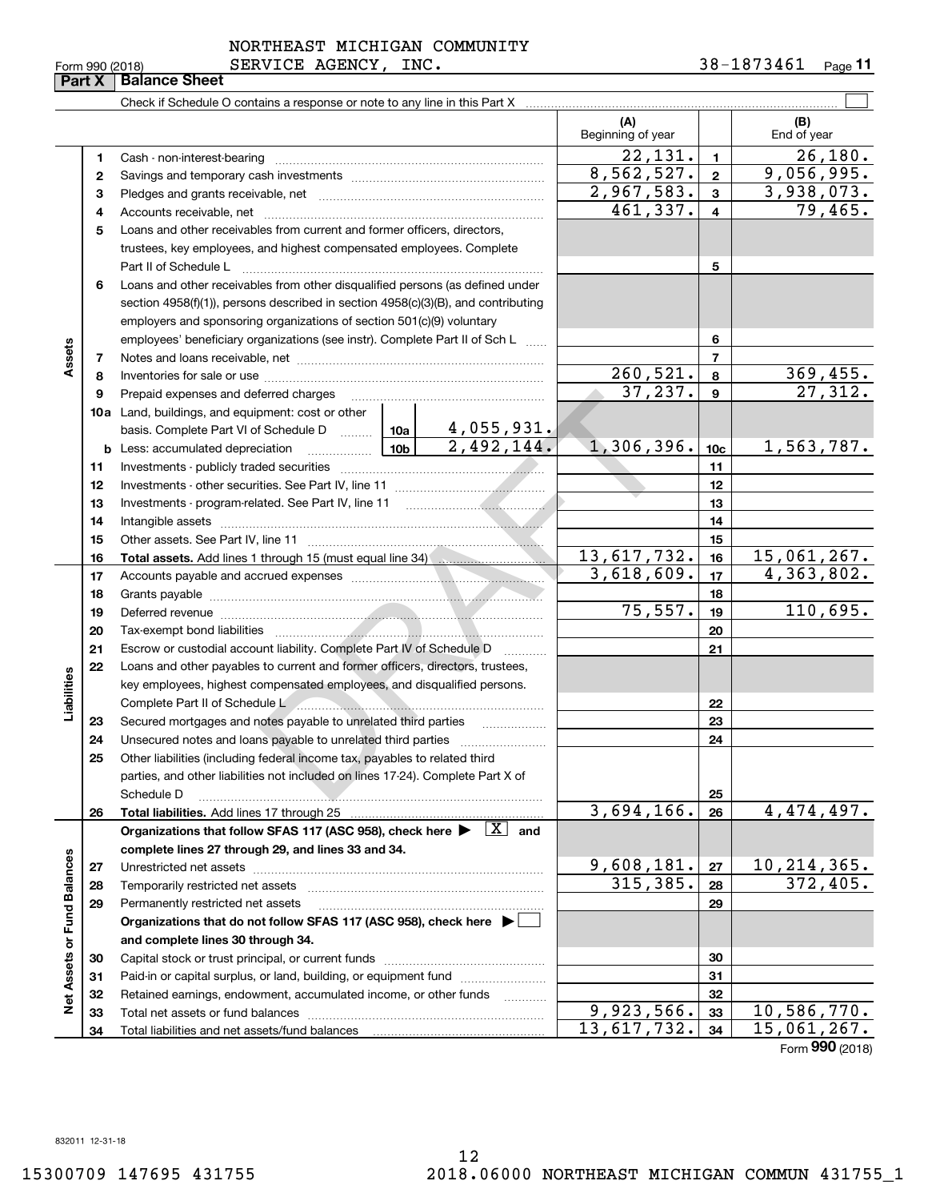NORTHEAST MICHIGAN COMMUNITY SERVICE AGENCY, INC. 38-1873461

Form 990 (2018)

## Part X Balance Sheet

Check if Schedule O contains a response or note to any line in this Part X ☐

| | | | (A) Beginning of year | | (B) End of year |
|---|---|---|---|---|---|
| **Assets** | 1 | Cash - non-interest-bearing | 22,131. | 1 | 26,180. |
| | 2 | Savings and temporary cash investments | 8,562,527. | 2 | 9,056,995. |
| | 3 | Pledges and grants receivable, net | 2,967,583. | 3 | 3,938,073. |
| | 4 | Accounts receivable, net | 461,337. | 4 | 79,465. |
| | 5 | Loans and other receivables from current and former officers, directors, trustees, key employees, and highest compensated employees. Complete Part II of Schedule L | | 5 | |
| | 6 | Loans and other receivables from other disqualified persons (as defined under section 4958(f)(1)), persons described in section 4958(c)(3)(B), and contributing employers and sponsoring organizations of section 501(c)(9) voluntary employees' beneficiary organizations (see instr). Complete Part II of Sch L | | 6 | |
| | 7 | Notes and loans receivable, net | | 7 | |
| | 8 | Inventories for sale or use | 260,521. | 8 | 369,455. |
| | 9 | Prepaid expenses and deferred charges | 37,237. | 9 | 27,312. |
| | 10a | Land, buildings, and equipment: cost or other basis. Complete Part VI of Schedule D — 10a: 4,055,931. | | | |
| | b | Less: accumulated depreciation — 10b: 2,492,144. | 1,306,396. | 10c | 1,563,787. |
| | 11 | Investments - publicly traded securities | | 11 | |
| | 12 | Investments - other securities. See Part IV, line 11 | | 12 | |
| | 13 | Investments - program-related. See Part IV, line 11 | | 13 | |
| | 14 | Intangible assets | | 14 | |
| | 15 | Other assets. See Part IV, line 11 | | 15 | |
| | 16 | **Total assets.** Add lines 1 through 15 (must equal line 34) | 13,617,732. | 16 | 15,061,267. |
| **Liabilities** | 17 | Accounts payable and accrued expenses | 3,618,609. | 17 | 4,363,802. |
| | 18 | Grants payable | | 18 | |
| | 19 | Deferred revenue | 75,557. | 19 | 110,695. |
| | 20 | Tax-exempt bond liabilities | | 20 | |
| | 21 | Escrow or custodial account liability. Complete Part IV of Schedule D | | 21 | |
| | 22 | Loans and other payables to current and former officers, directors, trustees, key employees, highest compensated employees, and disqualified persons. Complete Part II of Schedule L | | 22 | |
| | 23 | Secured mortgages and notes payable to unrelated third parties | | 23 | |
| | 24 | Unsecured notes and loans payable to unrelated third parties | | 24 | |
| | 25 | Other liabilities (including federal income tax, payables to related third parties, and other liabilities not included on lines 17-24). Complete Part X of Schedule D | | 25 | |
| | 26 | **Total liabilities.** Add lines 17 through 25 | 3,694,166. | 26 | 4,474,497. |
| **Net Assets or Fund Balances** | | **Organizations that follow SFAS 117 (ASC 958), check here ▶ [X] and complete lines 27 through 29, and lines 33 and 34.** | | | |
| | 27 | Unrestricted net assets | 9,608,181. | 27 | 10,214,365. |
| | 28 | Temporarily restricted net assets | 315,385. | 28 | 372,405. |
| | 29 | Permanently restricted net assets | | 29 | |
| | | **Organizations that do not follow SFAS 117 (ASC 958), check here ▶ ☐ and complete lines 30 through 34.** | | | |
| | 30 | Capital stock or trust principal, or current funds | | 30 | |
| | 31 | Paid-in or capital surplus, or land, building, or equipment fund | | 31 | |
| | 32 | Retained earnings, endowment, accumulated income, or other funds | | 32 | |
| | 33 | Total net assets or fund balances | 9,923,566. | 33 | 10,586,770. |
| | 34 | Total liabilities and net assets/fund balances | 13,617,732. | 34 | 15,061,267. |

Form **990** (2018)

832011 12-31-18

15300709 147695 431755 2018.06000 NORTHEAST MICHIGAN COMMUN 431755_1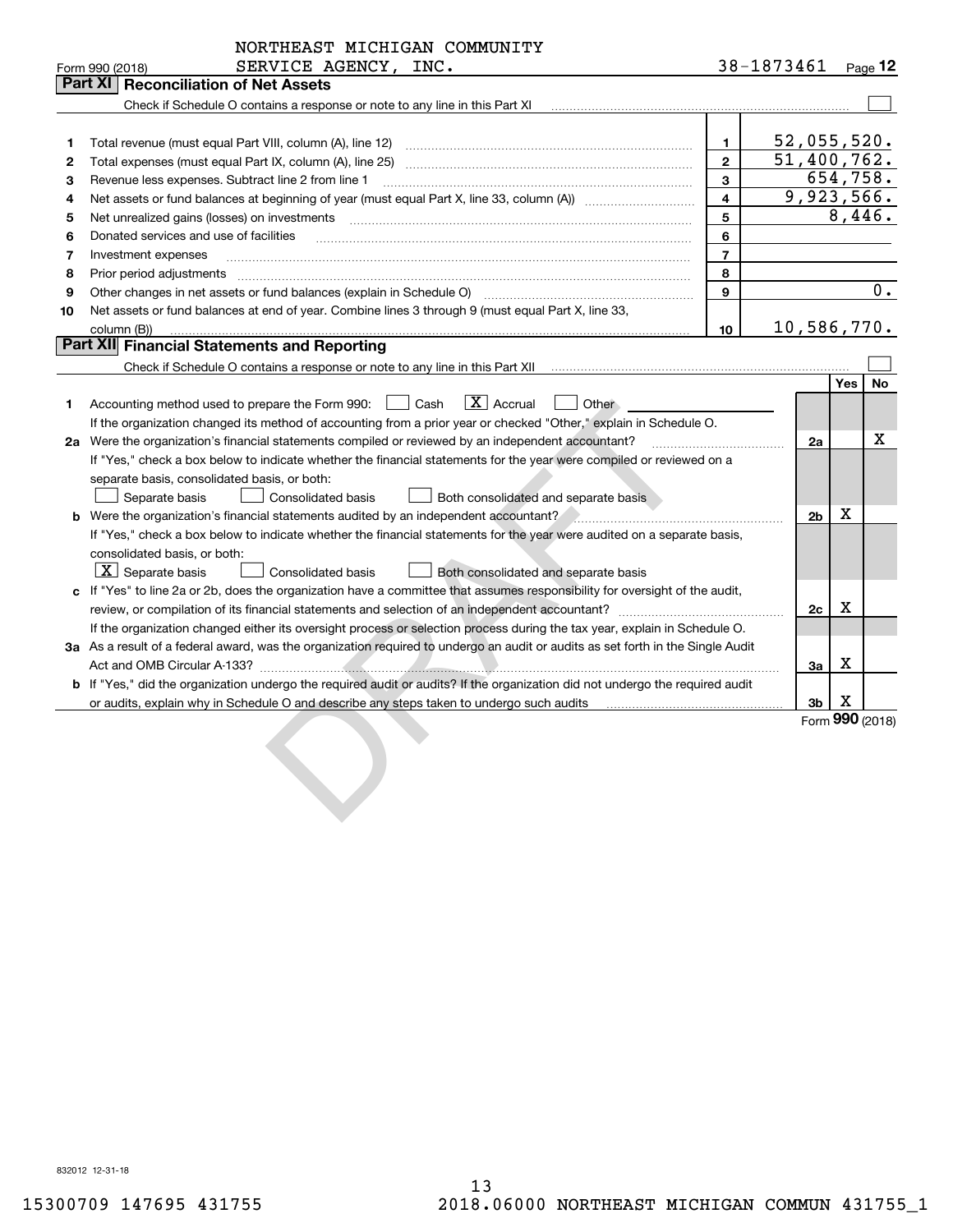NORTHEAST MICHIGAN COMMUNITY SERVICE AGENCY, INC. 38-1873461

Form 990 (2018)

## Part XI Reconciliation of Net Assets

Check if Schedule O contains a response or note to any line in this Part XI ☐

| | | | |
|---|---|---|---|
| 1 | Total revenue (must equal Part VIII, column (A), line 12) | 1 | 52,055,520. |
| 2 | Total expenses (must equal Part IX, column (A), line 25) | 2 | 51,400,762. |
| 3 | Revenue less expenses. Subtract line 2 from line 1 | 3 | 654,758. |
| 4 | Net assets or fund balances at beginning of year (must equal Part X, line 33, column (A)) | 4 | 9,923,566. |
| 5 | Net unrealized gains (losses) on investments | 5 | 8,446. |
| 6 | Donated services and use of facilities | 6 | |
| 7 | Investment expenses | 7 | |
| 8 | Prior period adjustments | 8 | |
| 9 | Other changes in net assets or fund balances (explain in Schedule O) | 9 | 0. |
| 10 | Net assets or fund balances at end of year. Combine lines 3 through 9 (must equal Part X, line 33, column (B)) | 10 | 10,586,770. |

## Part XII Financial Statements and Reporting

Check if Schedule O contains a response or note to any line in this Part XII ☐

| | | | Yes | No |
|---|---|---|---|---|
| 1 | Accounting method used to prepare the Form 990: ☐ Cash ☒ Accrual ☐ Other<br>If the organization changed its method of accounting from a prior year or checked "Other," explain in Schedule O. | | | |
| 2a | Were the organization's financial statements compiled or reviewed by an independent accountant?<br>If "Yes," check a box below to indicate whether the financial statements for the year were compiled or reviewed on a separate basis, consolidated basis, or both:<br>☐ Separate basis ☐ Consolidated basis ☐ Both consolidated and separate basis | 2a | | X |
| b | Were the organization's financial statements audited by an independent accountant?<br>If "Yes," check a box below to indicate whether the financial statements for the year were audited on a separate basis, consolidated basis, or both:<br>☒ Separate basis ☐ Consolidated basis ☐ Both consolidated and separate basis | 2b | X | |
| c | If "Yes" to line 2a or 2b, does the organization have a committee that assumes responsibility for oversight of the audit, review, or compilation of its financial statements and selection of an independent accountant?<br>If the organization changed either its oversight process or selection process during the tax year, explain in Schedule O. | 2c | X | |
| 3a | As a result of a federal award, was the organization required to undergo an audit or audits as set forth in the Single Audit Act and OMB Circular A-133? | 3a | X | |
| b | If "Yes," did the organization undergo the required audit or audits? If the organization did not undergo the required audit or audits, explain why in Schedule O and describe any steps taken to undergo such audits | 3b | X | |

Form 990 (2018)

832012 12-31-18

15300709 147695 431755 2018.06000 NORTHEAST MICHIGAN COMMUN 431755_1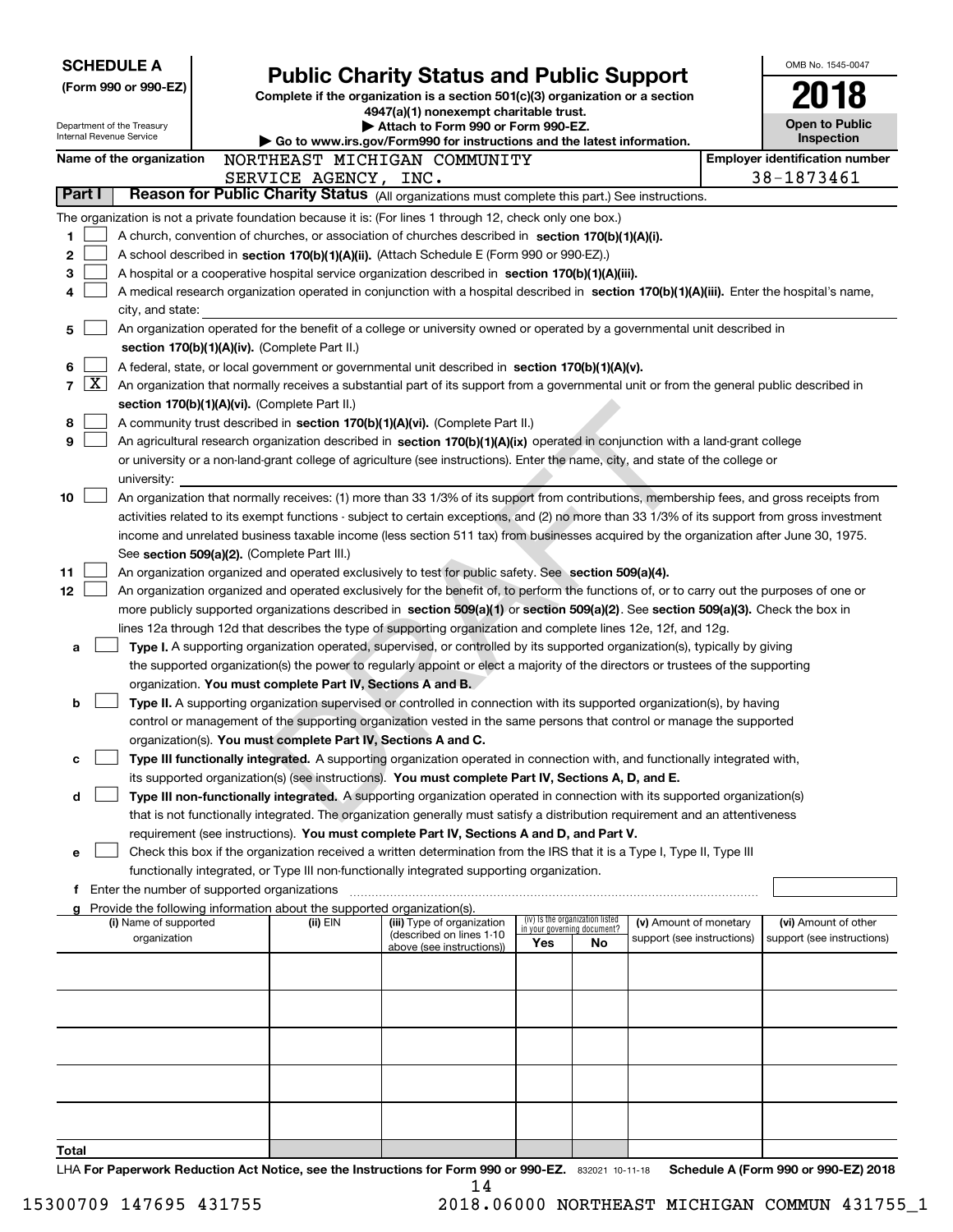**SCHEDULE A**
**(Form 990 or 990-EZ)**

Department of the Treasury
Internal Revenue Service

# Public Charity Status and Public Support

**Complete if the organization is a section 501(c)(3) organization or a section 4947(a)(1) nonexempt charitable trust.**
**▶ Attach to Form 990 or Form 990-EZ.**
**▶ Go to www.irs.gov/Form990 for instructions and the latest information.**

OMB No. 1545-0047
**2018**
**Open to Public Inspection**

**Name of the organization** NORTHEAST MICHIGAN COMMUNITY SERVICE AGENCY, INC.

**Employer identification number** 38-1873461

**Part I** **Reason for Public Charity Status** (All organizations must complete this part.) See instructions.

The organization is not a private foundation because it is: (For lines 1 through 12, check only one box.)

1 [ ] A church, convention of churches, or association of churches described in **section 170(b)(1)(A)(i).**
2 [ ] A school described in **section 170(b)(1)(A)(ii).** (Attach Schedule E (Form 990 or 990-EZ).)
3 [ ] A hospital or a cooperative hospital service organization described in **section 170(b)(1)(A)(iii).**
4 [ ] A medical research organization operated in conjunction with a hospital described in **section 170(b)(1)(A)(iii).** Enter the hospital's name, city, and state:
5 [ ] An organization operated for the benefit of a college or university owned or operated by a governmental unit described in **section 170(b)(1)(A)(iv).** (Complete Part II.)
6 [ ] A federal, state, or local government or governmental unit described in **section 170(b)(1)(A)(v).**
7 [X] An organization that normally receives a substantial part of its support from a governmental unit or from the general public described in **section 170(b)(1)(A)(vi).** (Complete Part II.)
8 [ ] A community trust described in **section 170(b)(1)(A)(vi).** (Complete Part II.)
9 [ ] An agricultural research organization described in **section 170(b)(1)(A)(ix)** operated in conjunction with a land-grant college or university or a non-land-grant college of agriculture (see instructions). Enter the name, city, and state of the college or university:
10 [ ] An organization that normally receives: (1) more than 33 1/3% of its support from contributions, membership fees, and gross receipts from activities related to its exempt functions - subject to certain exceptions, and (2) no more than 33 1/3% of its support from gross investment income and unrelated business taxable income (less section 511 tax) from businesses acquired by the organization after June 30, 1975. See **section 509(a)(2).** (Complete Part III.)
11 [ ] An organization organized and operated exclusively to test for public safety. See **section 509(a)(4).**
12 [ ] An organization organized and operated exclusively for the benefit of, to perform the functions of, or to carry out the purposes of one or more publicly supported organizations described in **section 509(a)(1)** or **section 509(a)(2)**. See **section 509(a)(3).** Check the box in lines 12a through 12d that describes the type of supporting organization and complete lines 12e, 12f, and 12g.

**a** [ ] **Type I.** A supporting organization operated, supervised, or controlled by its supported organization(s), typically by giving the supported organization(s) the power to regularly appoint or elect a majority of the directors or trustees of the supporting organization. **You must complete Part IV, Sections A and B.**

**b** [ ] **Type II.** A supporting organization supervised or controlled in connection with its supported organization(s), by having control or management of the supporting organization vested in the same persons that control or manage the supported organization(s). **You must complete Part IV, Sections A and C.**

**c** [ ] **Type III functionally integrated.** A supporting organization operated in connection with, and functionally integrated with, its supported organization(s) (see instructions). **You must complete Part IV, Sections A, D, and E.**

**d** [ ] **Type III non-functionally integrated.** A supporting organization operated in connection with its supported organization(s) that is not functionally integrated. The organization generally must satisfy a distribution requirement and an attentiveness requirement (see instructions). **You must complete Part IV, Sections A and D, and Part V.**

**e** [ ] Check this box if the organization received a written determination from the IRS that it is a Type I, Type II, Type III functionally integrated, or Type III non-functionally integrated supporting organization.

**f** Enter the number of supported organizations

**g** Provide the following information about the supported organization(s).

| (i) Name of supported organization | (ii) EIN | (iii) Type of organization (described on lines 1-10 above (see instructions)) | (iv) Is the organization listed in your governing document? Yes | No | (v) Amount of monetary support (see instructions) | (vi) Amount of other support (see instructions) |
|---|---|---|---|---|---|---|
| | | | | | | |
| | | | | | | |
| | | | | | | |
| | | | | | | |
| | | | | | | |
| **Total** | | | | | | |

LHA **For Paperwork Reduction Act Notice, see the Instructions for Form 990 or 990-EZ.** 832021 10-11-18 **Schedule A (Form 990 or 990-EZ) 2018**

15300709 147695 431755 2018.06000 NORTHEAST MICHIGAN COMMUN 431755_1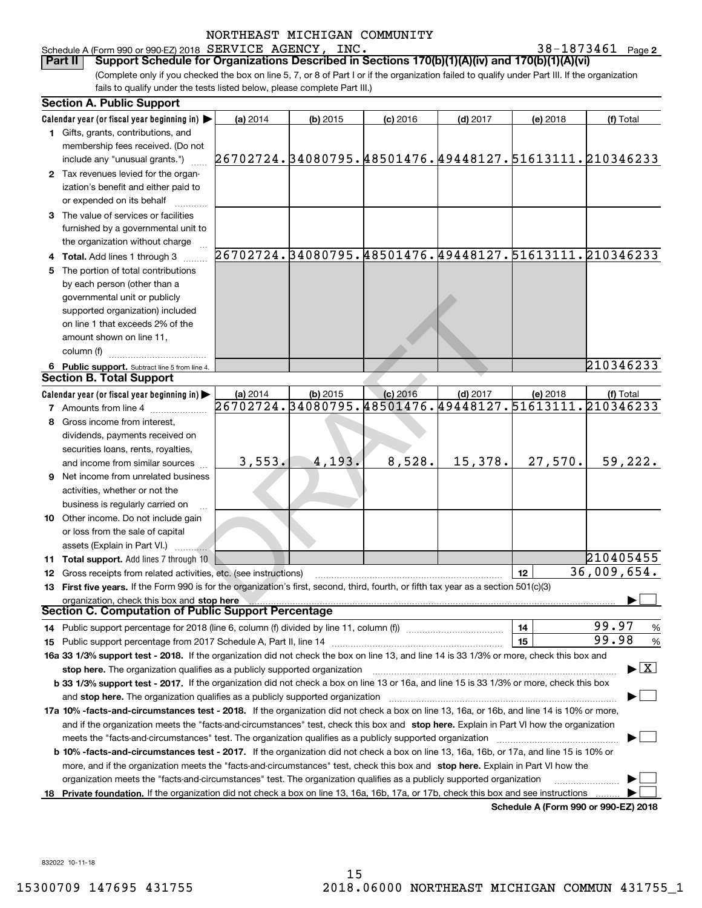NORTHEAST MICHIGAN COMMUNITY

Schedule A (Form 990 or 990-EZ) 2018 SERVICE AGENCY, INC. 38-1873461 Page 2

**Part II Support Schedule for Organizations Described in Sections 170(b)(1)(A)(iv) and 170(b)(1)(A)(vi)**

(Complete only if you checked the box on line 5, 7, or 8 of Part I or if the organization failed to qualify under Part III. If the organization fails to qualify under the tests listed below, please complete Part III.)

**Section A. Public Support**

| Calendar year (or fiscal year beginning in) | (a) 2014 | (b) 2015 | (c) 2016 | (d) 2017 | (e) 2018 | (f) Total |
|---|---|---|---|---|---|---|
| 1 Gifts, grants, contributions, and membership fees received. (Do not include any "unusual grants.") | 26702724. | 34080795. | 48501476. | 49448127. | 51613111. | 210346233 |
| 2 Tax revenues levied for the organization's benefit and either paid to or expended on its behalf | | | | | | |
| 3 The value of services or facilities furnished by a governmental unit to the organization without charge | | | | | | |
| 4 Total. Add lines 1 through 3 | 26702724. | 34080795. | 48501476. | 49448127. | 51613111. | 210346233 |
| 5 The portion of total contributions by each person (other than a governmental unit or publicly supported organization) included on line 1 that exceeds 2% of the amount shown on line 11, column (f) | | | | | | |
| 6 Public support. Subtract line 5 from line 4. | | | | | | 210346233 |

**Section B. Total Support**

| Calendar year (or fiscal year beginning in) | (a) 2014 | (b) 2015 | (c) 2016 | (d) 2017 | (e) 2018 | (f) Total |
|---|---|---|---|---|---|---|
| 7 Amounts from line 4 | 26702724. | 34080795. | 48501476. | 49448127. | 51613111. | 210346233 |
| 8 Gross income from interest, dividends, payments received on securities loans, rents, royalties, and income from similar sources | 3,553. | 4,193. | 8,528. | 15,378. | 27,570. | 59,222. |
| 9 Net income from unrelated business activities, whether or not the business is regularly carried on | | | | | | |
| 10 Other income. Do not include gain or loss from the sale of capital assets (Explain in Part VI.) | | | | | | |
| 11 Total support. Add lines 7 through 10 | | | | | | 210405455 |

12 Gross receipts from related activities, etc. (see instructions) — 12 — 36,009,654.

13 **First five years.** If the Form 990 is for the organization's first, second, third, fourth, or fifth tax year as a section 501(c)(3) organization, check this box and **stop here** ☐

**Section C. Computation of Public Support Percentage**

14 Public support percentage for 2018 (line 6, column (f) divided by line 11, column (f)) — 14 — 99.97 %

15 Public support percentage from 2017 Schedule A, Part II, line 14 — 15 — 99.98 %

**16a 33 1/3% support test - 2018.** If the organization did not check the box on line 13, and line 14 is 33 1/3% or more, check this box and **stop here.** The organization qualifies as a publicly supported organization ☒

**b 33 1/3% support test - 2017.** If the organization did not check a box on line 13 or 16a, and line 15 is 33 1/3% or more, check this box and **stop here.** The organization qualifies as a publicly supported organization ☐

**17a 10% -facts-and-circumstances test - 2018.** If the organization did not check a box on line 13, 16a, or 16b, and line 14 is 10% or more, and if the organization meets the "facts-and-circumstances" test, check this box and **stop here.** Explain in Part VI how the organization meets the "facts-and-circumstances" test. The organization qualifies as a publicly supported organization ☐

**b 10% -facts-and-circumstances test - 2017.** If the organization did not check a box on line 13, 16a, 16b, or 17a, and line 15 is 10% or more, and if the organization meets the "facts-and-circumstances" test, check this box and **stop here.** Explain in Part VI how the organization meets the "facts-and-circumstances" test. The organization qualifies as a publicly supported organization ☐

**18 Private foundation.** If the organization did not check a box on line 13, 16a, 16b, 17a, or 17b, check this box and see instructions ☐

**Schedule A (Form 990 or 990-EZ) 2018**

832022 10-11-18

15300709 147695 431755 2018.06000 NORTHEAST MICHIGAN COMMUN 431755_1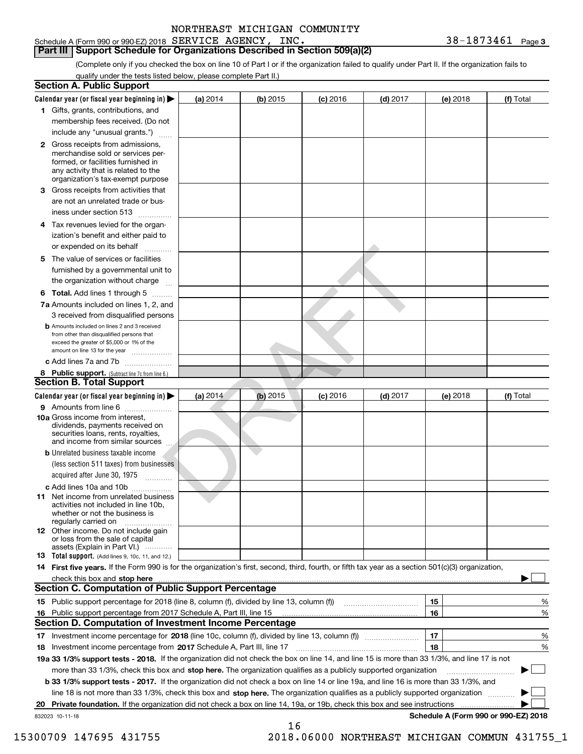NORTHEAST MICHIGAN COMMUNITY

Schedule A (Form 990 or 990-EZ) 2018 SERVICE AGENCY, INC. 38-1873461 Page 3

## Part III Support Schedule for Organizations Described in Section 509(a)(2)

(Complete only if you checked the box on line 10 of Part I or if the organization failed to qualify under Part II. If the organization fails to qualify under the tests listed below, please complete Part II.)

### Section A. Public Support

| Calendar year (or fiscal year beginning in) ▶ | (a) 2014 | (b) 2015 | (c) 2016 | (d) 2017 | (e) 2018 | (f) Total |
|---|---|---|---|---|---|---|
| 1 Gifts, grants, contributions, and membership fees received. (Do not include any "unusual grants.") | | | | | | |
| 2 Gross receipts from admissions, merchandise sold or services performed, or facilities furnished in any activity that is related to the organization's tax-exempt purpose | | | | | | |
| 3 Gross receipts from activities that are not an unrelated trade or business under section 513 | | | | | | |
| 4 Tax revenues levied for the organization's benefit and either paid to or expended on its behalf | | | | | | |
| 5 The value of services or facilities furnished by a governmental unit to the organization without charge | | | | | | |
| 6 Total. Add lines 1 through 5 | | | | | | |
| 7a Amounts included on lines 1, 2, and 3 received from disqualified persons | | | | | | |
| b Amounts included on lines 2 and 3 received from other than disqualified persons that exceed the greater of $5,000 or 1% of the amount on line 13 for the year | | | | | | |
| c Add lines 7a and 7b | | | | | | |
| 8 Public support. (Subtract line 7c from line 6.) | | | | | | |

### Section B. Total Support

| Calendar year (or fiscal year beginning in) ▶ | (a) 2014 | (b) 2015 | (c) 2016 | (d) 2017 | (e) 2018 | (f) Total |
|---|---|---|---|---|---|---|
| 9 Amounts from line 6 | | | | | | |
| 10a Gross income from interest, dividends, payments received on securities loans, rents, royalties, and income from similar sources | | | | | | |
| b Unrelated business taxable income (less section 511 taxes) from businesses acquired after June 30, 1975 | | | | | | |
| c Add lines 10a and 10b | | | | | | |
| 11 Net income from unrelated business activities not included in line 10b, whether or not the business is regularly carried on | | | | | | |
| 12 Other income. Do not include gain or loss from the sale of capital assets (Explain in Part VI.) | | | | | | |
| 13 Total support. (Add lines 9, 10c, 11, and 12.) | | | | | | |

14 **First five years.** If the Form 990 is for the organization's first, second, third, fourth, or fifth tax year as a section 501(c)(3) organization, check this box and **stop here** ▶ ☐

### Section C. Computation of Public Support Percentage

| | | | |
|---|---|---|---|
| 15 Public support percentage for 2018 (line 8, column (f), divided by line 13, column (f)) | 15 | | % |
| 16 Public support percentage from 2017 Schedule A, Part III, line 15 | 16 | | % |

### Section D. Computation of Investment Income Percentage

| | | | |
|---|---|---|---|
| 17 Investment income percentage for **2018** (line 10c, column (f), divided by line 13, column (f)) | 17 | | % |
| 18 Investment income percentage from **2017** Schedule A, Part III, line 17 | 18 | | % |

**19a 33 1/3% support tests - 2018.** If the organization did not check the box on line 14, and line 15 is more than 33 1/3%, and line 17 is not more than 33 1/3%, check this box and **stop here.** The organization qualifies as a publicly supported organization ▶ ☐

**b 33 1/3% support tests - 2017.** If the organization did not check a box on line 14 or line 19a, and line 16 is more than 33 1/3%, and line 18 is not more than 33 1/3%, check this box and **stop here.** The organization qualifies as a publicly supported organization ▶ ☐

**20 Private foundation.** If the organization did not check a box on line 14, 19a, or 19b, check this box and see instructions ▶ ☐

832023 10-11-18

**Schedule A (Form 990 or 990-EZ) 2018**

DRAFT

15300709 147695 431755 2018.06000 NORTHEAST MICHIGAN COMMUN 431755_1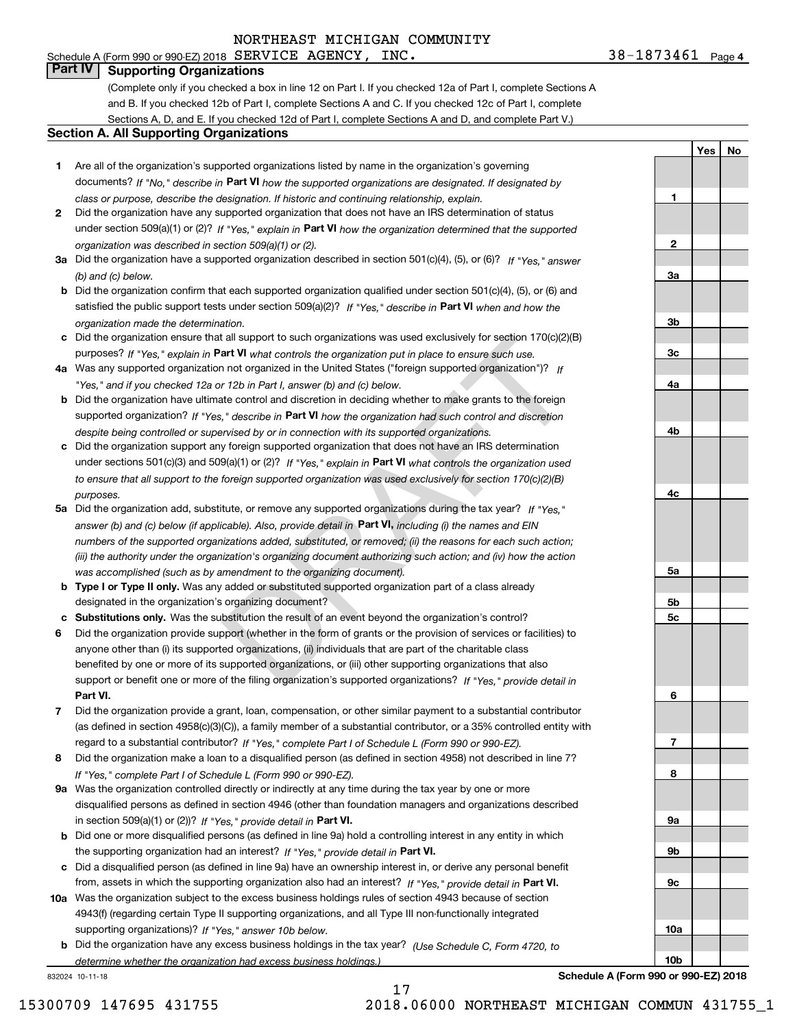NORTHEAST MICHIGAN COMMUNITY

Schedule A (Form 990 or 990-EZ) 2018 SERVICE AGENCY, INC. 38-1873461 Page 4

## Part IV Supporting Organizations

(Complete only if you checked a box in line 12 on Part I. If you checked 12a of Part I, complete Sections A and B. If you checked 12b of Part I, complete Sections A and C. If you checked 12c of Part I, complete Sections A, D, and E. If you checked 12d of Part I, complete Sections A and D, and complete Part V.)

### Section A. All Supporting Organizations

| | | | Yes | No |
|---|---|---|---|---|
| **1** | Are all of the organization's supported organizations listed by name in the organization's governing documents? *If "No," describe in* **Part VI** *how the supported organizations are designated. If designated by class or purpose, describe the designation. If historic and continuing relationship, explain.* | 1 | | |
| **2** | Did the organization have any supported organization that does not have an IRS determination of status under section 509(a)(1) or (2)? *If "Yes," explain in* **Part VI** *how the organization determined that the supported organization was described in section 509(a)(1) or (2).* | 2 | | |
| **3a** | Did the organization have a supported organization described in section 501(c)(4), (5), or (6)? *If "Yes," answer (b) and (c) below.* | 3a | | |
| **b** | Did the organization confirm that each supported organization qualified under section 501(c)(4), (5), or (6) and satisfied the public support tests under section 509(a)(2)? *If "Yes," describe in* **Part VI** *when and how the organization made the determination.* | 3b | | |
| **c** | Did the organization ensure that all support to such organizations was used exclusively for section 170(c)(2)(B) purposes? *If "Yes," explain in* **Part VI** *what controls the organization put in place to ensure such use.* | 3c | | |
| **4a** | Was any supported organization not organized in the United States ("foreign supported organization")? *If "Yes," and if you checked 12a or 12b in Part I, answer (b) and (c) below.* | 4a | | |
| **b** | Did the organization have ultimate control and discretion in deciding whether to make grants to the foreign supported organization? *If "Yes," describe in* **Part VI** *how the organization had such control and discretion despite being controlled or supervised by or in connection with its supported organizations.* | 4b | | |
| **c** | Did the organization support any foreign supported organization that does not have an IRS determination under sections 501(c)(3) and 509(a)(1) or (2)? *If "Yes," explain in* **Part VI** *what controls the organization used to ensure that all support to the foreign supported organization was used exclusively for section 170(c)(2)(B) purposes.* | 4c | | |
| **5a** | Did the organization add, substitute, or remove any supported organizations during the tax year? *If "Yes," answer (b) and (c) below (if applicable). Also, provide detail in* **Part VI,** *including (i) the names and EIN numbers of the supported organizations added, substituted, or removed; (ii) the reasons for each such action; (iii) the authority under the organization's organizing document authorizing such action; and (iv) how the action was accomplished (such as by amendment to the organizing document).* | 5a | | |
| **b** | **Type I or Type II only.** Was any added or substituted supported organization part of a class already designated in the organization's organizing document? | 5b | | |
| **c** | **Substitutions only.** Was the substitution the result of an event beyond the organization's control? | 5c | | |
| **6** | Did the organization provide support (whether in the form of grants or the provision of services or facilities) to anyone other than (i) its supported organizations, (ii) individuals that are part of the charitable class benefited by one or more of its supported organizations, or (iii) other supporting organizations that also support or benefit one or more of the filing organization's supported organizations? *If "Yes," provide detail in* **Part VI.** | 6 | | |
| **7** | Did the organization provide a grant, loan, compensation, or other similar payment to a substantial contributor (as defined in section 4958(c)(3)(C)), a family member of a substantial contributor, or a 35% controlled entity with regard to a substantial contributor? *If "Yes," complete Part I of Schedule L (Form 990 or 990-EZ).* | 7 | | |
| **8** | Did the organization make a loan to a disqualified person (as defined in section 4958) not described in line 7? *If "Yes," complete Part I of Schedule L (Form 990 or 990-EZ).* | 8 | | |
| **9a** | Was the organization controlled directly or indirectly at any time during the tax year by one or more disqualified persons as defined in section 4946 (other than foundation managers and organizations described in section 509(a)(1) or (2))? *If "Yes," provide detail in* **Part VI.** | 9a | | |
| **b** | Did one or more disqualified persons (as defined in line 9a) hold a controlling interest in any entity in which the supporting organization had an interest? *If "Yes," provide detail in* **Part VI.** | 9b | | |
| **c** | Did a disqualified person (as defined in line 9a) have an ownership interest in, or derive any personal benefit from, assets in which the supporting organization also had an interest? *If "Yes," provide detail in* **Part VI.** | 9c | | |
| **10a** | Was the organization subject to the excess business holdings rules of section 4943 because of section 4943(f) (regarding certain Type II supporting organizations, and all Type III non-functionally integrated supporting organizations)? *If "Yes," answer 10b below.* | 10a | | |
| **b** | Did the organization have any excess business holdings in the tax year? *(Use Schedule C, Form 4720, to determine whether the organization had excess business holdings.)* | 10b | | |

832024 10-11-18 **Schedule A (Form 990 or 990-EZ) 2018**

15300709 147695 431755 2018.06000 NORTHEAST MICHIGAN COMMUN 431755_1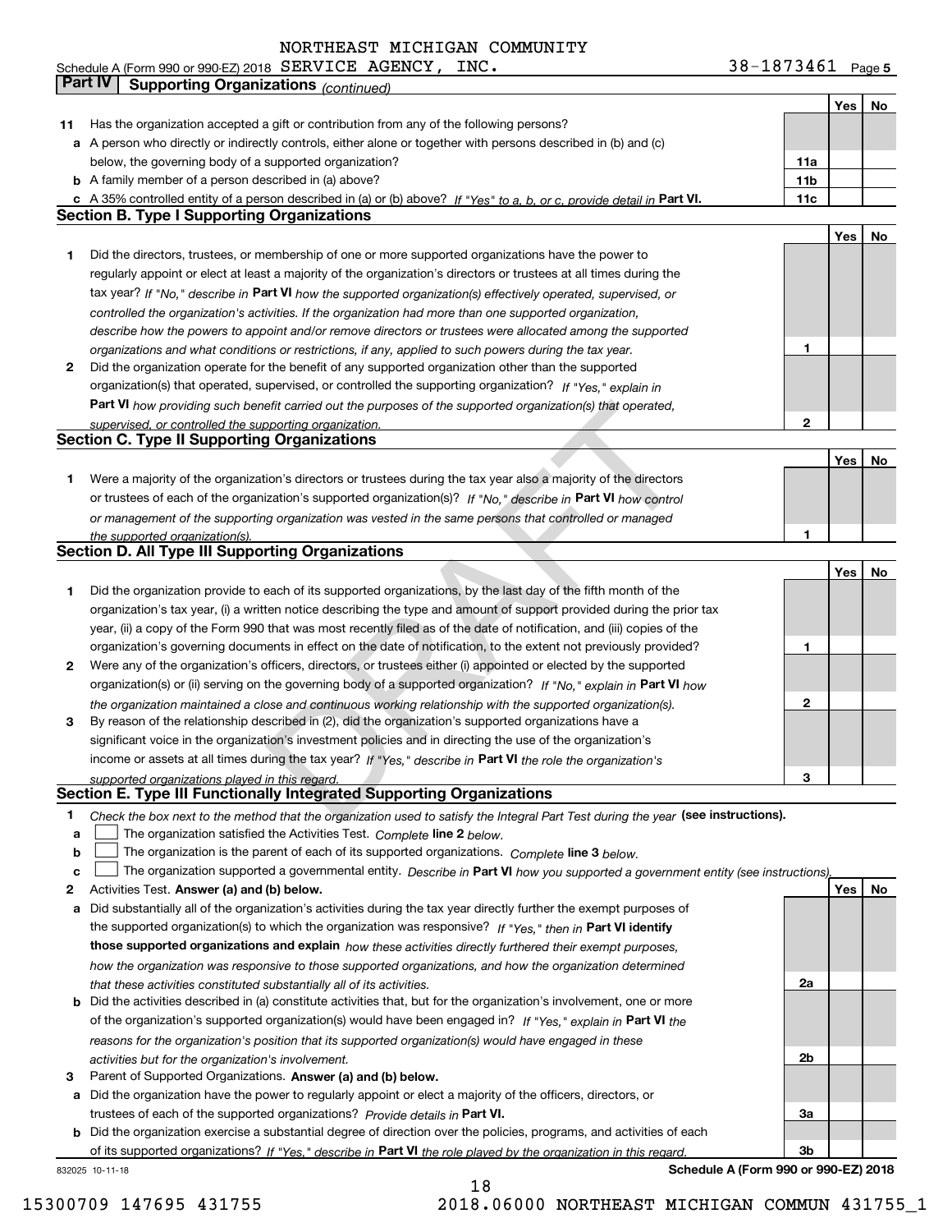NORTHEAST MICHIGAN COMMUNITY

Schedule A (Form 990 or 990-EZ) 2018 SERVICE AGENCY, INC. 38-1873461 Page 5

**Part IV | Supporting Organizations** *(continued)*

| | | | Yes | No |
|---|---|---|---|---|
| **11** | Has the organization accepted a gift or contribution from any of the following persons? | | | |
| **a** | A person who directly or indirectly controls, either alone or together with persons described in (b) and (c) below, the governing body of a supported organization? | **11a** | | |
| **b** | A family member of a person described in (a) above? | **11b** | | |
| **c** | A 35% controlled entity of a person described in (a) or (b) above? *If "Yes" to a, b, or c, provide detail in* **Part VI.** | **11c** | | |

**Section B. Type I Supporting Organizations**

| | | | Yes | No |
|---|---|---|---|---|
| **1** | Did the directors, trustees, or membership of one or more supported organizations have the power to regularly appoint or elect at least a majority of the organization's directors or trustees at all times during the tax year? *If "No," describe in* **Part VI** *how the supported organization(s) effectively operated, supervised, or controlled the organization's activities. If the organization had more than one supported organization, describe how the powers to appoint and/or remove directors or trustees were allocated among the supported organizations and what conditions or restrictions, if any, applied to such powers during the tax year.* | **1** | | |
| **2** | Did the organization operate for the benefit of any supported organization other than the supported organization(s) that operated, supervised, or controlled the supporting organization? *If "Yes," explain in* **Part VI** *how providing such benefit carried out the purposes of the supported organization(s) that operated, supervised, or controlled the supporting organization.* | **2** | | |

**Section C. Type II Supporting Organizations**

| | | | Yes | No |
|---|---|---|---|---|
| **1** | Were a majority of the organization's directors or trustees during the tax year also a majority of the directors or trustees of each of the organization's supported organization(s)? *If "No," describe in* **Part VI** *how control or management of the supporting organization was vested in the same persons that controlled or managed the supported organization(s).* | **1** | | |

**Section D. All Type III Supporting Organizations**

| | | | Yes | No |
|---|---|---|---|---|
| **1** | Did the organization provide to each of its supported organizations, by the last day of the fifth month of the organization's tax year, (i) a written notice describing the type and amount of support provided during the prior tax year, (ii) a copy of the Form 990 that was most recently filed as of the date of notification, and (iii) copies of the organization's governing documents in effect on the date of notification, to the extent not previously provided? | **1** | | |
| **2** | Were any of the organization's officers, directors, or trustees either (i) appointed or elected by the supported organization(s) or (ii) serving on the governing body of a supported organization? *If "No," explain in* **Part VI** *how the organization maintained a close and continuous working relationship with the supported organization(s).* | **2** | | |
| **3** | By reason of the relationship described in (2), did the organization's supported organizations have a significant voice in the organization's investment policies and in directing the use of the organization's income or assets at all times during the tax year? *If "Yes," describe in* **Part VI** *the role the organization's supported organizations played in this regard.* | **3** | | |

**Section E. Type III Functionally Integrated Supporting Organizations**

**1** *Check the box next to the method that the organization used to satisfy the Integral Part Test during the year* **(see instructions).**

**a** ☐ The organization satisfied the Activities Test. *Complete* **line 2** *below.*

**b** ☐ The organization is the parent of each of its supported organizations. *Complete* **line 3** *below.*

**c** ☐ The organization supported a governmental entity. *Describe in* **Part VI** *how you supported a government entity (see instructions).*

| | | | Yes | No |
|---|---|---|---|---|
| **2** | Activities Test. **Answer (a) and (b) below.** | | | |
| **a** | Did substantially all of the organization's activities during the tax year directly further the exempt purposes of the supported organization(s) to which the organization was responsive? *If "Yes," then in* **Part VI identify those supported organizations and explain** *how these activities directly furthered their exempt purposes, how the organization was responsive to those supported organizations, and how the organization determined that these activities constituted substantially all of its activities.* | **2a** | | |
| **b** | Did the activities described in (a) constitute activities that, but for the organization's involvement, one or more of the organization's supported organization(s) would have been engaged in? *If "Yes," explain in* **Part VI** *the reasons for the organization's position that its supported organization(s) would have engaged in these activities but for the organization's involvement.* | **2b** | | |
| **3** | Parent of Supported Organizations. **Answer (a) and (b) below.** | | | |
| **a** | Did the organization have the power to regularly appoint or elect a majority of the officers, directors, or trustees of each of the supported organizations? *Provide details in* **Part VI.** | **3a** | | |
| **b** | Did the organization exercise a substantial degree of direction over the policies, programs, and activities of each of its supported organizations? *If "Yes," describe in* **Part VI** *the role played by the organization in this regard.* | **3b** | | |

832025 10-11-18 **Schedule A (Form 990 or 990-EZ) 2018**

15300709 147695 431755 2018.06000 NORTHEAST MICHIGAN COMMUN 431755_1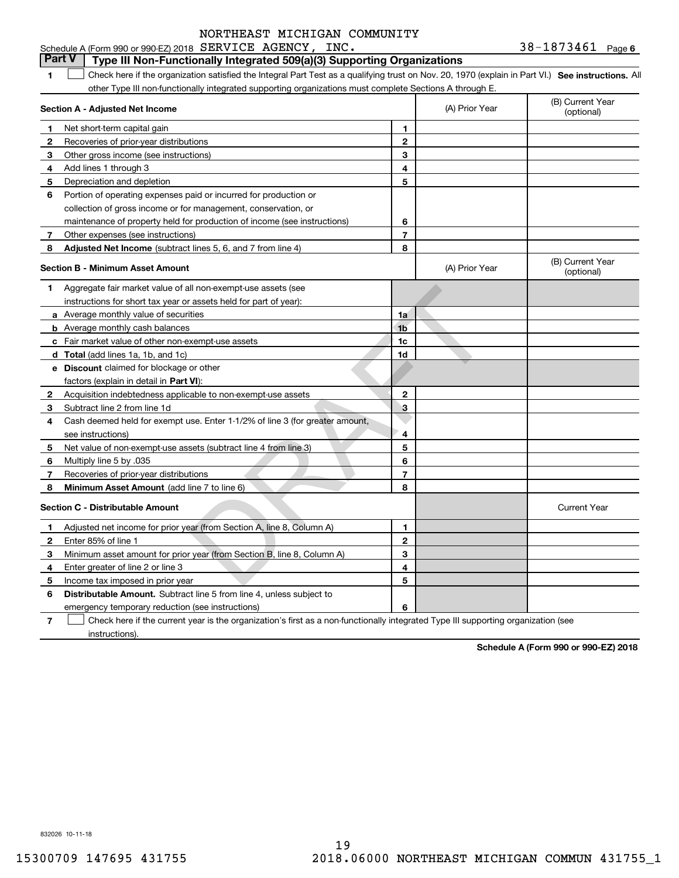NORTHEAST MICHIGAN COMMUNITY

Schedule A (Form 990 or 990-EZ) 2018 SERVICE AGENCY, INC. 38-1873461 Page 6

## Part V Type III Non-Functionally Integrated 509(a)(3) Supporting Organizations

**1** ☐ Check here if the organization satisfied the Integral Part Test as a qualifying trust on Nov. 20, 1970 (explain in Part VI.) **See instructions.** All other Type III non-functionally integrated supporting organizations must complete Sections A through E.

| **Section A - Adjusted Net Income** | | (A) Prior Year | (B) Current Year (optional) |
|---|---|---|---|
| **1** Net short-term capital gain | 1 | | |
| **2** Recoveries of prior-year distributions | 2 | | |
| **3** Other gross income (see instructions) | 3 | | |
| **4** Add lines 1 through 3 | 4 | | |
| **5** Depreciation and depletion | 5 | | |
| **6** Portion of operating expenses paid or incurred for production or collection of gross income or for management, conservation, or maintenance of property held for production of income (see instructions) | 6 | | |
| **7** Other expenses (see instructions) | 7 | | |
| **8** **Adjusted Net Income** (subtract lines 5, 6, and 7 from line 4) | 8 | | |

| **Section B - Minimum Asset Amount** | | (A) Prior Year | (B) Current Year (optional) |
|---|---|---|---|
| **1** Aggregate fair market value of all non-exempt-use assets (see instructions for short tax year or assets held for part of year): | | | |
| **a** Average monthly value of securities | 1a | | |
| **b** Average monthly cash balances | 1b | | |
| **c** Fair market value of other non-exempt-use assets | 1c | | |
| **d** **Total** (add lines 1a, 1b, and 1c) | 1d | | |
| **e** **Discount** claimed for blockage or other factors (explain in detail in **Part VI**): | | | |
| **2** Acquisition indebtedness applicable to non-exempt-use assets | 2 | | |
| **3** Subtract line 2 from line 1d | 3 | | |
| **4** Cash deemed held for exempt use. Enter 1-1/2% of line 3 (for greater amount, see instructions) | 4 | | |
| **5** Net value of non-exempt-use assets (subtract line 4 from line 3) | 5 | | |
| **6** Multiply line 5 by .035 | 6 | | |
| **7** Recoveries of prior-year distributions | 7 | | |
| **8** **Minimum Asset Amount** (add line 7 to line 6) | 8 | | |

| **Section C - Distributable Amount** | | | Current Year |
|---|---|---|---|
| **1** Adjusted net income for prior year (from Section A, line 8, Column A) | 1 | | |
| **2** Enter 85% of line 1 | 2 | | |
| **3** Minimum asset amount for prior year (from Section B, line 8, Column A) | 3 | | |
| **4** Enter greater of line 2 or line 3 | 4 | | |
| **5** Income tax imposed in prior year | 5 | | |
| **6** **Distributable Amount.** Subtract line 5 from line 4, unless subject to emergency temporary reduction (see instructions) | 6 | | |

**7** ☐ Check here if the current year is the organization's first as a non-functionally integrated Type III supporting organization (see instructions).

**Schedule A (Form 990 or 990-EZ) 2018**

832026 10-11-18

15300709 147695 431755 2018.06000 NORTHEAST MICHIGAN COMMUN 431755_1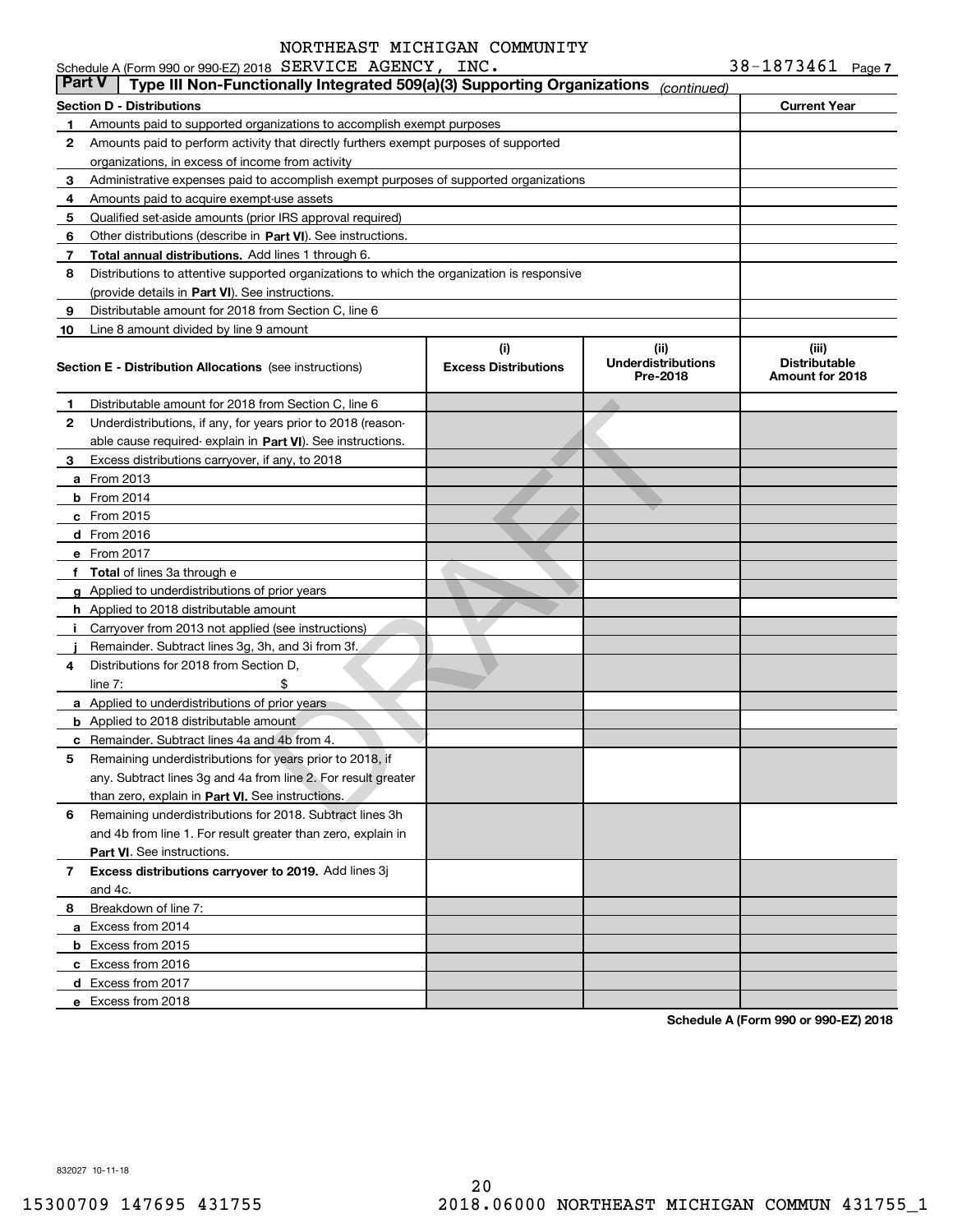NORTHEAST MICHIGAN COMMUNITY

Schedule A (Form 990 or 990-EZ) 2018 SERVICE AGENCY, INC. 38-1873461 Page 7

## Part V Type III Non-Functionally Integrated 509(a)(3) Supporting Organizations (continued)

| Section D - Distributions | | Current Year |
|---|---|---|
| 1 | Amounts paid to supported organizations to accomplish exempt purposes | |
| 2 | Amounts paid to perform activity that directly furthers exempt purposes of supported organizations, in excess of income from activity | |
| 3 | Administrative expenses paid to accomplish exempt purposes of supported organizations | |
| 4 | Amounts paid to acquire exempt-use assets | |
| 5 | Qualified set-aside amounts (prior IRS approval required) | |
| 6 | Other distributions (describe in **Part VI**). See instructions. | |
| 7 | **Total annual distributions.** Add lines 1 through 6. | |
| 8 | Distributions to attentive supported organizations to which the organization is responsive (provide details in **Part VI**). See instructions. | |
| 9 | Distributable amount for 2018 from Section C, line 6 | |
| 10 | Line 8 amount divided by line 9 amount | |

| **Section E - Distribution Allocations** (see instructions) | (i) Excess Distributions | (ii) Underdistributions Pre-2018 | (iii) Distributable Amount for 2018 |
|---|---|---|---|
| 1 Distributable amount for 2018 from Section C, line 6 | | | |
| 2 Underdistributions, if any, for years prior to 2018 (reasonable cause required- explain in **Part VI**). See instructions. | | | |
| 3 Excess distributions carryover, if any, to 2018 | | | |
| a From 2013 | | | |
| b From 2014 | | | |
| c From 2015 | | | |
| d From 2016 | | | |
| e From 2017 | | | |
| f **Total** of lines 3a through e | | | |
| g Applied to underdistributions of prior years | | | |
| h Applied to 2018 distributable amount | | | |
| i Carryover from 2013 not applied (see instructions) | | | |
| j Remainder. Subtract lines 3g, 3h, and 3i from 3f. | | | |
| 4 Distributions for 2018 from Section D, line 7: $ | | | |
| a Applied to underdistributions of prior years | | | |
| b Applied to 2018 distributable amount | | | |
| c Remainder. Subtract lines 4a and 4b from 4. | | | |
| 5 Remaining underdistributions for years prior to 2018, if any. Subtract lines 3g and 4a from line 2. For result greater than zero, explain in **Part VI.** See instructions. | | | |
| 6 Remaining underdistributions for 2018. Subtract lines 3h and 4b from line 1. For result greater than zero, explain in **Part VI**. See instructions. | | | |
| 7 **Excess distributions carryover to 2019.** Add lines 3j and 4c. | | | |
| 8 Breakdown of line 7: | | | |
| a Excess from 2014 | | | |
| b Excess from 2015 | | | |
| c Excess from 2016 | | | |
| d Excess from 2017 | | | |
| e Excess from 2018 | | | |

DRAFT

**Schedule A (Form 990 or 990-EZ) 2018**

832027 10-11-18

15300709 147695 431755 2018.06000 NORTHEAST MICHIGAN COMMUN 431755_1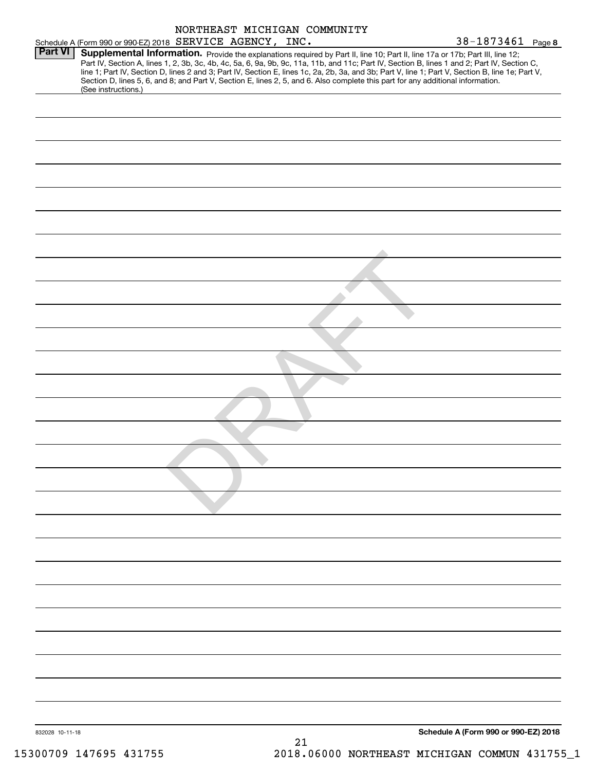NORTHEAST MICHIGAN COMMUNITY

Schedule A (Form 990 or 990-EZ) 2018 SERVICE AGENCY, INC. 38-1873461 Page **8**

**Part VI** **Supplemental Information.** Provide the explanations required by Part II, line 10; Part II, line 17a or 17b; Part III, line 12; Part IV, Section A, lines 1, 2, 3b, 3c, 4b, 4c, 5a, 6, 9a, 9b, 9c, 11a, 11b, and 11c; Part IV, Section B, lines 1 and 2; Part IV, Section C, line 1; Part IV, Section D, lines 2 and 3; Part IV, Section E, lines 1c, 2a, 2b, 3a, and 3b; Part V, line 1; Part V, Section B, line 1e; Part V, Section D, lines 5, 6, and 8; and Part V, Section E, lines 2, 5, and 6. Also complete this part for any additional information. (See instructions.)

DRAFT

832028 10-11-18

**Schedule A (Form 990 or 990-EZ) 2018**

21

15300709 147695 431755 2018.06000 NORTHEAST MICHIGAN COMMUN 431755_1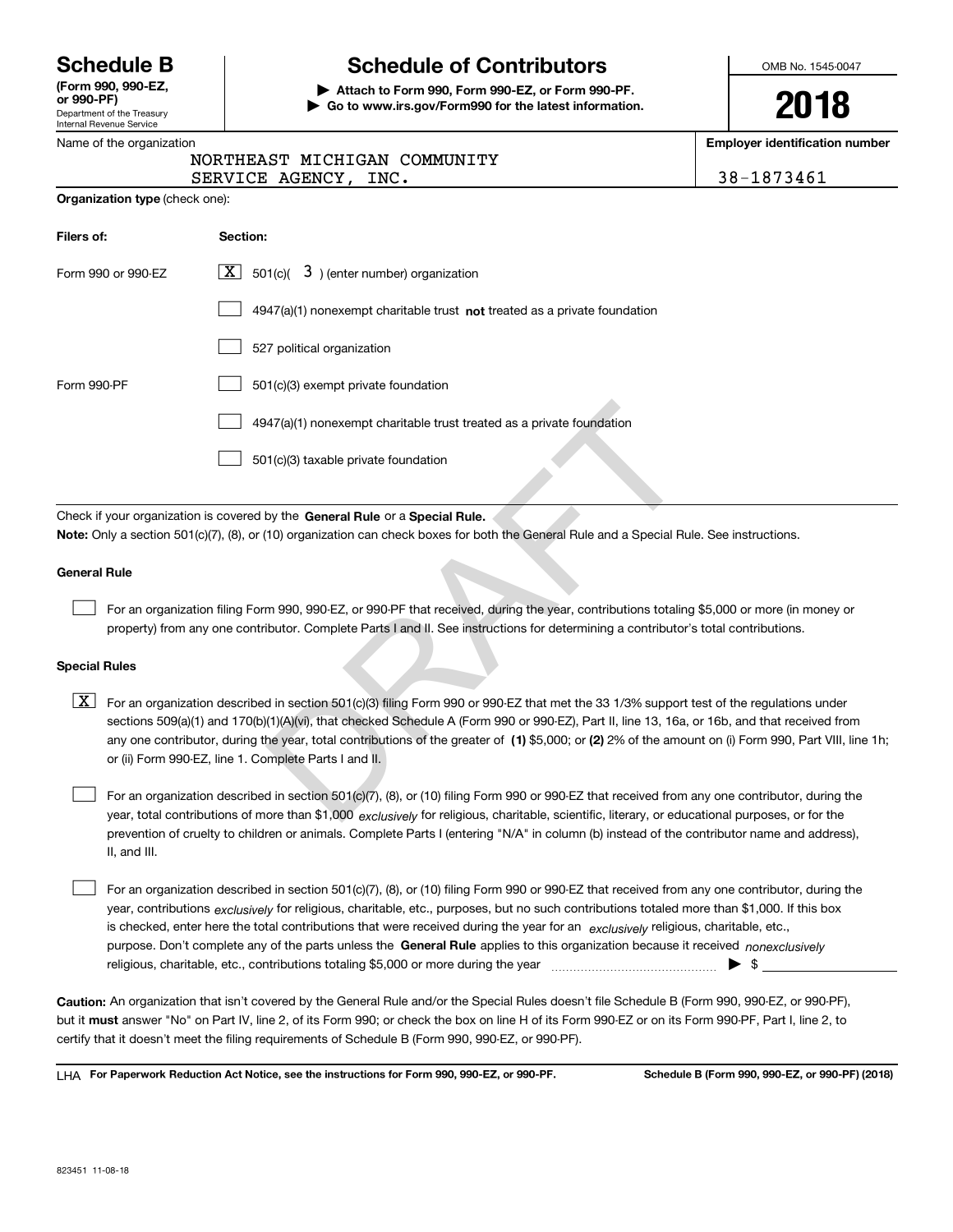# Schedule B

**(Form 990, 990-EZ, or 990-PF)**

Department of the Treasury
Internal Revenue Service

## Schedule of Contributors

**▶ Attach to Form 990, Form 990-EZ, or Form 990-PF.**
**▶ Go to www.irs.gov/Form990 for the latest information.**

OMB No. 1545-0047

**2018**

Name of the organization: NORTHEAST MICHIGAN COMMUNITY SERVICE AGENCY, INC.

**Employer identification number:** 38-1873461

**Organization type** (check one):

| Filers of: | Section: |
|---|---|
| Form 990 or 990-EZ | [X] 501(c)( 3 ) (enter number) organization |
| | [ ] 4947(a)(1) nonexempt charitable trust **not** treated as a private foundation |
| | [ ] 527 political organization |
| Form 990-PF | [ ] 501(c)(3) exempt private foundation |
| | [ ] 4947(a)(1) nonexempt charitable trust treated as a private foundation |
| | [ ] 501(c)(3) taxable private foundation |

Check if your organization is covered by the **General Rule** or a **Special Rule.**

**Note:** Only a section 501(c)(7), (8), or (10) organization can check boxes for both the General Rule and a Special Rule. See instructions.

### General Rule

[ ] For an organization filing Form 990, 990-EZ, or 990-PF that received, during the year, contributions totaling $5,000 or more (in money or property) from any one contributor. Complete Parts I and II. See instructions for determining a contributor's total contributions.

### Special Rules

[X] For an organization described in section 501(c)(3) filing Form 990 or 990-EZ that met the 33 1/3% support test of the regulations under sections 509(a)(1) and 170(b)(1)(A)(vi), that checked Schedule A (Form 990 or 990-EZ), Part II, line 13, 16a, or 16b, and that received from any one contributor, during the year, total contributions of the greater of **(1)** $5,000; or **(2)** 2% of the amount on (i) Form 990, Part VIII, line 1h; or (ii) Form 990-EZ, line 1. Complete Parts I and II.

[ ] For an organization described in section 501(c)(7), (8), or (10) filing Form 990 or 990-EZ that received from any one contributor, during the year, total contributions of more than $1,000 *exclusively* for religious, charitable, scientific, literary, or educational purposes, or for the prevention of cruelty to children or animals. Complete Parts I (entering "N/A" in column (b) instead of the contributor name and address), II, and III.

[ ] For an organization described in section 501(c)(7), (8), or (10) filing Form 990 or 990-EZ that received from any one contributor, during the year, contributions *exclusively* for religious, charitable, etc., purposes, but no such contributions totaled more than $1,000. If this box is checked, enter here the total contributions that were received during the year for an *exclusively* religious, charitable, etc., purpose. Don't complete any of the parts unless the **General Rule** applies to this organization because it received *nonexclusively* religious, charitable, etc., contributions totaling $5,000 or more during the year ▶ $ ________

**Caution:** An organization that isn't covered by the General Rule and/or the Special Rules doesn't file Schedule B (Form 990, 990-EZ, or 990-PF), but it **must** answer "No" on Part IV, line 2, of its Form 990; or check the box on line H of its Form 990-EZ or on its Form 990-PF, Part I, line 2, to certify that it doesn't meet the filing requirements of Schedule B (Form 990, 990-EZ, or 990-PF).

LHA **For Paperwork Reduction Act Notice, see the instructions for Form 990, 990-EZ, or 990-PF.** **Schedule B (Form 990, 990-EZ, or 990-PF) (2018)**

823451 11-08-18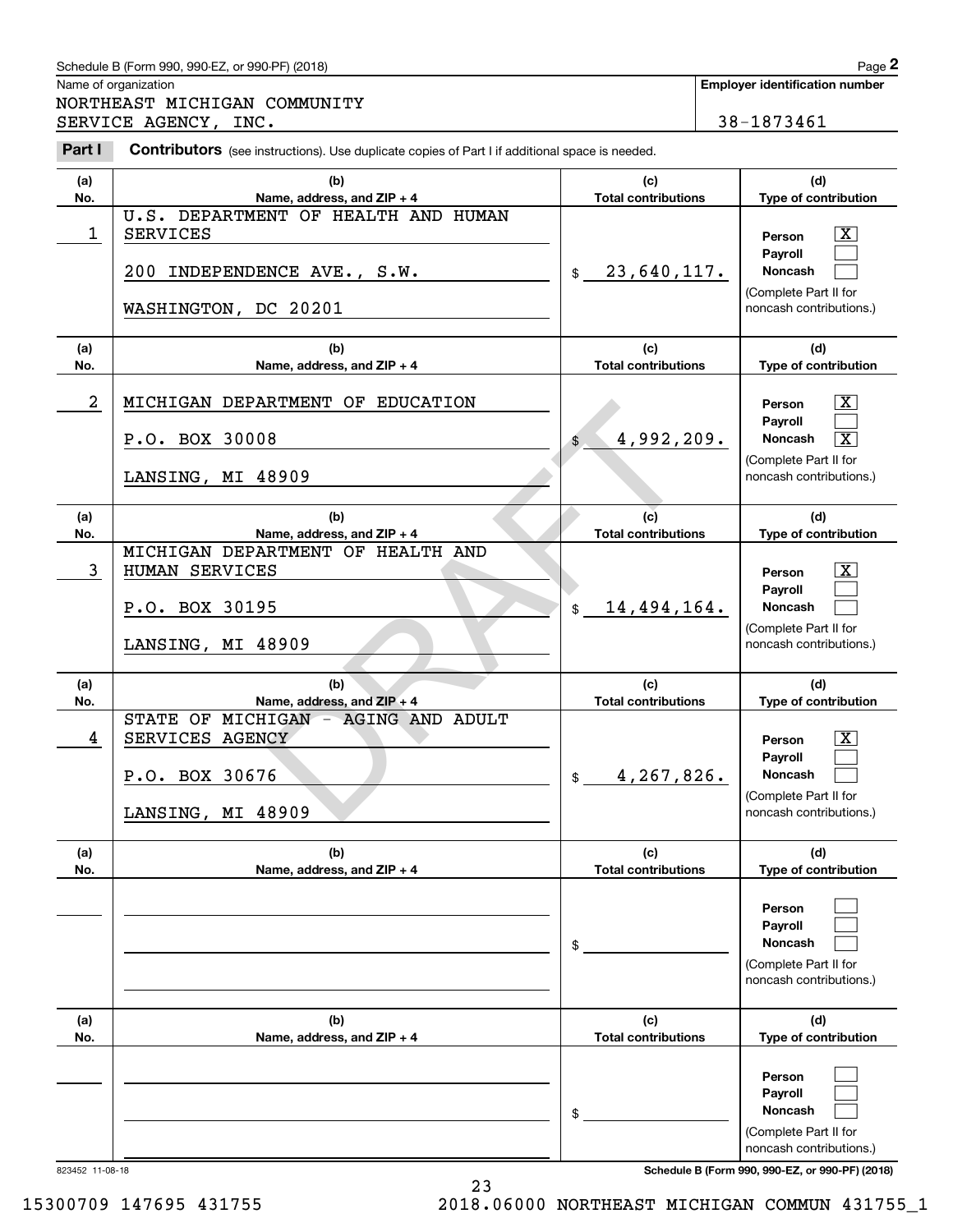Schedule B (Form 990, 990-EZ, or 990-PF) (2018)

Name of organization

NORTHEAST MICHIGAN COMMUNITY SERVICE AGENCY, INC.

**Employer identification number**

38-1873461

## Part I Contributors (see instructions). Use duplicate copies of Part I if additional space is needed.

| (a) No. | (b) Name, address, and ZIP + 4 | (c) Total contributions | (d) Type of contribution |
|---|---|---|---|
| 1 | U.S. DEPARTMENT OF HEALTH AND HUMAN SERVICES<br>200 INDEPENDENCE AVE., S.W.<br>WASHINGTON, DC 20201 | $ 23,640,117. | Person [X]<br>Payroll [ ]<br>Noncash [ ]<br>(Complete Part II for noncash contributions.) |
| 2 | MICHIGAN DEPARTMENT OF EDUCATION<br>P.O. BOX 30008<br>LANSING, MI 48909 | $ 4,992,209. | Person [X]<br>Payroll [ ]<br>Noncash [X]<br>(Complete Part II for noncash contributions.) |
| 3 | MICHIGAN DEPARTMENT OF HEALTH AND HUMAN SERVICES<br>P.O. BOX 30195<br>LANSING, MI 48909 | $ 14,494,164. | Person [X]<br>Payroll [ ]<br>Noncash [ ]<br>(Complete Part II for noncash contributions.) |
| 4 | STATE OF MICHIGAN - AGING AND ADULT SERVICES AGENCY<br>P.O. BOX 30676<br>LANSING, MI 48909 | $ 4,267,826. | Person [X]<br>Payroll [ ]<br>Noncash [ ]<br>(Complete Part II for noncash contributions.) |
| | | $ | Person [ ]<br>Payroll [ ]<br>Noncash [ ]<br>(Complete Part II for noncash contributions.) |
| | | $ | Person [ ]<br>Payroll [ ]<br>Noncash [ ]<br>(Complete Part II for noncash contributions.) |

DRAFT

823452 11-08-18

Schedule B (Form 990, 990-EZ, or 990-PF) (2018)

15300709 147695 431755 2018.06000 NORTHEAST MICHIGAN COMMUN 431755_1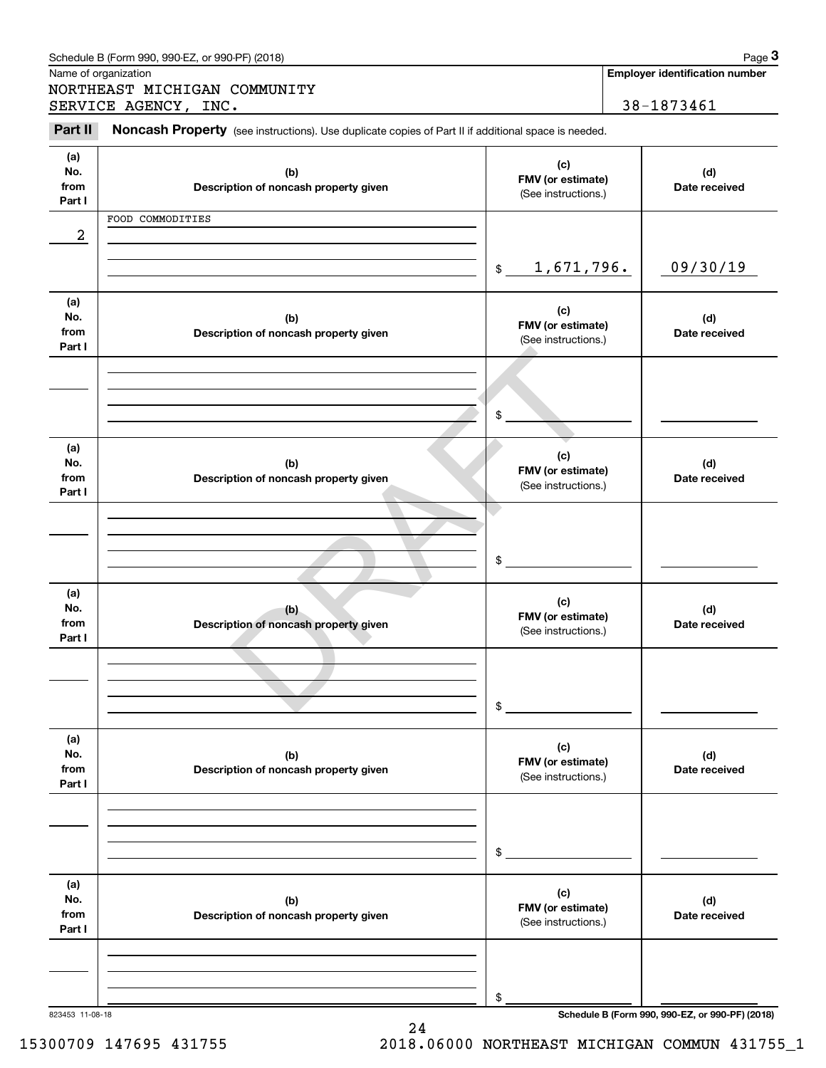Schedule B (Form 990, 990-EZ, or 990-PF) (2018)

Name of organization: NORTHEAST MICHIGAN COMMUNITY SERVICE AGENCY, INC.

Employer identification number: 38-1873461

## Part II Noncash Property

(see instructions). Use duplicate copies of Part II if additional space is needed.

| (a) No. from Part I | (b) Description of noncash property given | (c) FMV (or estimate) (See instructions.) | (d) Date received |
|---|---|---|---|
| 2 | FOOD COMMODITIES | $ 1,671,796. | 09/30/19 |
| | | $ | |
| | | $ | |
| | | $ | |
| | | $ | |
| | | $ | |

823453 11-08-18

Schedule B (Form 990, 990-EZ, or 990-PF) (2018)

DRAFT

15300709 147695 431755 2018.06000 NORTHEAST MICHIGAN COMMUN 431755_1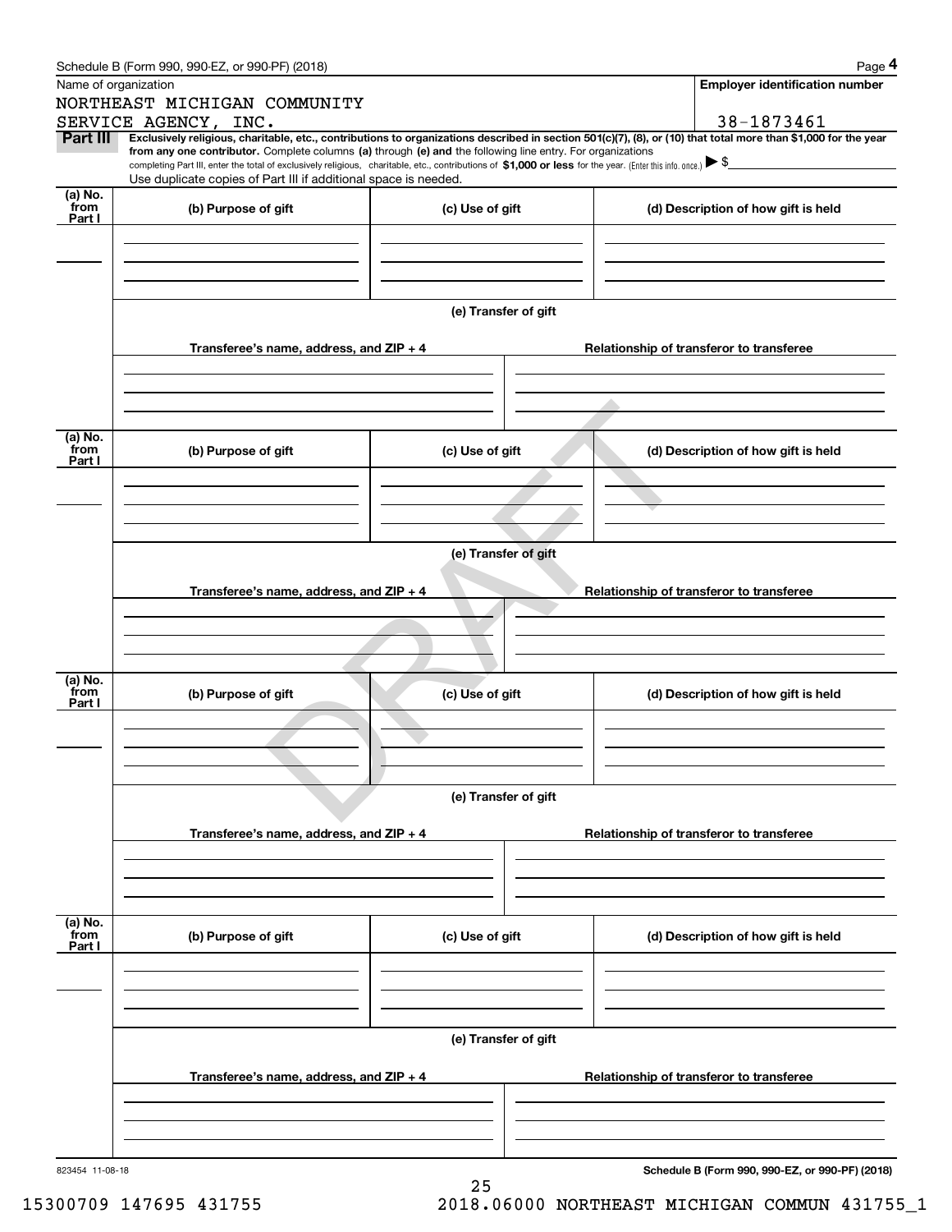Schedule B (Form 990, 990-EZ, or 990-PF) (2018)

Name of organization: NORTHEAST MICHIGAN COMMUNITY SERVICE AGENCY, INC.

Employer identification number: 38-1873461

**Part III** **Exclusively religious, charitable, etc., contributions to organizations described in section 501(c)(7), (8), or (10) that total more than $1,000 for the year from any one contributor.** Complete columns **(a)** through **(e) and** the following line entry. For organizations completing Part III, enter the total of exclusively religious, charitable, etc., contributions of **$1,000 or less** for the year. (Enter this info. once.) ▶ $\_\_\_\_\_\_\_\_\_\_

Use duplicate copies of Part III if additional space is needed.

| (a) No. from Part I | (b) Purpose of gift | (c) Use of gift | (d) Description of how gift is held |
|---|---|---|---|
| | | | |

(e) Transfer of gift

| Transferee's name, address, and ZIP + 4 | Relationship of transferor to transferee |
|---|---|
| | |

| (a) No. from Part I | (b) Purpose of gift | (c) Use of gift | (d) Description of how gift is held |
|---|---|---|---|
| | | | |

(e) Transfer of gift

| Transferee's name, address, and ZIP + 4 | Relationship of transferor to transferee |
|---|---|
| | |

| (a) No. from Part I | (b) Purpose of gift | (c) Use of gift | (d) Description of how gift is held |
|---|---|---|---|
| | | | |

(e) Transfer of gift

| Transferee's name, address, and ZIP + 4 | Relationship of transferor to transferee |
|---|---|
| | |

| (a) No. from Part I | (b) Purpose of gift | (c) Use of gift | (d) Description of how gift is held |
|---|---|---|---|
| | | | |

(e) Transfer of gift

| Transferee's name, address, and ZIP + 4 | Relationship of transferor to transferee |
|---|---|
| | |

823454 11-08-18

**Schedule B (Form 990, 990-EZ, or 990-PF) (2018)**

DRAFT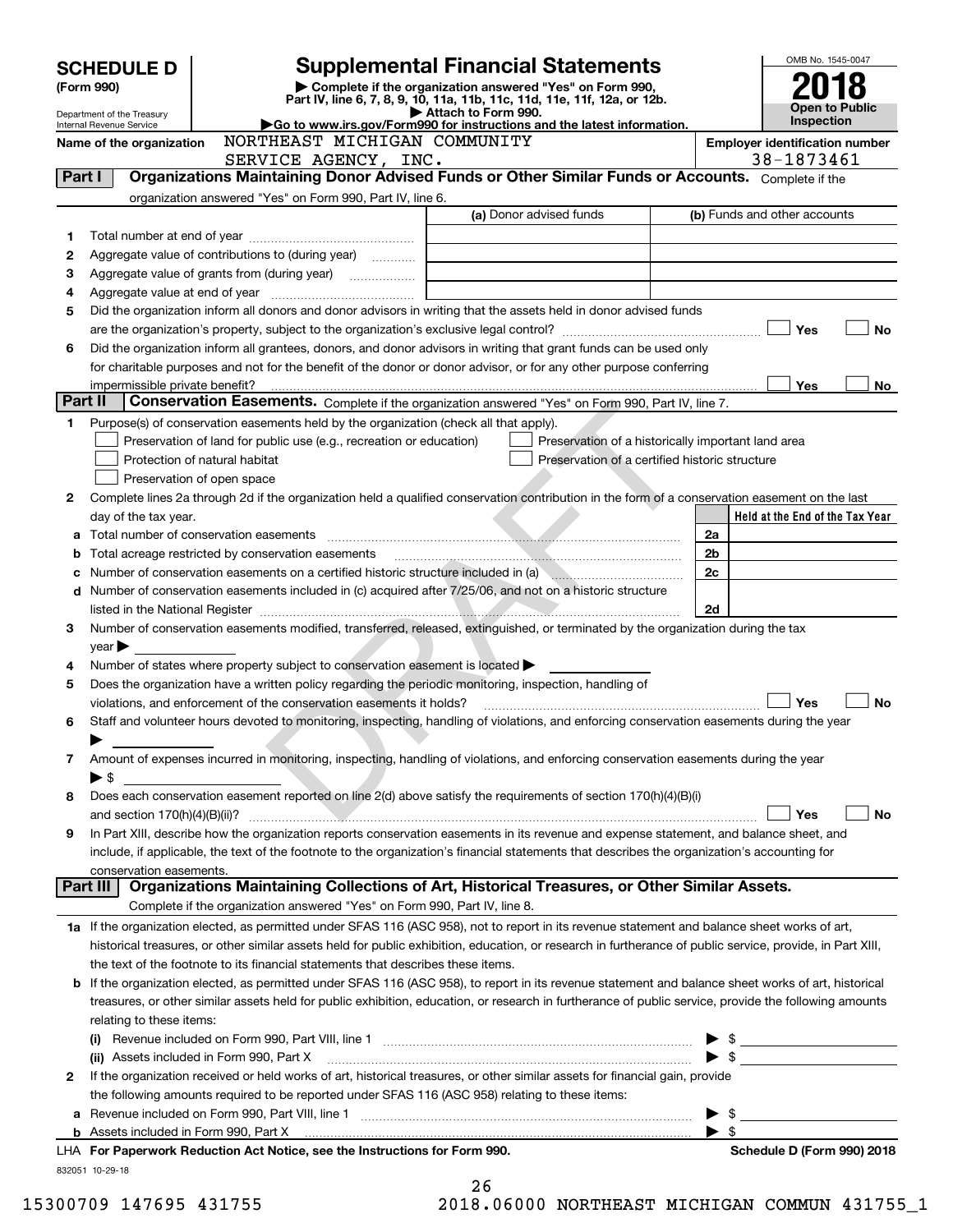# SCHEDULE D (Form 990)

Department of the Treasury
Internal Revenue Service

## Supplemental Financial Statements

▶ Complete if the organization answered "Yes" on Form 990, Part IV, line 6, 7, 8, 9, 10, 11a, 11b, 11c, 11d, 11e, 11f, 12a, or 12b.
▶ Attach to Form 990.
▶Go to www.irs.gov/Form990 for instructions and the latest information.

OMB No. 1545-0047

**2018**

**Open to Public Inspection**

**Name of the organization** NORTHEAST MICHIGAN COMMUNITY SERVICE AGENCY, INC.

**Employer identification number** 38-1873461

## Part I Organizations Maintaining Donor Advised Funds or Other Similar Funds or Accounts.

Complete if the organization answered "Yes" on Form 990, Part IV, line 6.

| | | (a) Donor advised funds | (b) Funds and other accounts |
|---|---|---|---|
| 1 | Total number at end of year | | |
| 2 | Aggregate value of contributions to (during year) | | |
| 3 | Aggregate value of grants from (during year) | | |
| 4 | Aggregate value at end of year | | |

5 Did the organization inform all donors and donor advisors in writing that the assets held in donor advised funds are the organization's property, subject to the organization's exclusive legal control? ☐ Yes ☐ No

6 Did the organization inform all grantees, donors, and donor advisors in writing that grant funds can be used only for charitable purposes and not for the benefit of the donor or donor advisor, or for any other purpose conferring impermissible private benefit? ☐ Yes ☐ No

## Part II Conservation Easements.

Complete if the organization answered "Yes" on Form 990, Part IV, line 7.

1 Purpose(s) of conservation easements held by the organization (check all that apply).

- ☐ Preservation of land for public use (e.g., recreation or education)
- ☐ Preservation of a historically important land area
- ☐ Protection of natural habitat
- ☐ Preservation of a certified historic structure
- ☐ Preservation of open space

2 Complete lines 2a through 2d if the organization held a qualified conservation contribution in the form of a conservation easement on the last day of the tax year.

| | | | Held at the End of the Tax Year |
|---|---|---|---|
| a | Total number of conservation easements | 2a | |
| b | Total acreage restricted by conservation easements | 2b | |
| c | Number of conservation easements on a certified historic structure included in (a) | 2c | |
| d | Number of conservation easements included in (c) acquired after 7/25/06, and not on a historic structure listed in the National Register | 2d | |

3 Number of conservation easements modified, transferred, released, extinguished, or terminated by the organization during the tax year ▶

4 Number of states where property subject to conservation easement is located ▶

5 Does the organization have a written policy regarding the periodic monitoring, inspection, handling of violations, and enforcement of the conservation easements it holds? ☐ Yes ☐ No

6 Staff and volunteer hours devoted to monitoring, inspecting, handling of violations, and enforcing conservation easements during the year ▶

7 Amount of expenses incurred in monitoring, inspecting, handling of violations, and enforcing conservation easements during the year ▶ $

8 Does each conservation easement reported on line 2(d) above satisfy the requirements of section 170(h)(4)(B)(i) and section 170(h)(4)(B)(ii)? ☐ Yes ☐ No

9 In Part XIII, describe how the organization reports conservation easements in its revenue and expense statement, and balance sheet, and include, if applicable, the text of the footnote to the organization's financial statements that describes the organization's accounting for conservation easements.

## Part III Organizations Maintaining Collections of Art, Historical Treasures, or Other Similar Assets.

Complete if the organization answered "Yes" on Form 990, Part IV, line 8.

1a If the organization elected, as permitted under SFAS 116 (ASC 958), not to report in its revenue statement and balance sheet works of art, historical treasures, or other similar assets held for public exhibition, education, or research in furtherance of public service, provide, in Part XIII, the text of the footnote to its financial statements that describes these items.

b If the organization elected, as permitted under SFAS 116 (ASC 958), to report in its revenue statement and balance sheet works of art, historical treasures, or other similar assets held for public exhibition, education, or research in furtherance of public service, provide the following amounts relating to these items:

(i) Revenue included on Form 990, Part VIII, line 1 ▶ $

(ii) Assets included in Form 990, Part X ▶ $

2 If the organization received or held works of art, historical treasures, or other similar assets for financial gain, provide the following amounts required to be reported under SFAS 116 (ASC 958) relating to these items:

a Revenue included on Form 990, Part VIII, line 1 ▶ $

b Assets included in Form 990, Part X ▶ $

LHA For Paperwork Reduction Act Notice, see the Instructions for Form 990. **Schedule D (Form 990) 2018**

832051 10-29-18

15300709 147695 431755 2018.06000 NORTHEAST MICHIGAN COMMUN 431755_1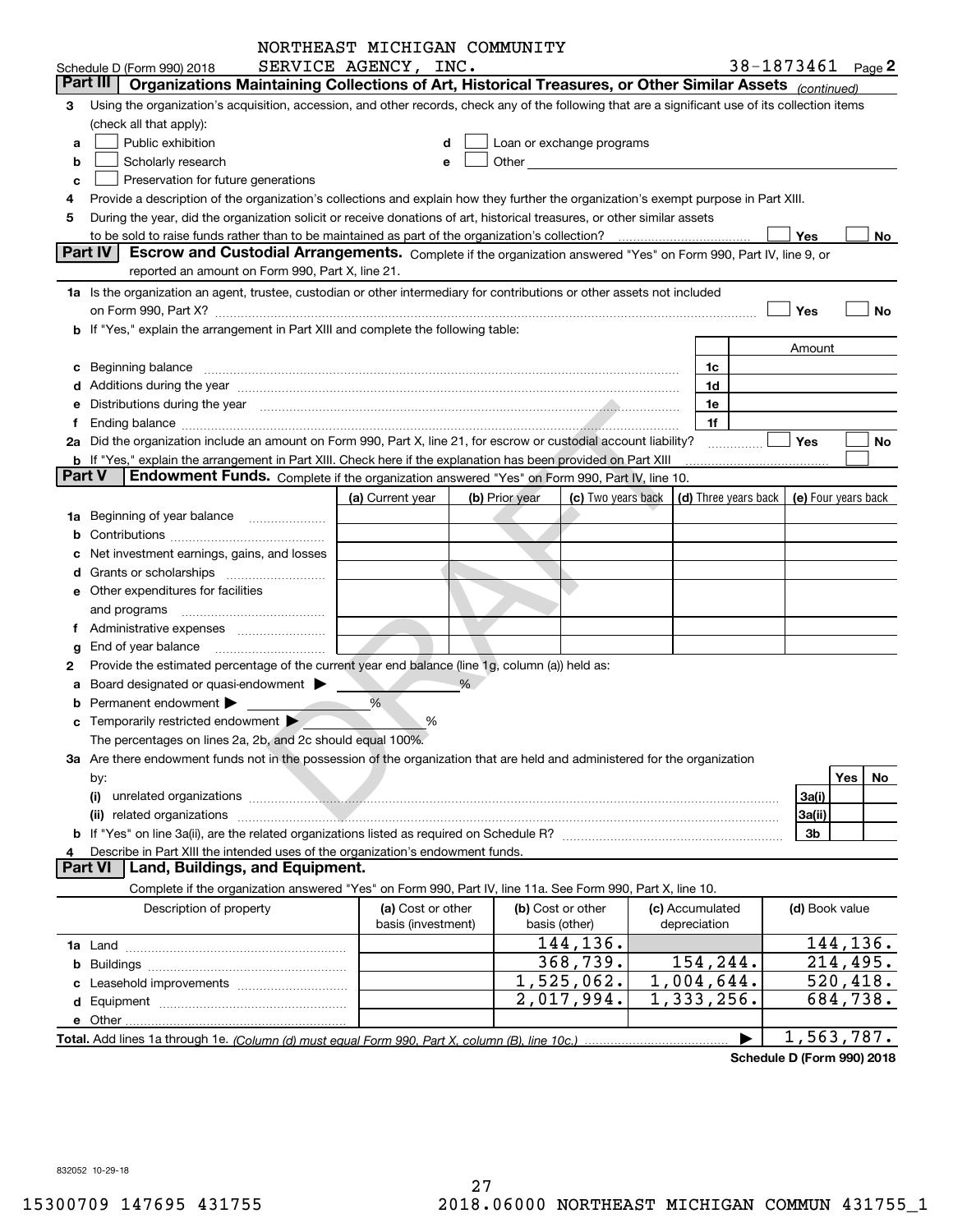NORTHEAST MICHIGAN COMMUNITY SERVICE AGENCY, INC.

Schedule D (Form 990) 2018 — 38-1873461 Page 2

## Part III — Organizations Maintaining Collections of Art, Historical Treasures, or Other Similar Assets *(continued)*

3 Using the organization's acquisition, accession, and other records, check any of the following that are a significant use of its collection items (check all that apply):

a ☐ Public exhibition
b ☐ Scholarly research
c ☐ Preservation for future generations
d ☐ Loan or exchange programs
e ☐ Other

4 Provide a description of the organization's collections and explain how they further the organization's exempt purpose in Part XIII.

5 During the year, did the organization solicit or receive donations of art, historical treasures, or other similar assets to be sold to raise funds rather than to be maintained as part of the organization's collection? ☐ Yes ☐ No

## Part IV — Escrow and Custodial Arrangements.

Complete if the organization answered "Yes" on Form 990, Part IV, line 9, or reported an amount on Form 990, Part X, line 21.

1a Is the organization an agent, trustee, custodian or other intermediary for contributions or other assets not included on Form 990, Part X? ☐ Yes ☐ No

b If "Yes," explain the arrangement in Part XIII and complete the following table:

| | | Amount |
|---|---|---|
| c Beginning balance | 1c | |
| d Additions during the year | 1d | |
| e Distributions during the year | 1e | |
| f Ending balance | 1f | |

2a Did the organization include an amount on Form 990, Part X, line 21, for escrow or custodial account liability? ☐ Yes ☐ No

b If "Yes," explain the arrangement in Part XIII. Check here if the explanation has been provided on Part XIII ☐

## Part V — Endowment Funds.

Complete if the organization answered "Yes" on Form 990, Part IV, line 10.

| | (a) Current year | (b) Prior year | (c) Two years back | (d) Three years back | (e) Four years back |
|---|---|---|---|---|---|
| 1a Beginning of year balance | | | | | |
| b Contributions | | | | | |
| c Net investment earnings, gains, and losses | | | | | |
| d Grants or scholarships | | | | | |
| e Other expenditures for facilities and programs | | | | | |
| f Administrative expenses | | | | | |
| g End of year balance | | | | | |

2 Provide the estimated percentage of the current year end balance (line 1g, column (a)) held as:

a Board designated or quasi-endowment ▶ %

b Permanent endowment ▶ %

c Temporarily restricted endowment ▶ %

The percentages on lines 2a, 2b, and 2c should equal 100%.

3a Are there endowment funds not in the possession of the organization that are held and administered for the organization by:

| | | Yes | No |
|---|---|---|---|
| (i) unrelated organizations | 3a(i) | | |
| (ii) related organizations | 3a(ii) | | |
| b If "Yes" on line 3a(ii), are the related organizations listed as required on Schedule R? | 3b | | |

4 Describe in Part XIII the intended uses of the organization's endowment funds.

## Part VI — Land, Buildings, and Equipment.

Complete if the organization answered "Yes" on Form 990, Part IV, line 11a. See Form 990, Part X, line 10.

| Description of property | (a) Cost or other basis (investment) | (b) Cost or other basis (other) | (c) Accumulated depreciation | (d) Book value |
|---|---|---|---|---|
| 1a Land | | 144,136. | | 144,136. |
| b Buildings | | 368,739. | 154,244. | 214,495. |
| c Leasehold improvements | | 1,525,062. | 1,004,644. | 520,418. |
| d Equipment | | 2,017,994. | 1,333,256. | 684,738. |
| e Other | | | | |
| **Total.** Add lines 1a through 1e. *(Column (d) must equal Form 990, Part X, column (B), line 10c.)* ▶ | | | | 1,563,787. |

**Schedule D (Form 990) 2018**

832052 10-29-18

15300709 147695 431755 2018.06000 NORTHEAST MICHIGAN COMMUN 431755_1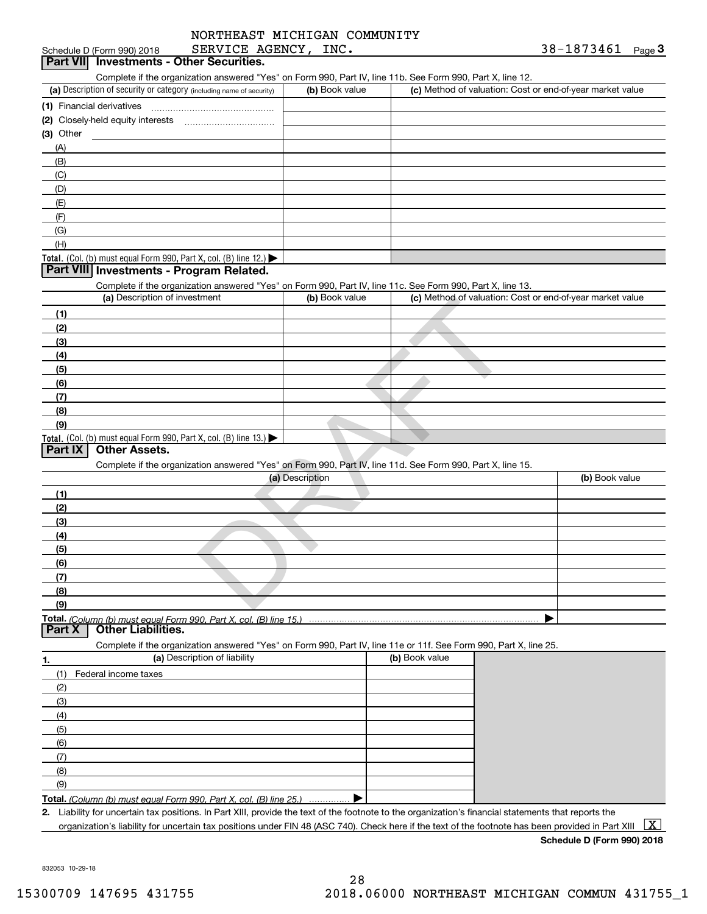NORTHEAST MICHIGAN COMMUNITY SERVICE AGENCY, INC. 38-1873461

Schedule D (Form 990) 2018 Page 3

## Part VII Investments - Other Securities.

Complete if the organization answered "Yes" on Form 990, Part IV, line 11b. See Form 990, Part X, line 12.

| (a) Description of security or category (including name of security) | (b) Book value | (c) Method of valuation: Cost or end-of-year market value |
|---|---|---|
| (1) Financial derivatives | | |
| (2) Closely-held equity interests | | |
| (3) Other | | |
| (A) | | |
| (B) | | |
| (C) | | |
| (D) | | |
| (E) | | |
| (F) | | |
| (G) | | |
| (H) | | |
| Total. (Col. (b) must equal Form 990, Part X, col. (B) line 12.) | | |

## Part VIII Investments - Program Related.

Complete if the organization answered "Yes" on Form 990, Part IV, line 11c. See Form 990, Part X, line 13.

| (a) Description of investment | (b) Book value | (c) Method of valuation: Cost or end-of-year market value |
|---|---|---|
| (1) | | |
| (2) | | |
| (3) | | |
| (4) | | |
| (5) | | |
| (6) | | |
| (7) | | |
| (8) | | |
| (9) | | |
| Total. (Col. (b) must equal Form 990, Part X, col. (B) line 13.) | | |

## Part IX Other Assets.

Complete if the organization answered "Yes" on Form 990, Part IV, line 11d. See Form 990, Part X, line 15.

| (a) Description | (b) Book value |
|---|---|
| (1) | |
| (2) | |
| (3) | |
| (4) | |
| (5) | |
| (6) | |
| (7) | |
| (8) | |
| (9) | |
| Total. *(Column (b) must equal Form 990, Part X, col. (B) line 15.)* | |

## Part X Other Liabilities.

Complete if the organization answered "Yes" on Form 990, Part IV, line 11e or 11f. See Form 990, Part X, line 25.

| 1. (a) Description of liability | (b) Book value |
|---|---|
| (1) Federal income taxes | |
| (2) | |
| (3) | |
| (4) | |
| (5) | |
| (6) | |
| (7) | |
| (8) | |
| (9) | |
| Total. *(Column (b) must equal Form 990, Part X, col. (B) line 25.)* | |

2. Liability for uncertain tax positions. In Part XIII, provide the text of the footnote to the organization's financial statements that reports the organization's liability for uncertain tax positions under FIN 48 (ASC 740). Check here if the text of the footnote has been provided in Part XIII [X]

Schedule D (Form 990) 2018

832053 10-29-18

15300709 147695 431755 2018.06000 NORTHEAST MICHIGAN COMMUN 431755_1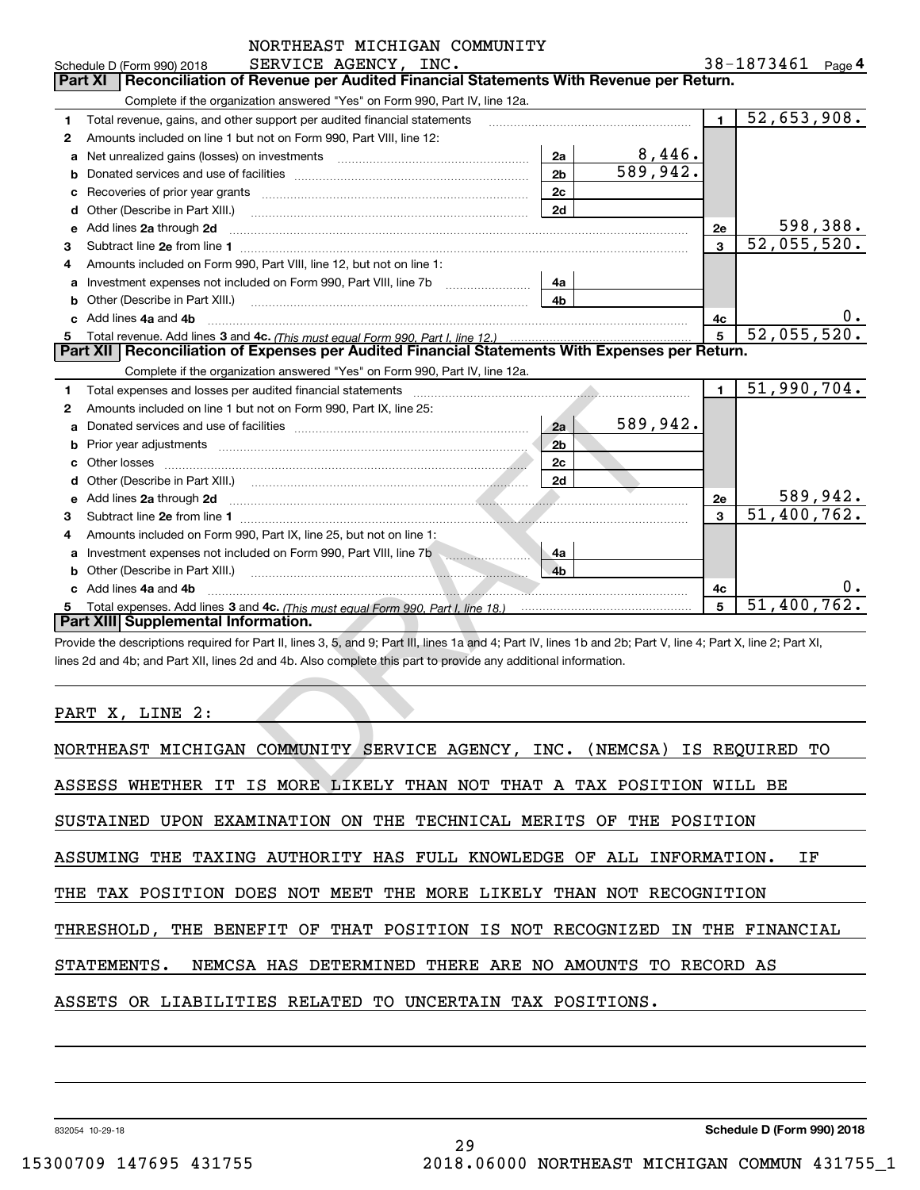NORTHEAST MICHIGAN COMMUNITY SERVICE AGENCY, INC.

Schedule D (Form 990) 2018 — 38-1873461 Page 4

## Part XI | Reconciliation of Revenue per Audited Financial Statements With Revenue per Return.

Complete if the organization answered "Yes" on Form 990, Part IV, line 12a.

| Line | Description | | Amount | | Total |
|---|---|---|---|---|---|
| 1 | Total revenue, gains, and other support per audited financial statements | | | 1 | 52,653,908. |
| 2 | Amounts included on line 1 but not on Form 990, Part VIII, line 12: | | | | |
| a | Net unrealized gains (losses) on investments | 2a | 8,446. | | |
| b | Donated services and use of facilities | 2b | 589,942. | | |
| c | Recoveries of prior year grants | 2c | | | |
| d | Other (Describe in Part XIII.) | 2d | | | |
| e | Add lines 2a through 2d | | | 2e | 598,388. |
| 3 | Subtract line 2e from line 1 | | | 3 | 52,055,520. |
| 4 | Amounts included on Form 990, Part VIII, line 12, but not on line 1: | | | | |
| a | Investment expenses not included on Form 990, Part VIII, line 7b | 4a | | | |
| b | Other (Describe in Part XIII.) | 4b | | | |
| c | Add lines 4a and 4b | | | 4c | 0. |
| 5 | Total revenue. Add lines 3 and 4c. *(This must equal Form 990, Part I, line 12.)* | | | 5 | 52,055,520. |

## Part XII | Reconciliation of Expenses per Audited Financial Statements With Expenses per Return.

Complete if the organization answered "Yes" on Form 990, Part IV, line 12a.

| Line | Description | | Amount | | Total |
|---|---|---|---|---|---|
| 1 | Total expenses and losses per audited financial statements | | | 1 | 51,990,704. |
| 2 | Amounts included on line 1 but not on Form 990, Part IX, line 25: | | | | |
| a | Donated services and use of facilities | 2a | 589,942. | | |
| b | Prior year adjustments | 2b | | | |
| c | Other losses | 2c | | | |
| d | Other (Describe in Part XIII.) | 2d | | | |
| e | Add lines 2a through 2d | | | 2e | 589,942. |
| 3 | Subtract line 2e from line 1 | | | 3 | 51,400,762. |
| 4 | Amounts included on Form 990, Part IX, line 25, but not on line 1: | | | | |
| a | Investment expenses not included on Form 990, Part VIII, line 7b | 4a | | | |
| b | Other (Describe in Part XIII.) | 4b | | | |
| c | Add lines 4a and 4b | | | 4c | 0. |
| 5 | Total expenses. Add lines 3 and 4c. *(This must equal Form 990, Part I, line 18.)* | | | 5 | 51,400,762. |

## Part XIII | Supplemental Information.

Provide the descriptions required for Part II, lines 3, 5, and 9; Part III, lines 1a and 4; Part IV, lines 1b and 2b; Part V, line 4; Part X, line 2; Part XI, lines 2d and 4b; and Part XII, lines 2d and 4b. Also complete this part to provide any additional information.

PART X, LINE 2:

NORTHEAST MICHIGAN COMMUNITY SERVICE AGENCY, INC. (NEMCSA) IS REQUIRED TO ASSESS WHETHER IT IS MORE LIKELY THAN NOT THAT A TAX POSITION WILL BE SUSTAINED UPON EXAMINATION ON THE TECHNICAL MERITS OF THE POSITION ASSUMING THE TAXING AUTHORITY HAS FULL KNOWLEDGE OF ALL INFORMATION. IF THE TAX POSITION DOES NOT MEET THE MORE LIKELY THAN NOT RECOGNITION THRESHOLD, THE BENEFIT OF THAT POSITION IS NOT RECOGNIZED IN THE FINANCIAL STATEMENTS. NEMCSA HAS DETERMINED THERE ARE NO AMOUNTS TO RECORD AS ASSETS OR LIABILITIES RELATED TO UNCERTAIN TAX POSITIONS.

832054 10-29-18 Schedule D (Form 990) 2018

15300709 147695 431755 2018.06000 NORTHEAST MICHIGAN COMMUN 431755_1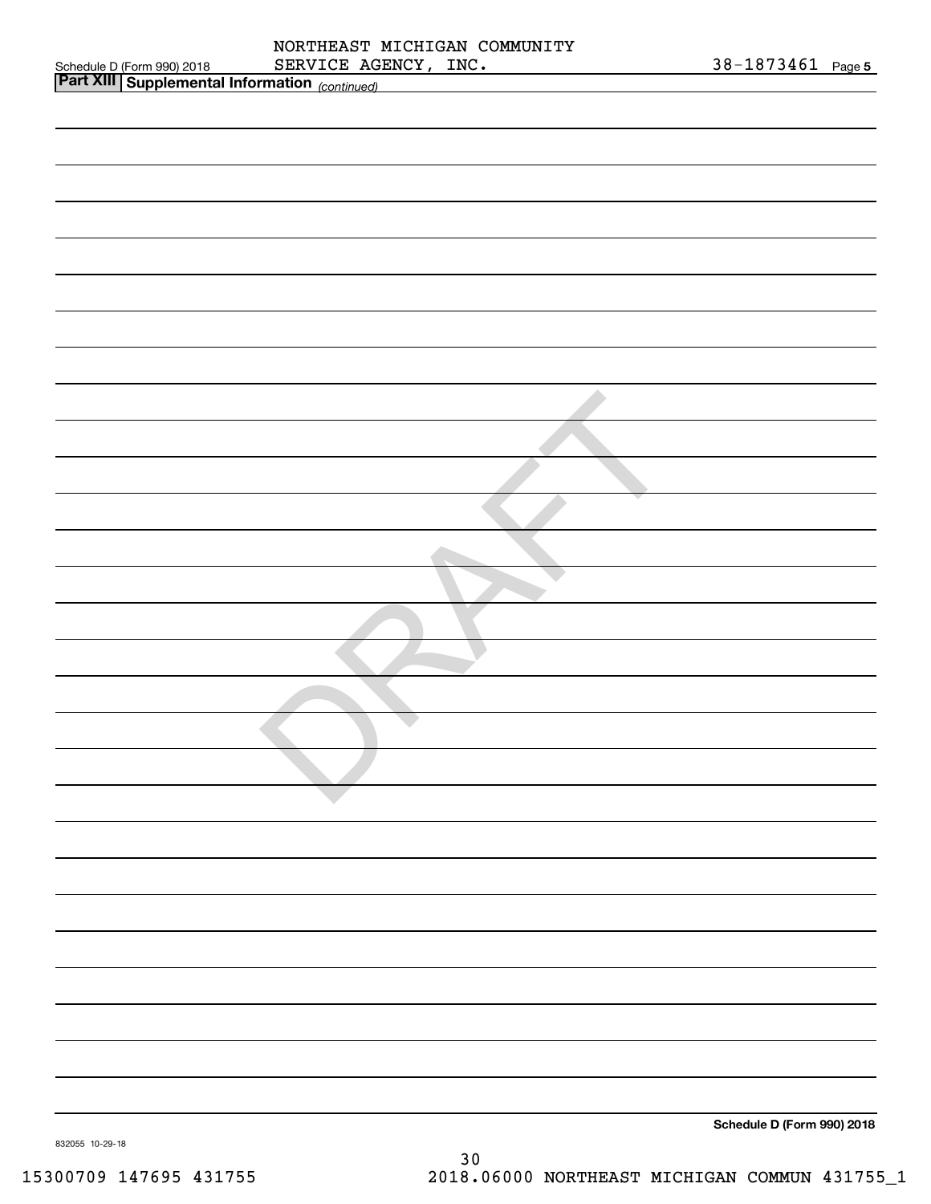Schedule D (Form 990) 2018 NORTHEAST MICHIGAN COMMUNITY SERVICE AGENCY, INC. 38-1873461 Page 5

**Part XIII Supplemental Information** *(continued)*

DRAFT

**Schedule D (Form 990) 2018**

832055 10-29-18

15300709 147695 431755 2018.06000 NORTHEAST MICHIGAN COMMUN 431755_1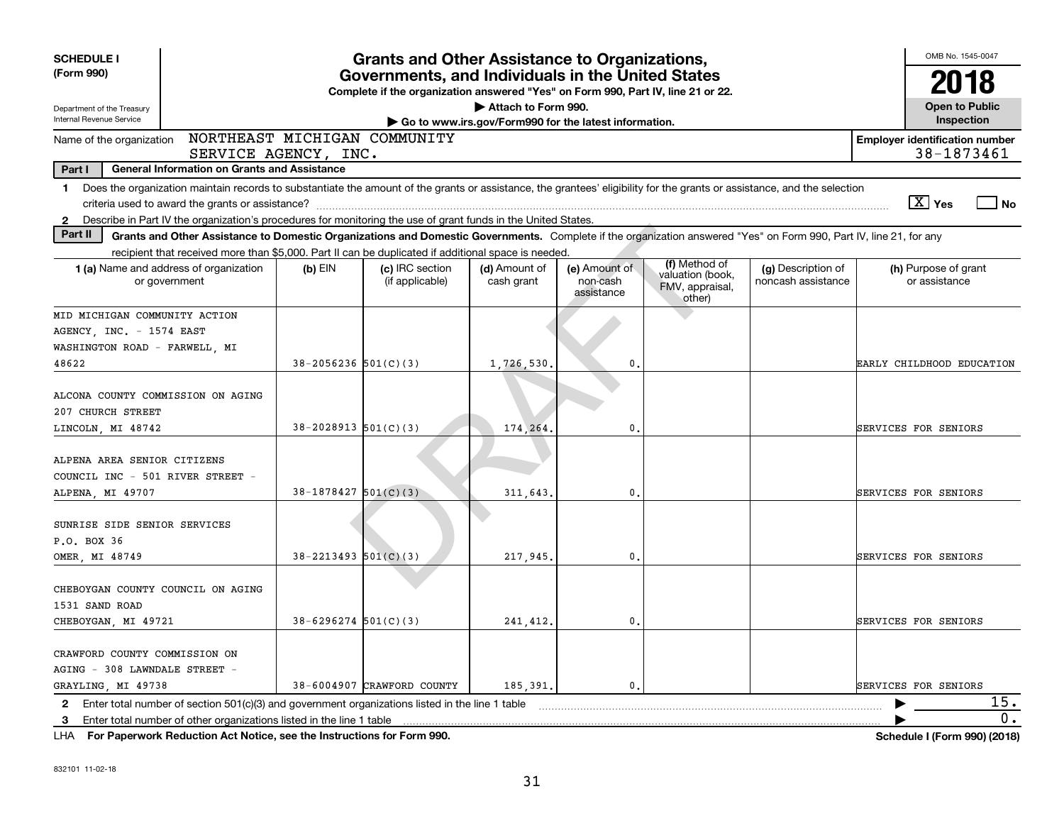**SCHEDULE I**
**(Form 990)**

Department of the Treasury
Internal Revenue Service

# Grants and Other Assistance to Organizations, Governments, and Individuals in the United States

**Complete if the organization answered "Yes" on Form 990, Part IV, line 21 or 22.**
▶ Attach to Form 990.
▶ Go to www.irs.gov/Form990 for the latest information.

OMB No. 1545-0047
**2018**
**Open to Public Inspection**

Name of the organization: NORTHEAST MICHIGAN COMMUNITY SERVICE AGENCY, INC.

**Employer identification number** 38-1873461

**Part I — General Information on Grants and Assistance**

1 Does the organization maintain records to substantiate the amount of the grants or assistance, the grantees' eligibility for the grants or assistance, and the selection criteria used to award the grants or assistance? [X] Yes [ ] No

2 Describe in Part IV the organization's procedures for monitoring the use of grant funds in the United States.

**Part II — Grants and Other Assistance to Domestic Organizations and Domestic Governments.** Complete if the organization answered "Yes" on Form 990, Part IV, line 21, for any recipient that received more than $5,000. Part II can be duplicated if additional space is needed.

| 1 (a) Name and address of organization or government | (b) EIN | (c) IRC section (if applicable) | (d) Amount of cash grant | (e) Amount of non-cash assistance | (f) Method of valuation (book, FMV, appraisal, other) | (g) Description of noncash assistance | (h) Purpose of grant or assistance |
|---|---|---|---|---|---|---|---|
| MID MICHIGAN COMMUNITY ACTION AGENCY, INC. - 1574 EAST WASHINGTON ROAD - FARWELL, MI 48622 | 38-2056236 | 501(C)(3) | 1,726,530. | 0. | | | EARLY CHILDHOOD EDUCATION |
| ALCONA COUNTY COMMISSION ON AGING 207 CHURCH STREET LINCOLN, MI 48742 | 38-2028913 | 501(C)(3) | 174,264. | 0. | | | SERVICES FOR SENIORS |
| ALPENA AREA SENIOR CITIZENS COUNCIL INC - 501 RIVER STREET - ALPENA, MI 49707 | 38-1878427 | 501(C)(3) | 311,643. | 0. | | | SERVICES FOR SENIORS |
| SUNRISE SIDE SENIOR SERVICES P.O. BOX 36 OMER, MI 48749 | 38-2213493 | 501(C)(3) | 217,945. | 0. | | | SERVICES FOR SENIORS |
| CHEBOYGAN COUNTY COUNCIL ON AGING 1531 SAND ROAD CHEBOYGAN, MI 49721 | 38-6296274 | 501(C)(3) | 241,412. | 0. | | | SERVICES FOR SENIORS |
| CRAWFORD COUNTY COMMISSION ON AGING - 308 LAWNDALE STREET - GRAYLING, MI 49738 | 38-6004907 | CRAWFORD COUNTY | 185,391. | 0. | | | SERVICES FOR SENIORS |

2 Enter total number of section 501(c)(3) and government organizations listed in the line 1 table ▶ 15.

3 Enter total number of other organizations listed in the line 1 table ▶ 0.

LHA **For Paperwork Reduction Act Notice, see the Instructions for Form 990.** **Schedule I (Form 990) (2018)**

832101 11-02-18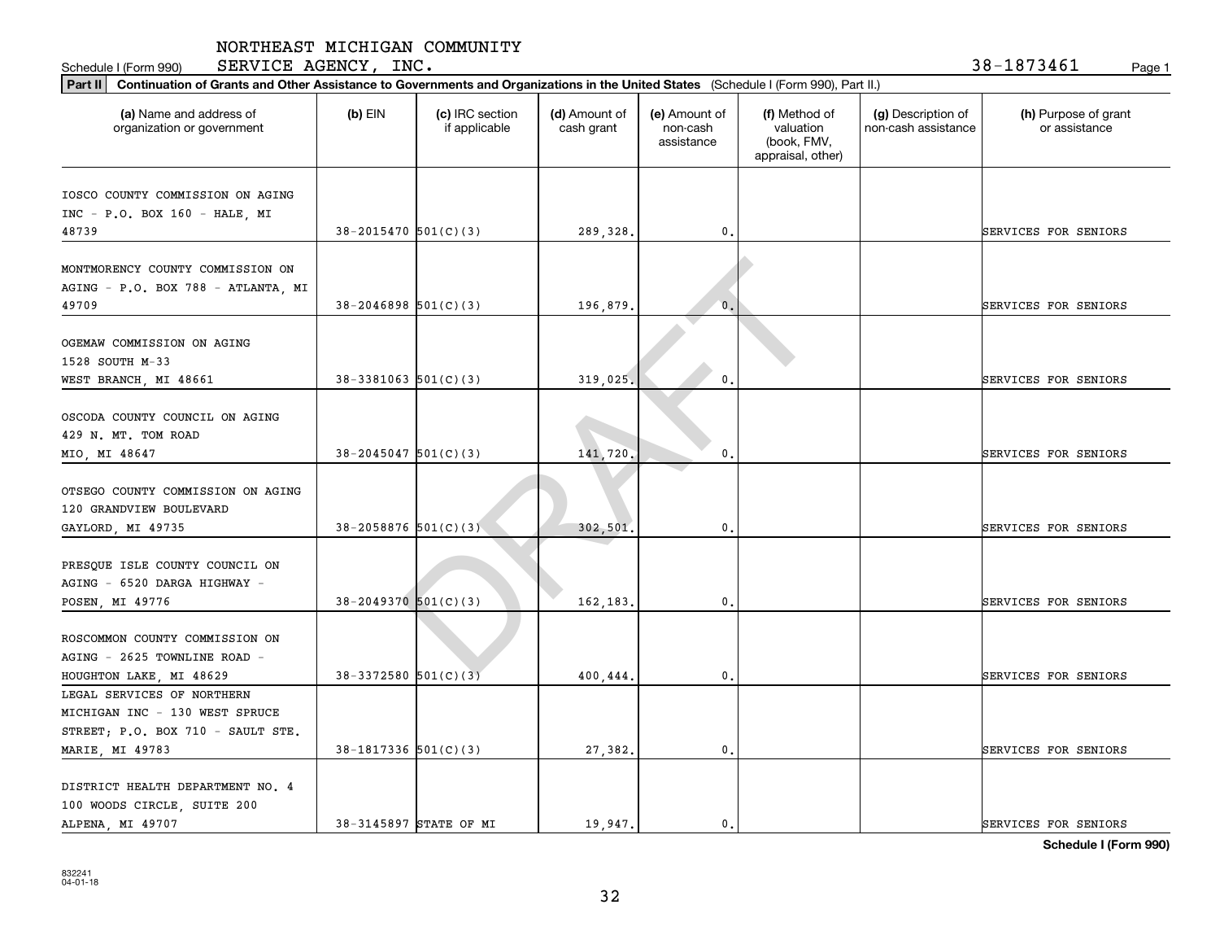Schedule I (Form 990) NORTHEAST MICHIGAN COMMUNITY SERVICE AGENCY, INC. 38-1873461

**Part II** **Continuation of Grants and Other Assistance to Governments and Organizations in the United States** (Schedule I (Form 990), Part II.)

| (a) Name and address of organization or government | (b) EIN | (c) IRC section if applicable | (d) Amount of cash grant | (e) Amount of non-cash assistance | (f) Method of valuation (book, FMV, appraisal, other) | (g) Description of non-cash assistance | (h) Purpose of grant or assistance |
|---|---|---|---|---|---|---|---|
| IOSCO COUNTY COMMISSION ON AGING INC - P.O. BOX 160 - HALE, MI 48739 | 38-2015470 | 501(C)(3) | 289,328. | 0. | | | SERVICES FOR SENIORS |
| MONTMORENCY COUNTY COMMISSION ON AGING - P.O. BOX 788 - ATLANTA, MI 49709 | 38-2046898 | 501(C)(3) | 196,879. | 0. | | | SERVICES FOR SENIORS |
| OGEMAW COMMISSION ON AGING 1528 SOUTH M-33 WEST BRANCH, MI 48661 | 38-3381063 | 501(C)(3) | 319,025. | 0. | | | SERVICES FOR SENIORS |
| OSCODA COUNTY COUNCIL ON AGING 429 N. MT. TOM ROAD MIO, MI 48647 | 38-2045047 | 501(C)(3) | 141,720. | 0. | | | SERVICES FOR SENIORS |
| OTSEGO COUNTY COMMISSION ON AGING 120 GRANDVIEW BOULEVARD GAYLORD, MI 49735 | 38-2058876 | 501(C)(3) | 302,501. | 0. | | | SERVICES FOR SENIORS |
| PRESQUE ISLE COUNTY COUNCIL ON AGING - 6520 DARGA HIGHWAY - POSEN, MI 49776 | 38-2049370 | 501(C)(3) | 162,183. | 0. | | | SERVICES FOR SENIORS |
| ROSCOMMON COUNTY COMMISSION ON AGING - 2625 TOWNLINE ROAD - HOUGHTON LAKE, MI 48629 | 38-3372580 | 501(C)(3) | 400,444. | 0. | | | SERVICES FOR SENIORS |
| LEGAL SERVICES OF NORTHERN MICHIGAN INC - 130 WEST SPRUCE STREET; P.O. BOX 710 - SAULT STE. MARIE, MI 49783 | 38-1817336 | 501(C)(3) | 27,382. | 0. | | | SERVICES FOR SENIORS |
| DISTRICT HEALTH DEPARTMENT NO. 4 100 WOODS CIRCLE, SUITE 200 ALPENA, MI 49707 | 38-3145897 | STATE OF MI | 19,947. | 0. | | | SERVICES FOR SENIORS |

**Schedule I (Form 990)**

832241 04-01-18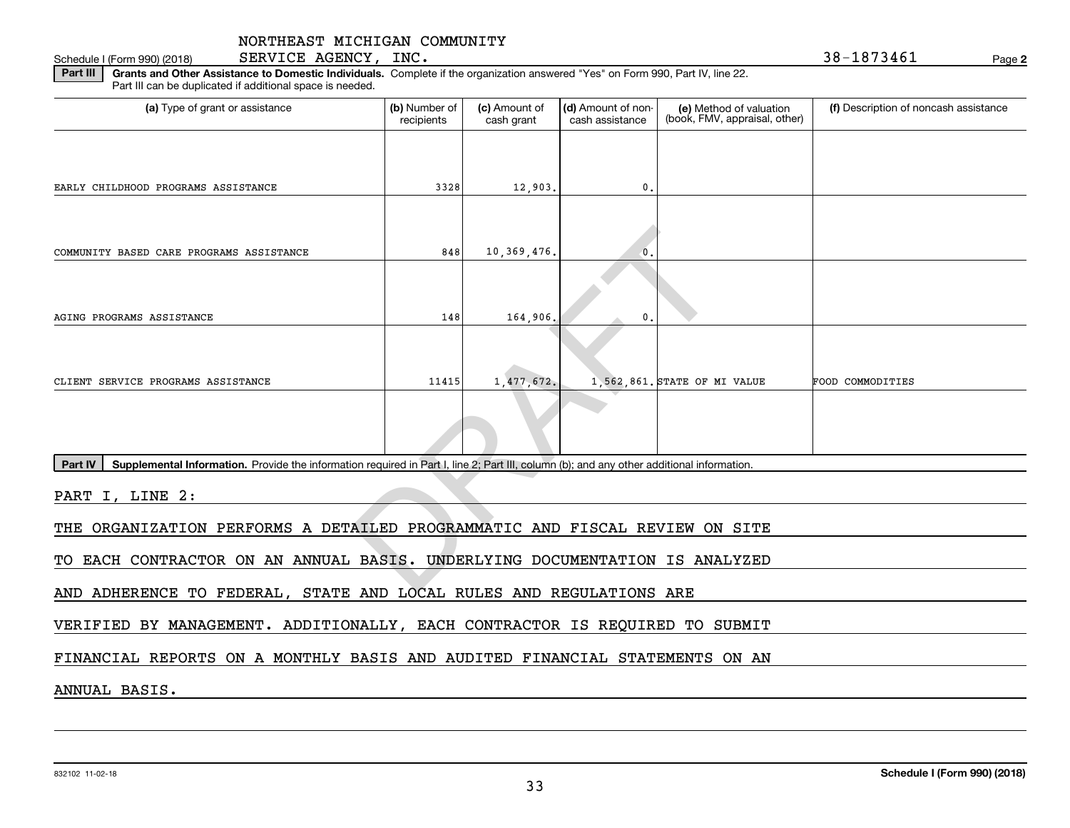NORTHEAST MICHIGAN COMMUNITY SERVICE AGENCY, INC. 38-1873461

Schedule I (Form 990) (2018)

**Part III** **Grants and Other Assistance to Domestic Individuals.** Complete if the organization answered "Yes" on Form 990, Part IV, line 22. Part III can be duplicated if additional space is needed.

| (a) Type of grant or assistance | (b) Number of recipients | (c) Amount of cash grant | (d) Amount of non-cash assistance | (e) Method of valuation (book, FMV, appraisal, other) | (f) Description of noncash assistance |
|---|---|---|---|---|---|
| EARLY CHILDHOOD PROGRAMS ASSISTANCE | 3328 | 12,903. | 0. | | |
| COMMUNITY BASED CARE PROGRAMS ASSISTANCE | 848 | 10,369,476. | 0. | | |
| AGING PROGRAMS ASSISTANCE | 148 | 164,906. | 0. | | |
| CLIENT SERVICE PROGRAMS ASSISTANCE | 11415 | 1,477,672. | 1,562,861. | STATE OF MI VALUE | FOOD COMMODITIES |
| | | | | | |

**Part IV** **Supplemental Information.** Provide the information required in Part I, line 2; Part III, column (b); and any other additional information.

PART I, LINE 2:

THE ORGANIZATION PERFORMS A DETAILED PROGRAMMATIC AND FISCAL REVIEW ON SITE TO EACH CONTRACTOR ON AN ANNUAL BASIS. UNDERLYING DOCUMENTATION IS ANALYZED AND ADHERENCE TO FEDERAL, STATE AND LOCAL RULES AND REGULATIONS ARE VERIFIED BY MANAGEMENT. ADDITIONALLY, EACH CONTRACTOR IS REQUIRED TO SUBMIT FINANCIAL REPORTS ON A MONTHLY BASIS AND AUDITED FINANCIAL STATEMENTS ON AN ANNUAL BASIS.

832102 11-02-18 **Schedule I (Form 990) (2018)**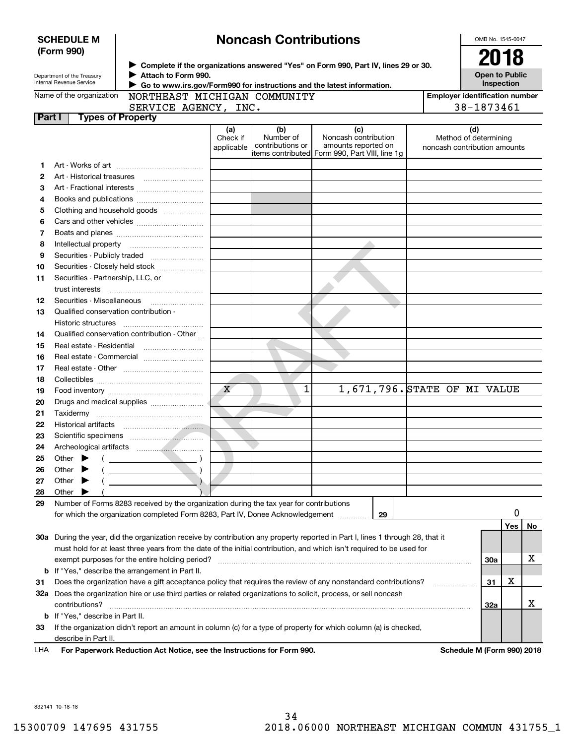**SCHEDULE M (Form 990)**

Department of the Treasury
Internal Revenue Service

# Noncash Contributions

▶ Complete if the organizations answered "Yes" on Form 990, Part IV, lines 29 or 30.
▶ Attach to Form 990.
▶ Go to www.irs.gov/Form990 for instructions and the latest information.

OMB No. 1545-0047

**2018**

**Open to Public Inspection**

Name of the organization: NORTHEAST MICHIGAN COMMUNITY SERVICE AGENCY, INC.

Employer identification number: 38-1873461

DRAFT

## Part I Types of Property

| | | (a) Check if applicable | (b) Number of contributions or items contributed | (c) Noncash contribution amounts reported on Form 990, Part VIII, line 1g | (d) Method of determining noncash contribution amounts |
|---|---|---|---|---|---|
| 1 | Art - Works of art | | | | |
| 2 | Art - Historical treasures | | | | |
| 3 | Art - Fractional interests | | | | |
| 4 | Books and publications | | | | |
| 5 | Clothing and household goods | | | | |
| 6 | Cars and other vehicles | | | | |
| 7 | Boats and planes | | | | |
| 8 | Intellectual property | | | | |
| 9 | Securities - Publicly traded | | | | |
| 10 | Securities - Closely held stock | | | | |
| 11 | Securities - Partnership, LLC, or trust interests | | | | |
| 12 | Securities - Miscellaneous | | | | |
| 13 | Qualified conservation contribution - Historic structures | | | | |
| 14 | Qualified conservation contribution - Other | | | | |
| 15 | Real estate - Residential | | | | |
| 16 | Real estate - Commercial | | | | |
| 17 | Real estate - Other | | | | |
| 18 | Collectibles | | | | |
| 19 | Food inventory | X | 1 | 1,671,796. | STATE OF MI VALUE |
| 20 | Drugs and medical supplies | | | | |
| 21 | Taxidermy | | | | |
| 22 | Historical artifacts | | | | |
| 23 | Scientific specimens | | | | |
| 24 | Archeological artifacts | | | | |
| 25 | Other ▶ ( ) | | | | |
| 26 | Other ▶ ( ) | | | | |
| 27 | Other ▶ ( ) | | | | |
| 28 | Other ▶ ( ) | | | | |

**29** Number of Forms 8283 received by the organization during the tax year for contributions for which the organization completed Form 8283, Part IV, Donee Acknowledgement ..... **29** 0

| | | | Yes | No |
|---|---|---|---|---|
| **30a** | During the year, did the organization receive by contribution any property reported in Part I, lines 1 through 28, that it must hold for at least three years from the date of the initial contribution, and which isn't required to be used for exempt purposes for the entire holding period? | 30a | | X |
| **b** | If "Yes," describe the arrangement in Part II. | | | |
| **31** | Does the organization have a gift acceptance policy that requires the review of any nonstandard contributions? | 31 | X | |
| **32a** | Does the organization hire or use third parties or related organizations to solicit, process, or sell noncash contributions? | 32a | | X |
| **b** | If "Yes," describe in Part II. | | | |
| **33** | If the organization didn't report an amount in column (c) for a type of property for which column (a) is checked, describe in Part II. | | | |

LHA **For Paperwork Reduction Act Notice, see the Instructions for Form 990.** **Schedule M (Form 990) 2018**

832141 10-18-18

15300709 147695 431755 2018.06000 NORTHEAST MICHIGAN COMMUN 431755_1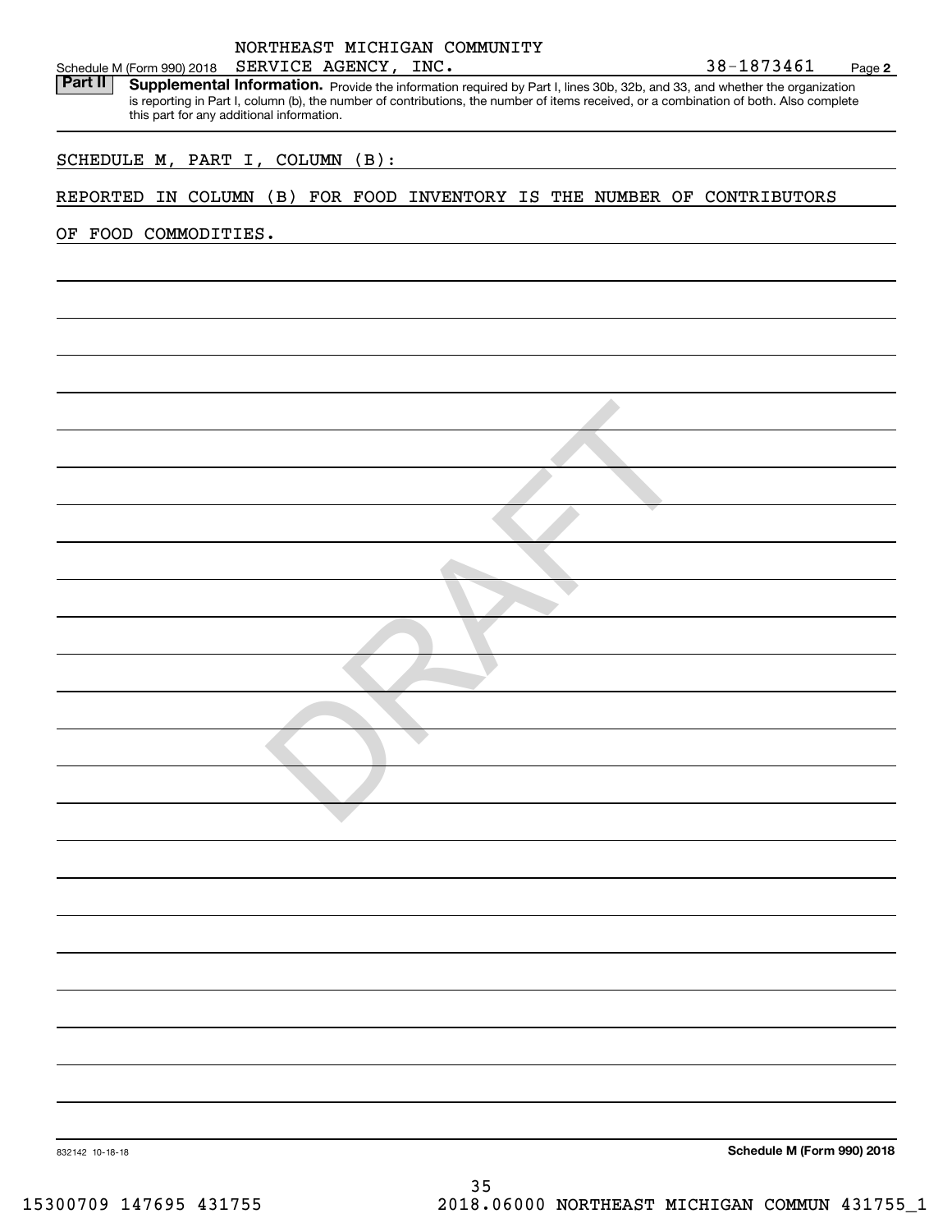NORTHEAST MICHIGAN COMMUNITY SERVICE AGENCY, INC. 38-1873461

Schedule M (Form 990) 2018 Page **2**

**Part II** **Supplemental Information.** Provide the information required by Part I, lines 30b, 32b, and 33, and whether the organization is reporting in Part I, column (b), the number of contributions, the number of items received, or a combination of both. Also complete this part for any additional information.

SCHEDULE M, PART I, COLUMN (B):

REPORTED IN COLUMN (B) FOR FOOD INVENTORY IS THE NUMBER OF CONTRIBUTORS OF FOOD COMMODITIES.

DRAFT

832142 10-18-18

**Schedule M (Form 990) 2018**

15300709 147695 431755 2018.06000 NORTHEAST MICHIGAN COMMUN 431755_1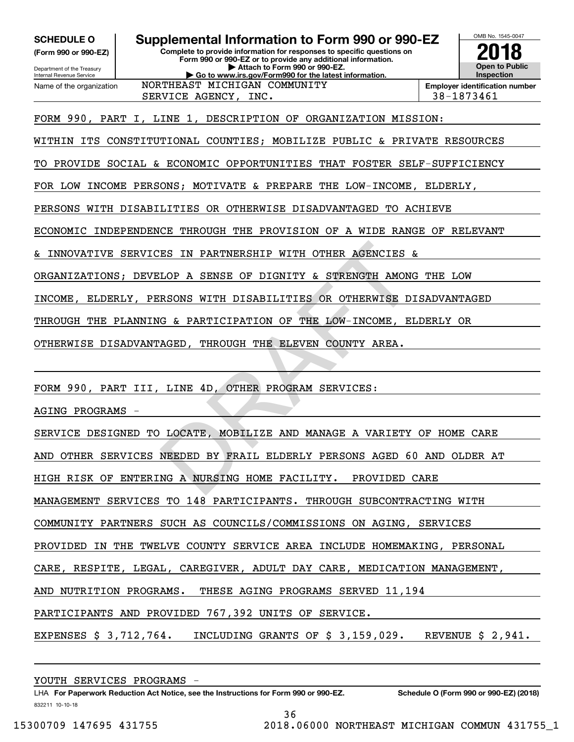**SCHEDULE O**
**(Form 990 or 990-EZ)**

Department of the Treasury
Internal Revenue Service

# Supplemental Information to Form 990 or 990-EZ

**Complete to provide information for responses to specific questions on Form 990 or 990-EZ or to provide any additional information.**
**▶ Attach to Form 990 or 990-EZ.**
**▶ Go to www.irs.gov/Form990 for the latest information.**

OMB No. 1545-0047
**2018**
**Open to Public Inspection**

| Name of the organization | Employer identification number |
|---|---|
| NORTHEAST MICHIGAN COMMUNITY SERVICE AGENCY, INC. | 38-1873461 |

FORM 990, PART I, LINE 1, DESCRIPTION OF ORGANIZATION MISSION:

WITHIN ITS CONSTITUTIONAL COUNTIES; MOBILIZE PUBLIC & PRIVATE RESOURCES TO PROVIDE SOCIAL & ECONOMIC OPPORTUNITIES THAT FOSTER SELF-SUFFICIENCY FOR LOW INCOME PERSONS; MOTIVATE & PREPARE THE LOW-INCOME, ELDERLY, PERSONS WITH DISABILITIES OR OTHERWISE DISADVANTAGED TO ACHIEVE ECONOMIC INDEPENDENCE THROUGH THE PROVISION OF A WIDE RANGE OF RELEVANT & INNOVATIVE SERVICES IN PARTNERSHIP WITH OTHER AGENCIES & ORGANIZATIONS; DEVELOP A SENSE OF DIGNITY & STRENGTH AMONG THE LOW INCOME, ELDERLY, PERSONS WITH DISABILITIES OR OTHERWISE DISADVANTAGED THROUGH THE PLANNING & PARTICIPATION OF THE LOW-INCOME, ELDERLY OR OTHERWISE DISADVANTAGED, THROUGH THE ELEVEN COUNTY AREA.

FORM 990, PART III, LINE 4D, OTHER PROGRAM SERVICES:

AGING PROGRAMS -

SERVICE DESIGNED TO LOCATE, MOBILIZE AND MANAGE A VARIETY OF HOME CARE AND OTHER SERVICES NEEDED BY FRAIL ELDERLY PERSONS AGED 60 AND OLDER AT HIGH RISK OF ENTERING A NURSING HOME FACILITY. PROVIDED CARE MANAGEMENT SERVICES TO 148 PARTICIPANTS. THROUGH SUBCONTRACTING WITH COMMUNITY PARTNERS SUCH AS COUNCILS/COMMISSIONS ON AGING, SERVICES PROVIDED IN THE TWELVE COUNTY SERVICE AREA INCLUDE HOMEMAKING, PERSONAL CARE, RESPITE, LEGAL, CAREGIVER, ADULT DAY CARE, MEDICATION MANAGEMENT, AND NUTRITION PROGRAMS. THESE AGING PROGRAMS SERVED 11,194 PARTICIPANTS AND PROVIDED 767,392 UNITS OF SERVICE.

EXPENSES $ 3,712,764. INCLUDING GRANTS OF $ 3,159,029. REVENUE $ 2,941.

YOUTH SERVICES PROGRAMS -

LHA **For Paperwork Reduction Act Notice, see the Instructions for Form 990 or 990-EZ.** **Schedule O (Form 990 or 990-EZ) (2018)**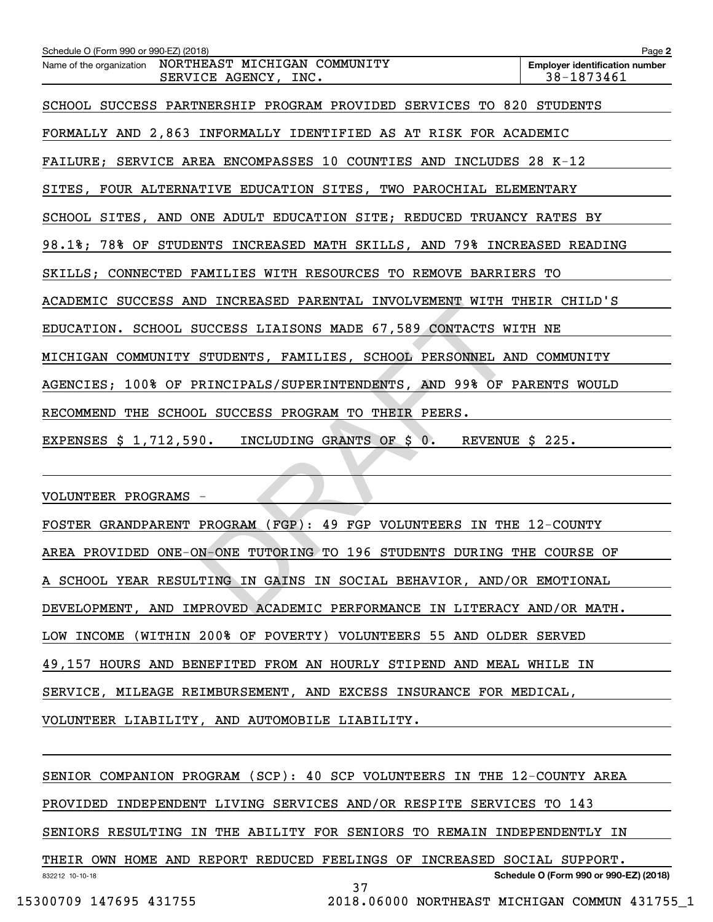Name of the organization: NORTHEAST MICHIGAN COMMUNITY SERVICE AGENCY, INC.

Employer identification number: 38-1873461

SCHOOL SUCCESS PARTNERSHIP PROGRAM PROVIDED SERVICES TO 820 STUDENTS FORMALLY AND 2,863 INFORMALLY IDENTIFIED AS AT RISK FOR ACADEMIC FAILURE; SERVICE AREA ENCOMPASSES 10 COUNTIES AND INCLUDES 28 K-12 SITES, FOUR ALTERNATIVE EDUCATION SITES, TWO PAROCHIAL ELEMENTARY SCHOOL SITES, AND ONE ADULT EDUCATION SITE; REDUCED TRUANCY RATES BY 98.1%; 78% OF STUDENTS INCREASED MATH SKILLS, AND 79% INCREASED READING SKILLS; CONNECTED FAMILIES WITH RESOURCES TO REMOVE BARRIERS TO ACADEMIC SUCCESS AND INCREASED PARENTAL INVOLVEMENT WITH THEIR CHILD'S EDUCATION. SCHOOL SUCCESS LIAISONS MADE 67,589 CONTACTS WITH NE MICHIGAN COMMUNITY STUDENTS, FAMILIES, SCHOOL PERSONNEL AND COMMUNITY AGENCIES; 100% OF PRINCIPALS/SUPERINTENDENTS, AND 99% OF PARENTS WOULD RECOMMEND THE SCHOOL SUCCESS PROGRAM TO THEIR PEERS.

EXPENSES $ 1,712,590. INCLUDING GRANTS OF $ 0. REVENUE $ 225.

VOLUNTEER PROGRAMS -

FOSTER GRANDPARENT PROGRAM (FGP): 49 FGP VOLUNTEERS IN THE 12-COUNTY AREA PROVIDED ONE-ON-ONE TUTORING TO 196 STUDENTS DURING THE COURSE OF A SCHOOL YEAR RESULTING IN GAINS IN SOCIAL BEHAVIOR, AND/OR EMOTIONAL DEVELOPMENT, AND IMPROVED ACADEMIC PERFORMANCE IN LITERACY AND/OR MATH. LOW INCOME (WITHIN 200% OF POVERTY) VOLUNTEERS 55 AND OLDER SERVED 49,157 HOURS AND BENEFITED FROM AN HOURLY STIPEND AND MEAL WHILE IN SERVICE, MILEAGE REIMBURSEMENT, AND EXCESS INSURANCE FOR MEDICAL, VOLUNTEER LIABILITY, AND AUTOMOBILE LIABILITY.

SENIOR COMPANION PROGRAM (SCP): 40 SCP VOLUNTEERS IN THE 12-COUNTY AREA PROVIDED INDEPENDENT LIVING SERVICES AND/OR RESPITE SERVICES TO 143 SENIORS RESULTING IN THE ABILITY FOR SENIORS TO REMAIN INDEPENDENTLY IN THEIR OWN HOME AND REPORT REDUCED FEELINGS OF INCREASED SOCIAL SUPPORT.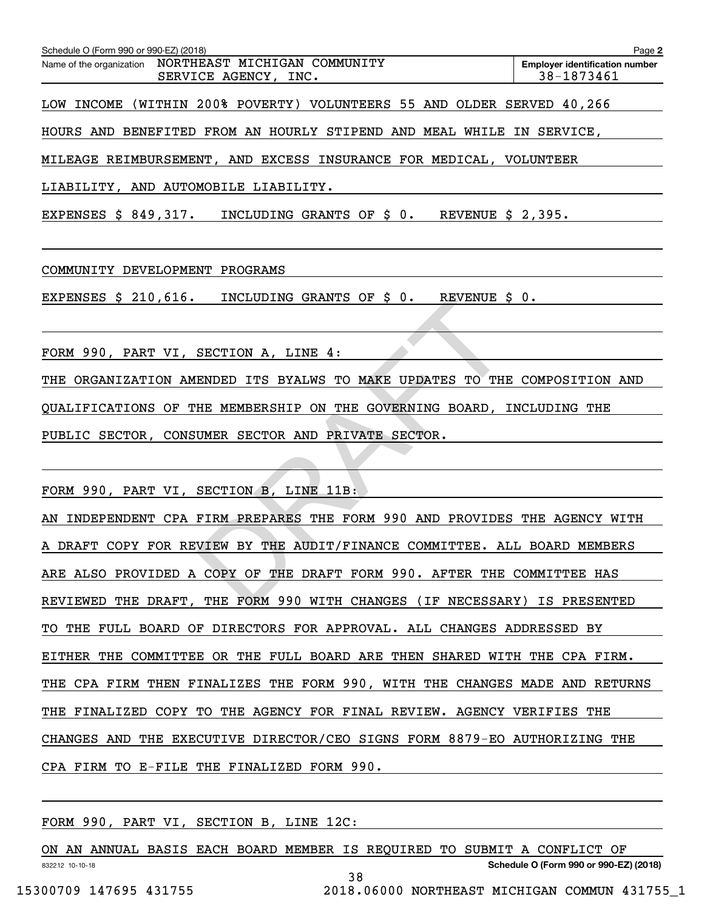LOW INCOME (WITHIN 200% POVERTY) VOLUNTEERS 55 AND OLDER SERVED 40,266 HOURS AND BENEFITED FROM AN HOURLY STIPEND AND MEAL WHILE IN SERVICE, MILEAGE REIMBURSEMENT, AND EXCESS INSURANCE FOR MEDICAL, VOLUNTEER LIABILITY, AND AUTOMOBILE LIABILITY.

EXPENSES $ 849,317. INCLUDING GRANTS OF $ 0. REVENUE $ 2,395.

COMMUNITY DEVELOPMENT PROGRAMS

EXPENSES $ 210,616. INCLUDING GRANTS OF $ 0. REVENUE $ 0.

FORM 990, PART VI, SECTION A, LINE 4:

THE ORGANIZATION AMENDED ITS BYALWS TO MAKE UPDATES TO THE COMPOSITION AND QUALIFICATIONS OF THE MEMBERSHIP ON THE GOVERNING BOARD, INCLUDING THE PUBLIC SECTOR, CONSUMER SECTOR AND PRIVATE SECTOR.

FORM 990, PART VI, SECTION B, LINE 11B:

AN INDEPENDENT CPA FIRM PREPARES THE FORM 990 AND PROVIDES THE AGENCY WITH A DRAFT COPY FOR REVIEW BY THE AUDIT/FINANCE COMMITTEE. ALL BOARD MEMBERS ARE ALSO PROVIDED A COPY OF THE DRAFT FORM 990. AFTER THE COMMITTEE HAS REVIEWED THE DRAFT, THE FORM 990 WITH CHANGES (IF NECESSARY) IS PRESENTED TO THE FULL BOARD OF DIRECTORS FOR APPROVAL. ALL CHANGES ADDRESSED BY EITHER THE COMMITTEE OR THE FULL BOARD ARE THEN SHARED WITH THE CPA FIRM. THE CPA FIRM THEN FINALIZES THE FORM 990, WITH THE CHANGES MADE AND RETURNS THE FINALIZED COPY TO THE AGENCY FOR FINAL REVIEW. AGENCY VERIFIES THE CHANGES AND THE EXECUTIVE DIRECTOR/CEO SIGNS FORM 8879-EO AUTHORIZING THE CPA FIRM TO E-FILE THE FINALIZED FORM 990.

FORM 990, PART VI, SECTION B, LINE 12C:

ON AN ANNUAL BASIS EACH BOARD MEMBER IS REQUIRED TO SUBMIT A CONFLICT OF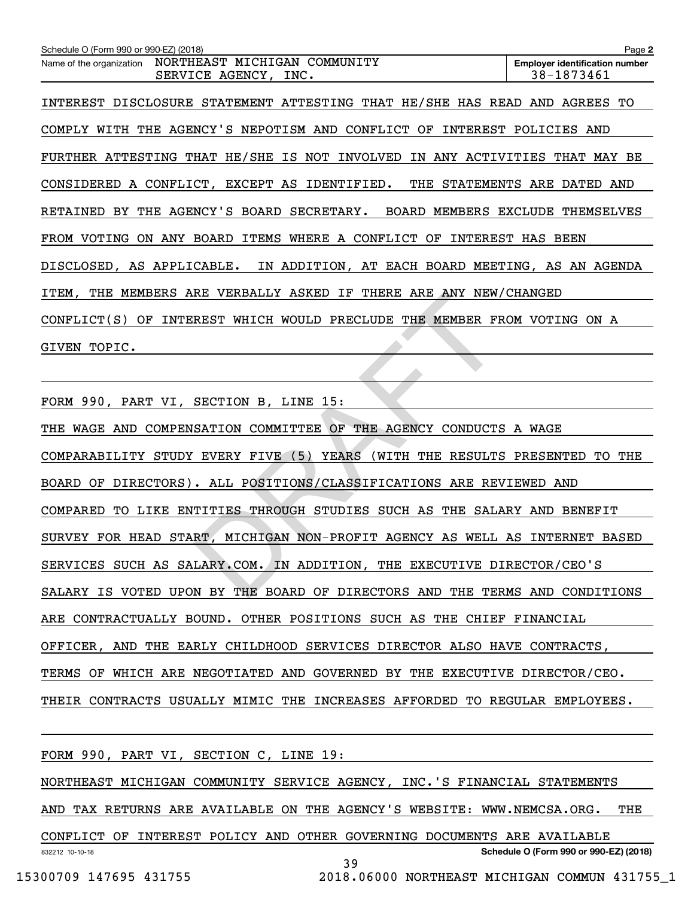Schedule O (Form 990 or 990-EZ) (2018)

Name of the organization: NORTHEAST MICHIGAN COMMUNITY SERVICE AGENCY, INC.

Employer identification number: 38-1873461

INTEREST DISCLOSURE STATEMENT ATTESTING THAT HE/SHE HAS READ AND AGREES TO COMPLY WITH THE AGENCY'S NEPOTISM AND CONFLICT OF INTEREST POLICIES AND FURTHER ATTESTING THAT HE/SHE IS NOT INVOLVED IN ANY ACTIVITIES THAT MAY BE CONSIDERED A CONFLICT, EXCEPT AS IDENTIFIED. THE STATEMENTS ARE DATED AND RETAINED BY THE AGENCY'S BOARD SECRETARY. BOARD MEMBERS EXCLUDE THEMSELVES FROM VOTING ON ANY BOARD ITEMS WHERE A CONFLICT OF INTEREST HAS BEEN DISCLOSED, AS APPLICABLE. IN ADDITION, AT EACH BOARD MEETING, AS AN AGENDA ITEM, THE MEMBERS ARE VERBALLY ASKED IF THERE ARE ANY NEW/CHANGED CONFLICT(S) OF INTEREST WHICH WOULD PRECLUDE THE MEMBER FROM VOTING ON A GIVEN TOPIC.

FORM 990, PART VI, SECTION B, LINE 15:

THE WAGE AND COMPENSATION COMMITTEE OF THE AGENCY CONDUCTS A WAGE COMPARABILITY STUDY EVERY FIVE (5) YEARS (WITH THE RESULTS PRESENTED TO THE BOARD OF DIRECTORS). ALL POSITIONS/CLASSIFICATIONS ARE REVIEWED AND COMPARED TO LIKE ENTITIES THROUGH STUDIES SUCH AS THE SALARY AND BENEFIT SURVEY FOR HEAD START, MICHIGAN NON-PROFIT AGENCY AS WELL AS INTERNET BASED SERVICES SUCH AS SALARY.COM. IN ADDITION, THE EXECUTIVE DIRECTOR/CEO'S SALARY IS VOTED UPON BY THE BOARD OF DIRECTORS AND THE TERMS AND CONDITIONS ARE CONTRACTUALLY BOUND. OTHER POSITIONS SUCH AS THE CHIEF FINANCIAL OFFICER, AND THE EARLY CHILDHOOD SERVICES DIRECTOR ALSO HAVE CONTRACTS, TERMS OF WHICH ARE NEGOTIATED AND GOVERNED BY THE EXECUTIVE DIRECTOR/CEO. THEIR CONTRACTS USUALLY MIMIC THE INCREASES AFFORDED TO REGULAR EMPLOYEES.

FORM 990, PART VI, SECTION C, LINE 19:

NORTHEAST MICHIGAN COMMUNITY SERVICE AGENCY, INC.'S FINANCIAL STATEMENTS AND TAX RETURNS ARE AVAILABLE ON THE AGENCY'S WEBSITE: WWW.NEMCSA.ORG. THE CONFLICT OF INTEREST POLICY AND OTHER GOVERNING DOCUMENTS ARE AVAILABLE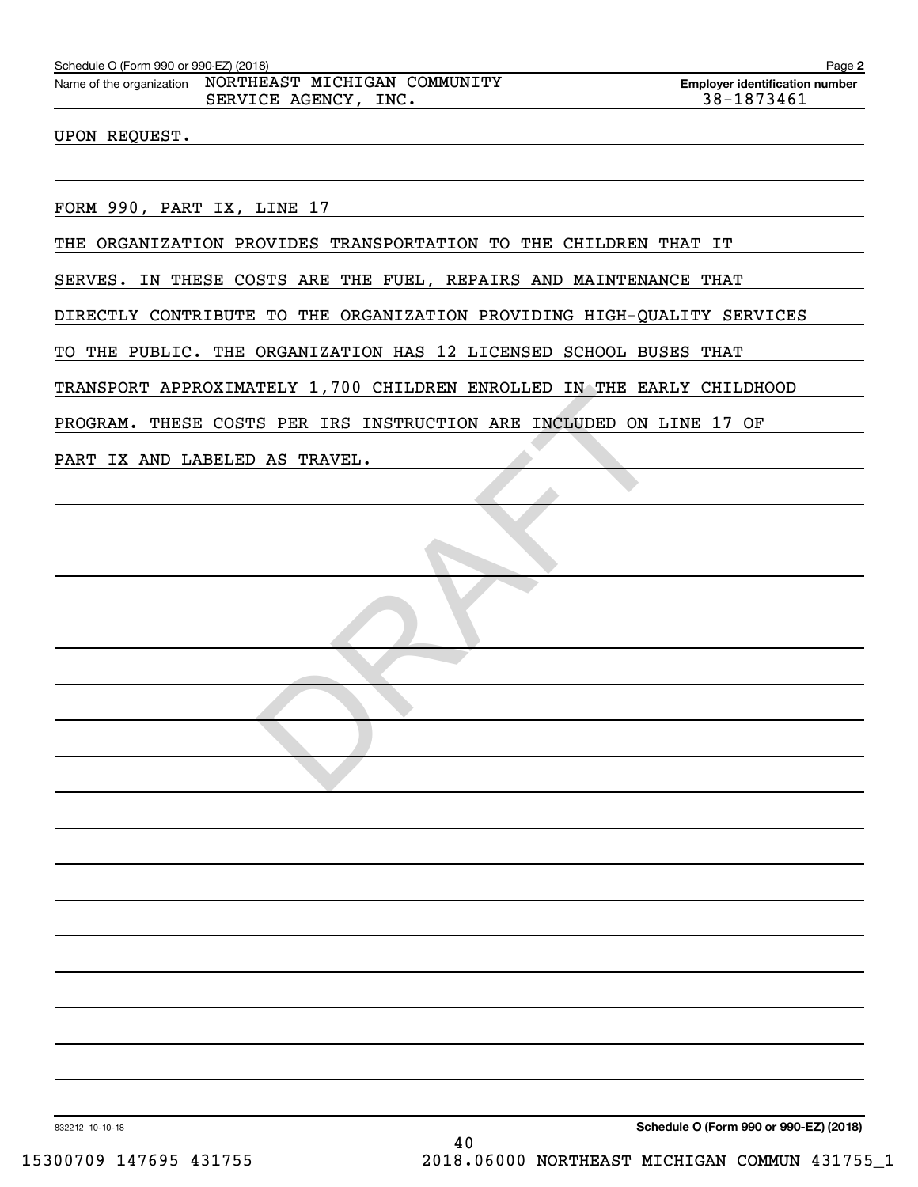Schedule O (Form 990 or 990-EZ) (2018)

Name of the organization NORTHEAST MICHIGAN COMMUNITY SERVICE AGENCY, INC.

Employer identification number 38-1873461

UPON REQUEST.

FORM 990, PART IX, LINE 17

THE ORGANIZATION PROVIDES TRANSPORTATION TO THE CHILDREN THAT IT SERVES. IN THESE COSTS ARE THE FUEL, REPAIRS AND MAINTENANCE THAT DIRECTLY CONTRIBUTE TO THE ORGANIZATION PROVIDING HIGH-QUALITY SERVICES TO THE PUBLIC. THE ORGANIZATION HAS 12 LICENSED SCHOOL BUSES THAT TRANSPORT APPROXIMATELY 1,700 CHILDREN ENROLLED IN THE EARLY CHILDHOOD PROGRAM. THESE COSTS PER IRS INSTRUCTION ARE INCLUDED ON LINE 17 OF PART IX AND LABELED AS TRAVEL.

DRAFT

832212 10-10-18

Schedule O (Form 990 or 990-EZ) (2018)

15300709 147695 431755 2018.06000 NORTHEAST MICHIGAN COMMUN 431755_1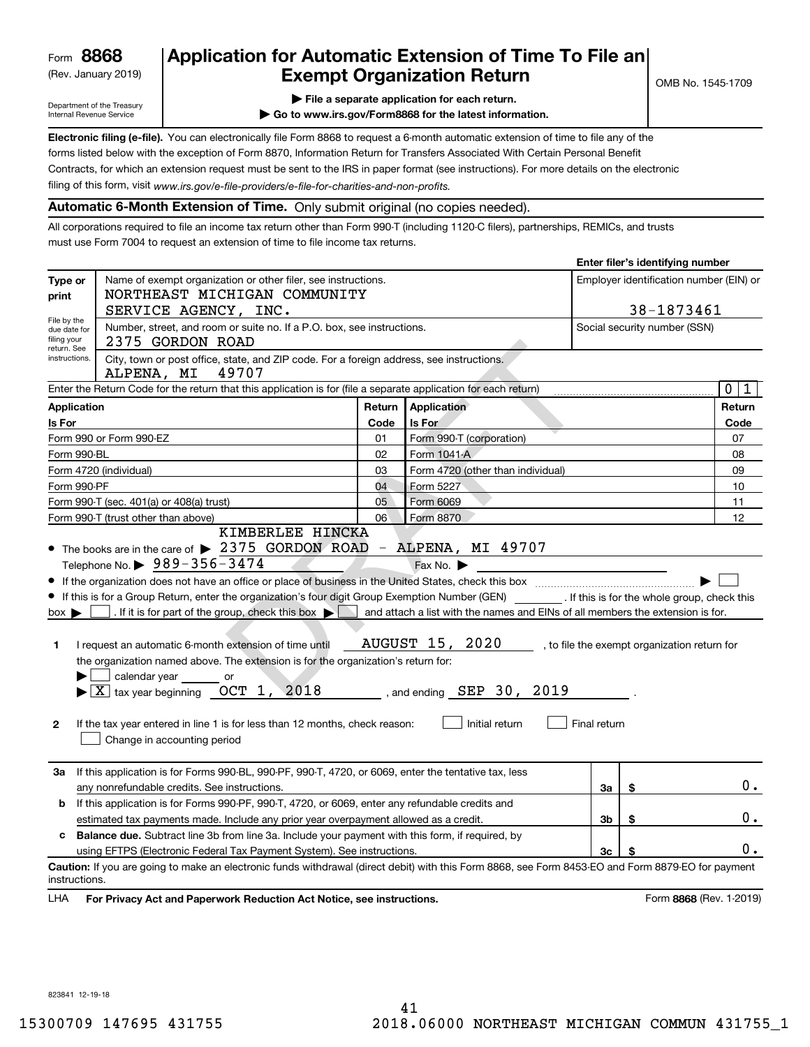Form **8868**
(Rev. January 2019)
Department of the Treasury
Internal Revenue Service

# Application for Automatic Extension of Time To File an Exempt Organization Return

▶ File a separate application for each return.
▶ Go to www.irs.gov/Form8868 for the latest information.

OMB No. 1545-1709

**Electronic filing (e-file).** You can electronically file Form 8868 to request a 6-month automatic extension of time to file any of the forms listed below with the exception of Form 8870, Information Return for Transfers Associated With Certain Personal Benefit Contracts, for which an extension request must be sent to the IRS in paper format (see instructions). For more details on the electronic filing of this form, visit *www.irs.gov/e-file-providers/e-file-for-charities-and-non-profits.*

**Automatic 6-Month Extension of Time.** Only submit original (no copies needed).

All corporations required to file an income tax return other than Form 990-T (including 1120-C filers), partnerships, REMICs, and trusts must use Form 7004 to request an extension of time to file income tax returns.

| | | Enter filer's identifying number |
|---|---|---|
| **Type or print** | Name of exempt organization or other filer, see instructions. NORTHEAST MICHIGAN COMMUNITY SERVICE AGENCY, INC. | Employer identification number (EIN) or 38-1873461 |
| File by the due date for filing your return. See instructions. | Number, street, and room or suite no. If a P.O. box, see instructions. 2375 GORDON ROAD | Social security number (SSN) |
| | City, town or post office, state, and ZIP code. For a foreign address, see instructions. ALPENA, MI 49707 | |

Enter the Return Code for the return that this application is for (file a separate application for each return) ..... 0 1

| Application Is For | Return Code | Application Is For | Return Code |
|---|---|---|---|
| Form 990 or Form 990-EZ | 01 | Form 990-T (corporation) | 07 |
| Form 990-BL | 02 | Form 1041-A | 08 |
| Form 4720 (individual) | 03 | Form 4720 (other than individual) | 09 |
| Form 990-PF | 04 | Form 5227 | 10 |
| Form 990-T (sec. 401(a) or 408(a) trust) | 05 | Form 6069 | 11 |
| Form 990-T (trust other than above) | 06 | Form 8870 | 12 |

- The books are in the care of ▶ KIMBERLEE HINCKA 2375 GORDON ROAD - ALPENA, MI 49707
  Telephone No. ▶ 989-356-3474 Fax No. ▶
- If the organization does not have an office or place of business in the United States, check this box ..... ▶ ☐
- If this is for a Group Return, enter the organization's four digit Group Exemption Number (GEN) ______ . If this is for the whole group, check this box ▶ ☐ . If it is for part of the group, check this box ▶ ☐ and attach a list with the names and EINs of all members the extension is for.

**1** I request an automatic 6-month extension of time until AUGUST 15, 2020 , to file the exempt organization return for the organization named above. The extension is for the organization's return for:
▶ ☐ calendar year ______ or
▶ ☒ tax year beginning OCT 1, 2018 , and ending SEP 30, 2019 .

**2** If the tax year entered in line 1 is for less than 12 months, check reason: ☐ Initial return ☐ Final return
☐ Change in accounting period

| | | | |
|---|---|---|---|
| **3a** | If this application is for Forms 990-BL, 990-PF, 990-T, 4720, or 6069, enter the tentative tax, less any nonrefundable credits. See instructions. | 3a | $ 0. |
| **b** | If this application is for Forms 990-PF, 990-T, 4720, or 6069, enter any refundable credits and estimated tax payments made. Include any prior year overpayment allowed as a credit. | 3b | $ 0. |
| **c** | **Balance due.** Subtract line 3b from line 3a. Include your payment with this form, if required, by using EFTPS (Electronic Federal Tax Payment System). See instructions. | 3c | $ 0. |

**Caution:** If you are going to make an electronic funds withdrawal (direct debit) with this Form 8868, see Form 8453-EO and Form 8879-EO for payment instructions.

LHA **For Privacy Act and Paperwork Reduction Act Notice, see instructions.** Form **8868** (Rev. 1-2019)

823841 12-19-18

15300709 147695 431755 2018.06000 NORTHEAST MICHIGAN COMMUN 431755_1